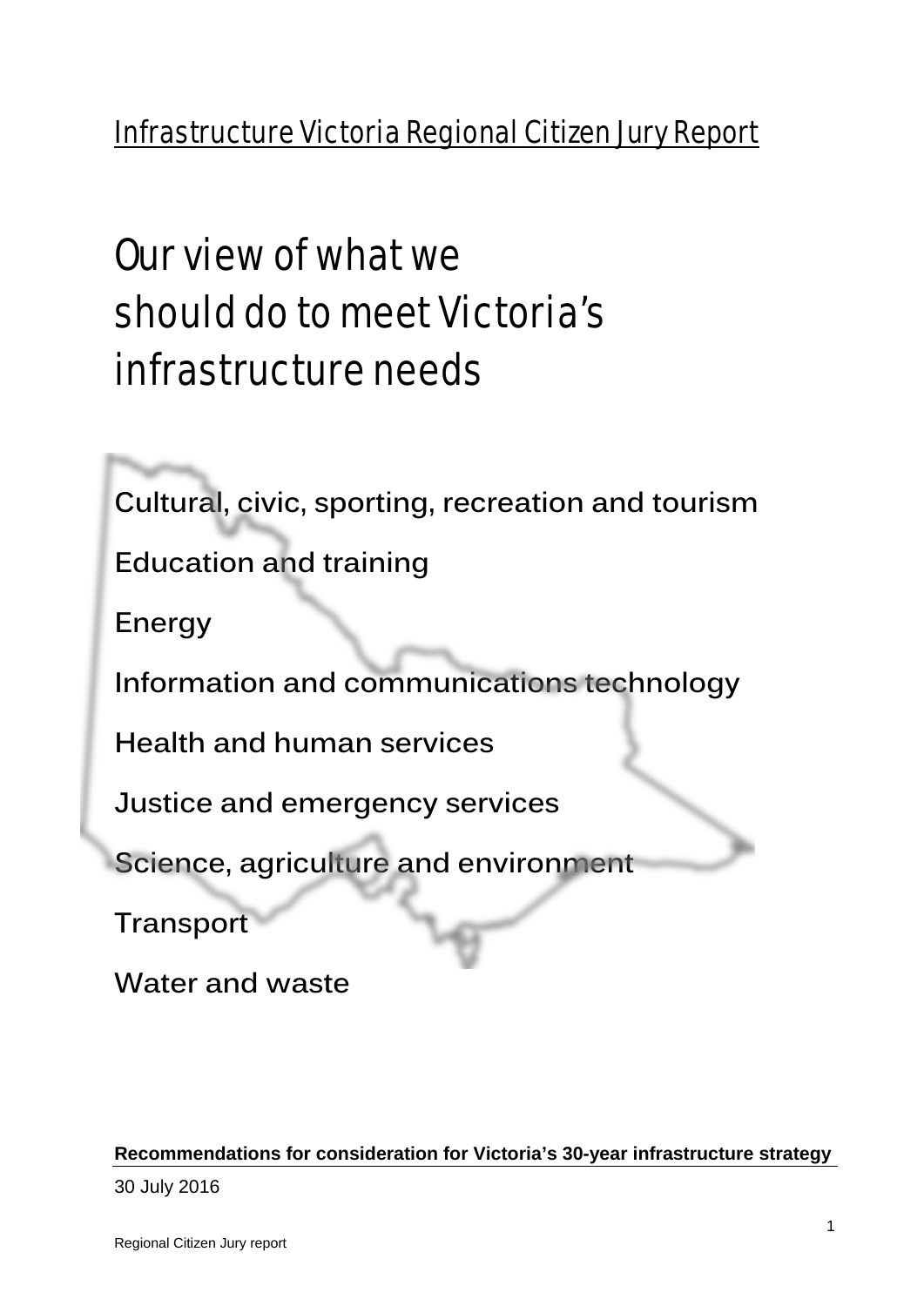Infrastructure Victoria Regional Citizen Jury Report

# Our view of what we should do to meet Victoria's infrastructure needs

Cultural, civic, sporting, recreation and tourism

Education and training

Energy

Information and communications technology

Health and human services

Justice and emergency services

Science, agriculture and environment

Transport

Water and waste

**Recommendations for consideration for Victoria's 30-year infrastructure strategy**

30 July 2016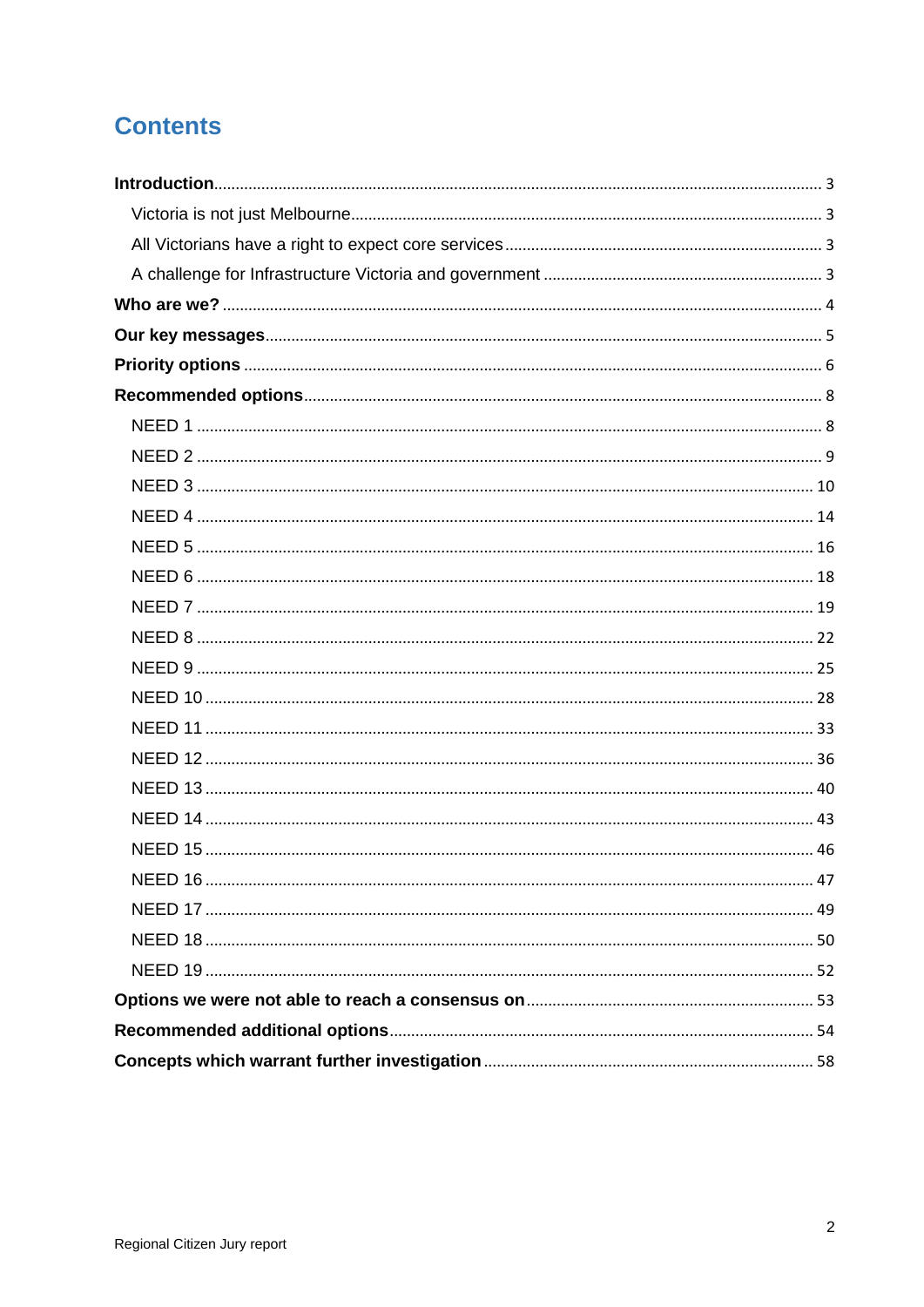# Contents

**Introduction** .......... 3

- Victoria is not just Melbourne .......... 3
- All Victorians have a right to expect core services .......... 3
- A challenge for Infrastructure Victoria and government .......... 3

**Who are we?** .......... 4

**Our key messages** .......... 5

**Priority options** .......... 6

**Recommended options** .......... 8

- NEED 1 .......... 8
- NEED 2 .......... 9
- NEED 3 .......... 10
- NEED 4 .......... 14
- NEED 5 .......... 16
- NEED 6 .......... 18
- NEED 7 .......... 19
- NEED 8 .......... 22
- NEED 9 .......... 25
- NEED 10 .......... 28
- NEED 11 .......... 33
- NEED 12 .......... 36
- NEED 13 .......... 40
- NEED 14 .......... 43
- NEED 15 .......... 46
- NEED 16 .......... 47
- NEED 17 .......... 49
- NEED 18 .......... 50
- NEED 19 .......... 52

**Options we were not able to reach a consensus on** .......... 53

**Recommended additional options** .......... 54

**Concepts which warrant further investigation** .......... 58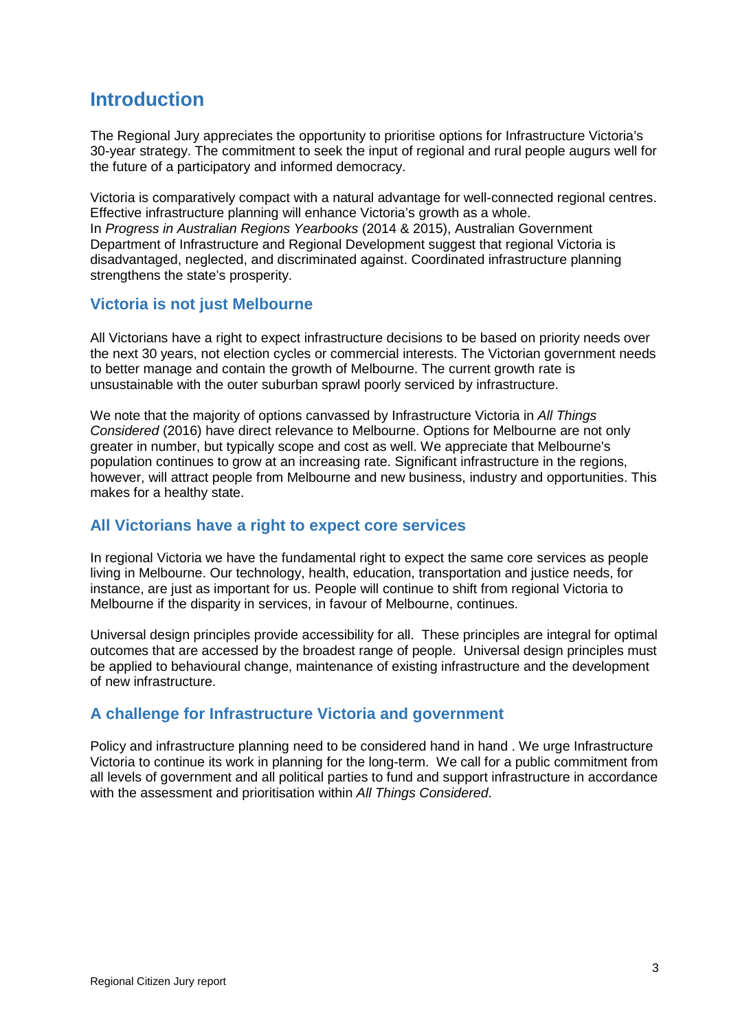# Introduction

The Regional Jury appreciates the opportunity to prioritise options for Infrastructure Victoria's 30-year strategy. The commitment to seek the input of regional and rural people augurs well for the future of a participatory and informed democracy.

Victoria is comparatively compact with a natural advantage for well-connected regional centres. Effective infrastructure planning will enhance Victoria's growth as a whole.
In *Progress in Australian Regions Yearbooks* (2014 & 2015), Australian Government Department of Infrastructure and Regional Development suggest that regional Victoria is disadvantaged, neglected, and discriminated against. Coordinated infrastructure planning strengthens the state's prosperity.

## Victoria is not just Melbourne

All Victorians have a right to expect infrastructure decisions to be based on priority needs over the next 30 years, not election cycles or commercial interests. The Victorian government needs to better manage and contain the growth of Melbourne. The current growth rate is unsustainable with the outer suburban sprawl poorly serviced by infrastructure.

We note that the majority of options canvassed by Infrastructure Victoria in *All Things Considered* (2016) have direct relevance to Melbourne. Options for Melbourne are not only greater in number, but typically scope and cost as well. We appreciate that Melbourne's population continues to grow at an increasing rate. Significant infrastructure in the regions, however, will attract people from Melbourne and new business, industry and opportunities. This makes for a healthy state.

## All Victorians have a right to expect core services

In regional Victoria we have the fundamental right to expect the same core services as people living in Melbourne. Our technology, health, education, transportation and justice needs, for instance, are just as important for us. People will continue to shift from regional Victoria to Melbourne if the disparity in services, in favour of Melbourne, continues.

Universal design principles provide accessibility for all. These principles are integral for optimal outcomes that are accessed by the broadest range of people. Universal design principles must be applied to behavioural change, maintenance of existing infrastructure and the development of new infrastructure.

## A challenge for Infrastructure Victoria and government

Policy and infrastructure planning need to be considered hand in hand . We urge Infrastructure Victoria to continue its work in planning for the long-term. We call for a public commitment from all levels of government and all political parties to fund and support infrastructure in accordance with the assessment and prioritisation within *All Things Considered*.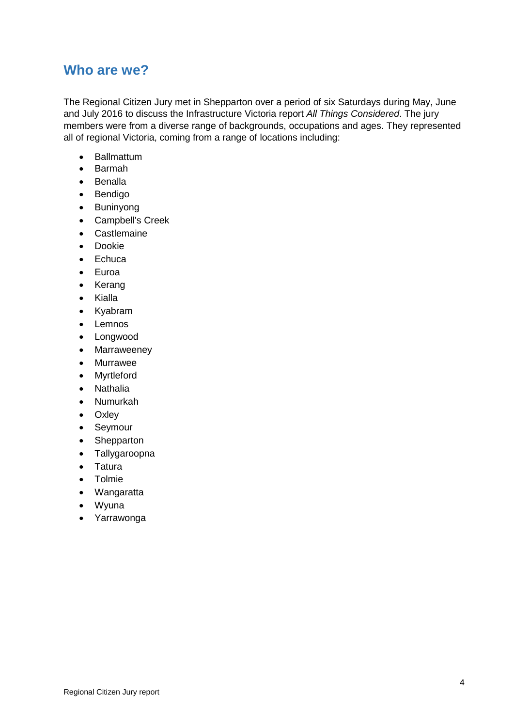## Who are we?

The Regional Citizen Jury met in Shepparton over a period of six Saturdays during May, June and July 2016 to discuss the Infrastructure Victoria report *All Things Considered*. The jury members were from a diverse range of backgrounds, occupations and ages. They represented all of regional Victoria, coming from a range of locations including:

- Ballmattum
- Barmah
- Benalla
- Bendigo
- Buninyong
- Campbell's Creek
- Castlemaine
- Dookie
- Echuca
- Euroa
- Kerang
- Kialla
- Kyabram
- Lemnos
- Longwood
- Marraweeney
- Murrawee
- Myrtleford
- Nathalia
- Numurkah
- Oxley
- Seymour
- Shepparton
- Tallygaroopna
- Tatura
- Tolmie
- Wangaratta
- Wyuna
- Yarrawonga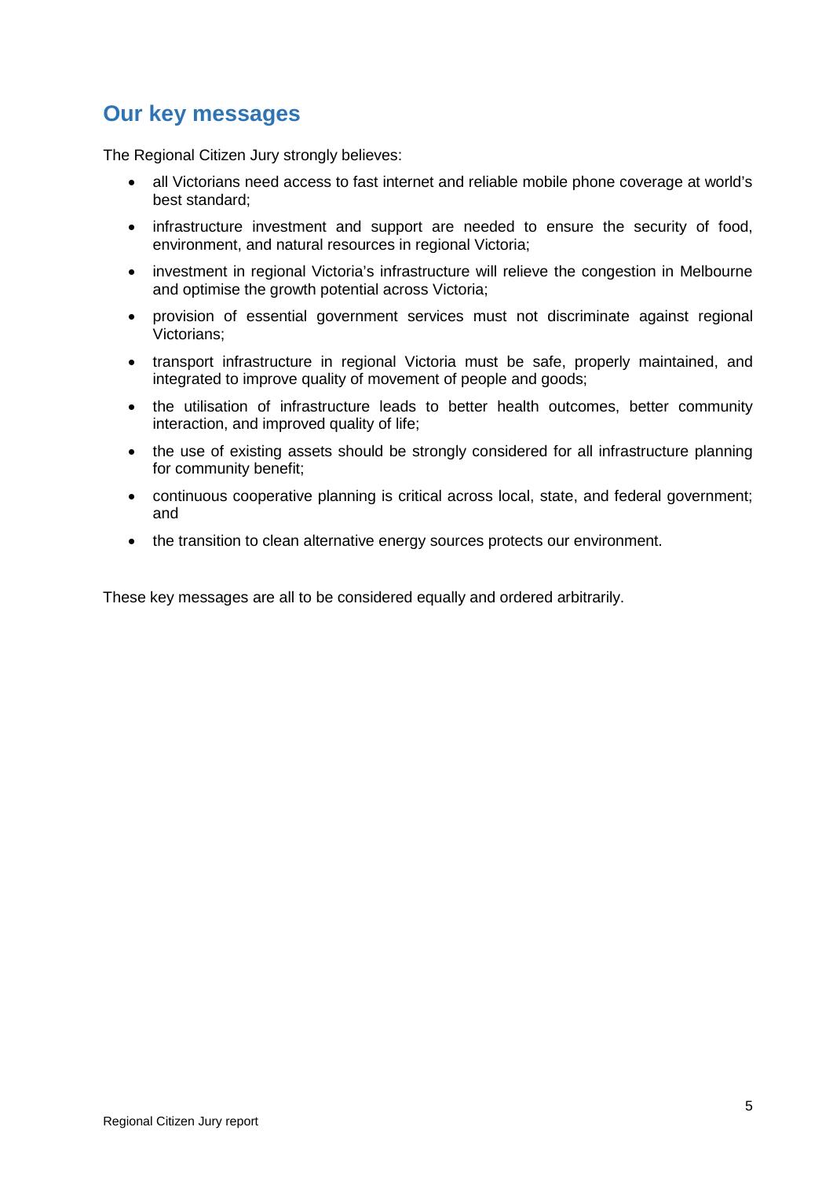## Our key messages

The Regional Citizen Jury strongly believes:

- all Victorians need access to fast internet and reliable mobile phone coverage at world's best standard;
- infrastructure investment and support are needed to ensure the security of food, environment, and natural resources in regional Victoria;
- investment in regional Victoria's infrastructure will relieve the congestion in Melbourne and optimise the growth potential across Victoria;
- provision of essential government services must not discriminate against regional Victorians;
- transport infrastructure in regional Victoria must be safe, properly maintained, and integrated to improve quality of movement of people and goods;
- the utilisation of infrastructure leads to better health outcomes, better community interaction, and improved quality of life;
- the use of existing assets should be strongly considered for all infrastructure planning for community benefit;
- continuous cooperative planning is critical across local, state, and federal government; and
- the transition to clean alternative energy sources protects our environment.

These key messages are all to be considered equally and ordered arbitrarily.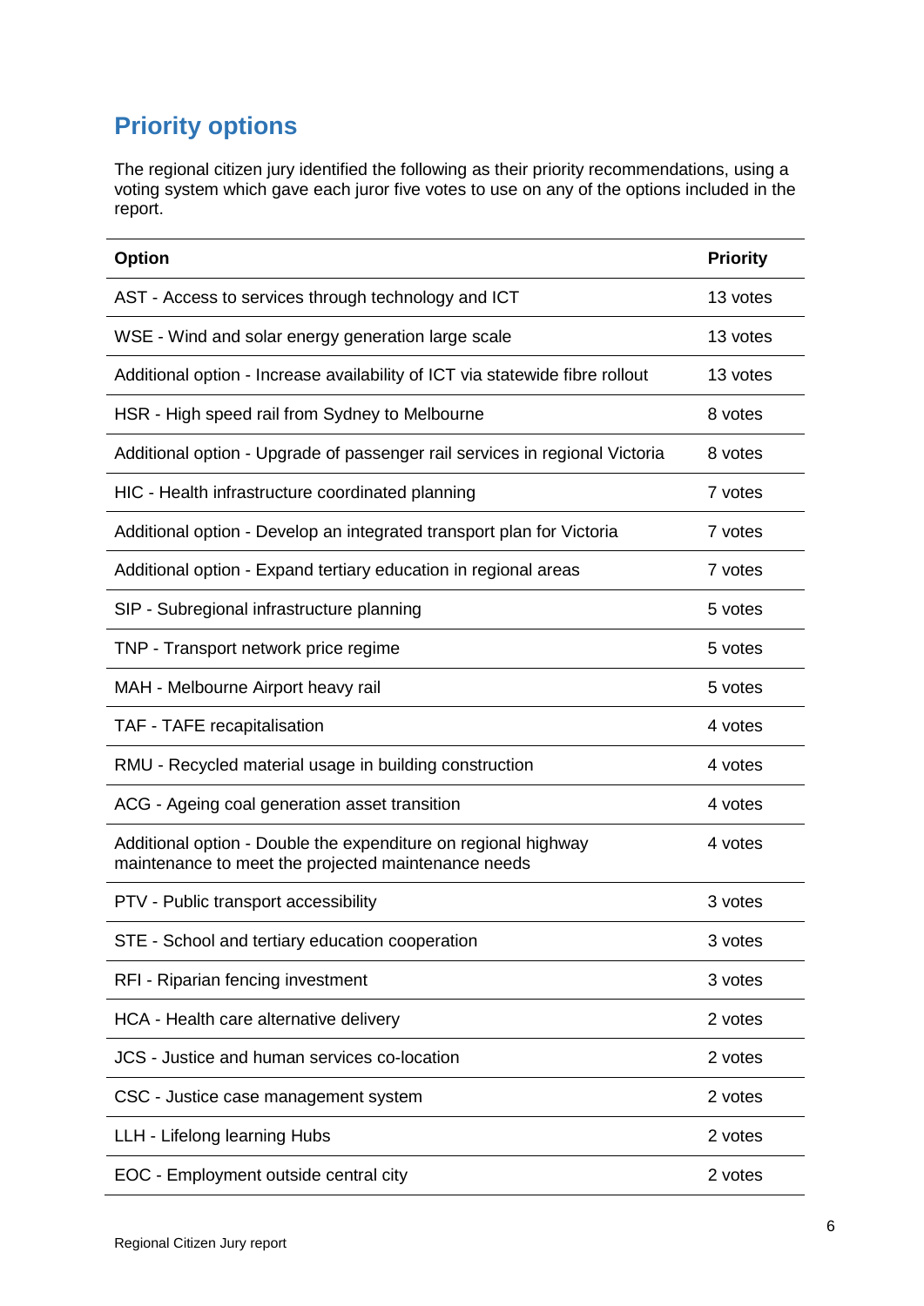## Priority options

The regional citizen jury identified the following as their priority recommendations, using a voting system which gave each juror five votes to use on any of the options included in the report.

| Option | Priority |
| --- | --- |
| AST - Access to services through technology and ICT | 13 votes |
| WSE - Wind and solar energy generation large scale | 13 votes |
| Additional option - Increase availability of ICT via statewide fibre rollout | 13 votes |
| HSR - High speed rail from Sydney to Melbourne | 8 votes |
| Additional option - Upgrade of passenger rail services in regional Victoria | 8 votes |
| HIC - Health infrastructure coordinated planning | 7 votes |
| Additional option - Develop an integrated transport plan for Victoria | 7 votes |
| Additional option - Expand tertiary education in regional areas | 7 votes |
| SIP - Subregional infrastructure planning | 5 votes |
| TNP - Transport network price regime | 5 votes |
| MAH - Melbourne Airport heavy rail | 5 votes |
| TAF - TAFE recapitalisation | 4 votes |
| RMU - Recycled material usage in building construction | 4 votes |
| ACG - Ageing coal generation asset transition | 4 votes |
| Additional option - Double the expenditure on regional highway maintenance to meet the projected maintenance needs | 4 votes |
| PTV - Public transport accessibility | 3 votes |
| STE - School and tertiary education cooperation | 3 votes |
| RFI - Riparian fencing investment | 3 votes |
| HCA - Health care alternative delivery | 2 votes |
| JCS - Justice and human services co-location | 2 votes |
| CSC - Justice case management system | 2 votes |
| LLH - Lifelong learning Hubs | 2 votes |
| EOC - Employment outside central city | 2 votes |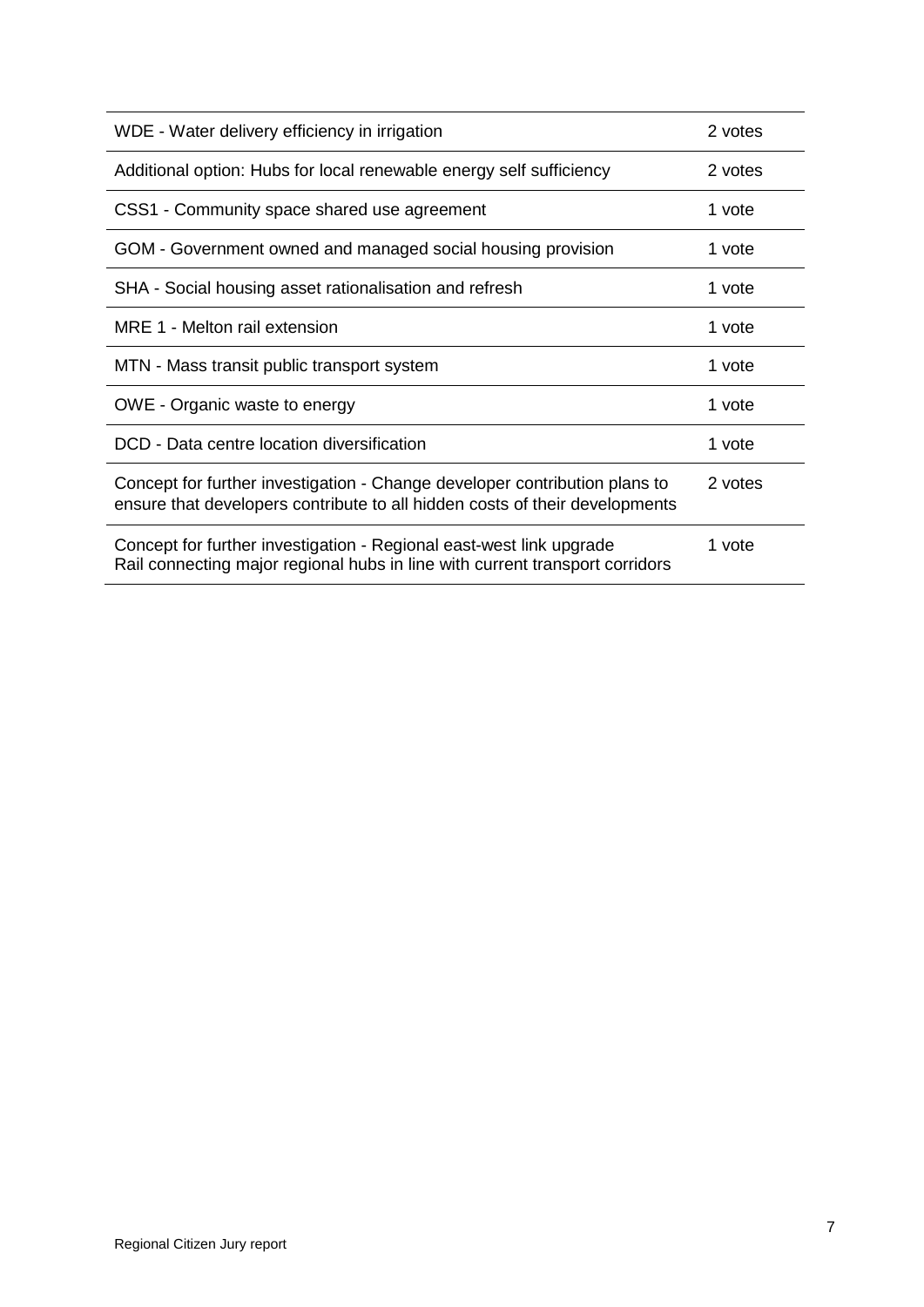| | |
|---|---|
| WDE - Water delivery efficiency in irrigation | 2 votes |
| Additional option: Hubs for local renewable energy self sufficiency | 2 votes |
| CSS1 - Community space shared use agreement | 1 vote |
| GOM - Government owned and managed social housing provision | 1 vote |
| SHA - Social housing asset rationalisation and refresh | 1 vote |
| MRE 1 - Melton rail extension | 1 vote |
| MTN - Mass transit public transport system | 1 vote |
| OWE - Organic waste to energy | 1 vote |
| DCD - Data centre location diversification | 1 vote |
| Concept for further investigation - Change developer contribution plans to ensure that developers contribute to all hidden costs of their developments | 2 votes |
| Concept for further investigation - Regional east-west link upgrade Rail connecting major regional hubs in line with current transport corridors | 1 vote |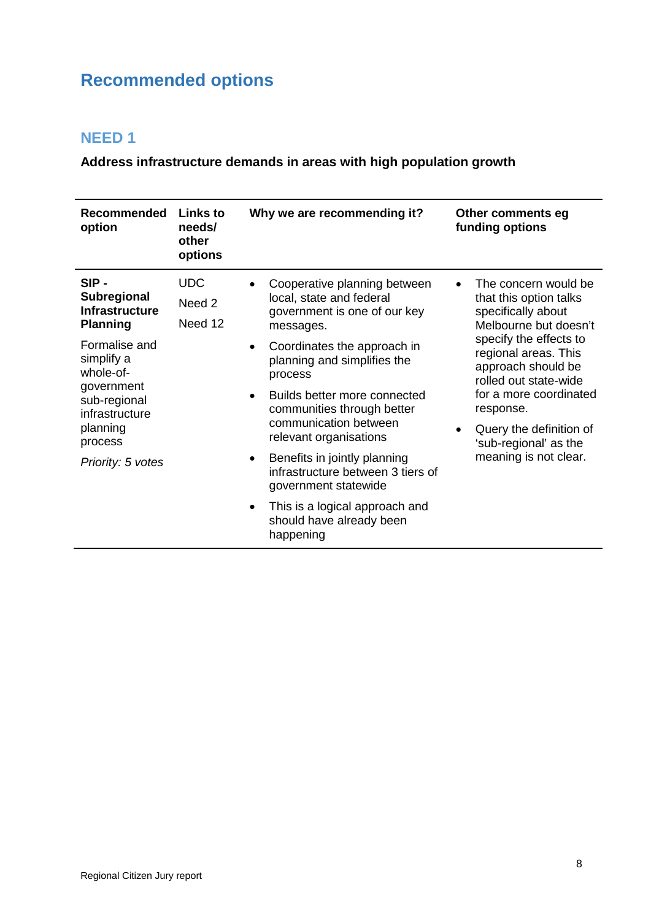# Recommended options

## NEED 1

**Address infrastructure demands in areas with high population growth**

| Recommended option | Links to needs/ other options | Why we are recommending it? | Other comments eg funding options |
|---|---|---|---|
| **SIP - Subregional Infrastructure Planning**<br><br>Formalise and simplify a whole-of-government sub-regional infrastructure planning process<br><br>*Priority: 5 votes* | UDC<br><br>Need 2<br><br>Need 12 | • Cooperative planning between local, state and federal government is one of our key messages.<br>• Coordinates the approach in planning and simplifies the process<br>• Builds better more connected communities through better communication between relevant organisations<br>• Benefits in jointly planning infrastructure between 3 tiers of government statewide<br>• This is a logical approach and should have already been happening | • The concern would be that this option talks specifically about Melbourne but doesn't specify the effects to regional areas. This approach should be rolled out state-wide for a more coordinated response.<br>• Query the definition of 'sub-regional' as the meaning is not clear. |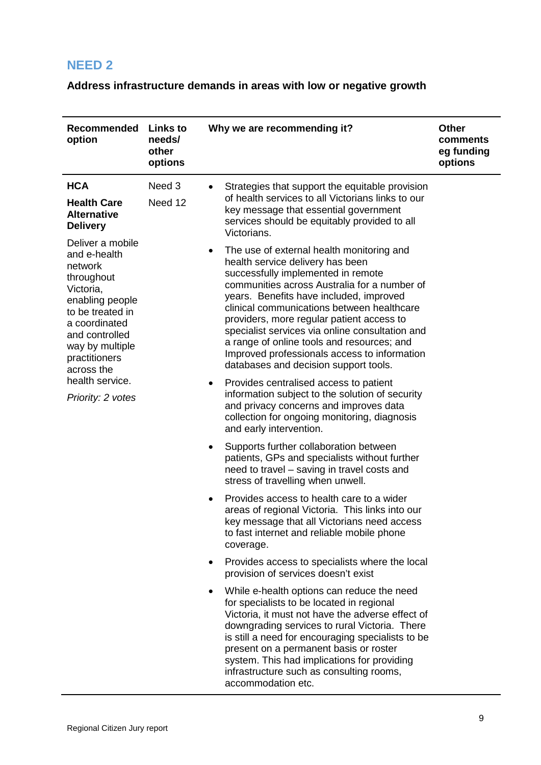## NEED 2

**Address infrastructure demands in areas with low or negative growth**

| Recommended option | Links to needs/ other options | Why we are recommending it? | Other comments eg funding options |
|---|---|---|---|
| **HCA**<br>**Health Care Alternative Delivery**<br>Deliver a mobile and e-health network throughout Victoria, enabling people to be treated in a coordinated and controlled way by multiple practitioners across the health service.<br>*Priority: 2 votes* | Need 3<br>Need 12 | • Strategies that support the equitable provision of health services to all Victorians links to our key message that essential government services should be equitably provided to all Victorians.<br>• The use of external health monitoring and health service delivery has been successfully implemented in remote communities across Australia for a number of years. Benefits have included, improved clinical communications between healthcare providers, more regular patient access to specialist services via online consultation and a range of online tools and resources; and Improved professionals access to information databases and decision support tools.<br>• Provides centralised access to patient information subject to the solution of security and privacy concerns and improves data collection for ongoing monitoring, diagnosis and early intervention.<br>• Supports further collaboration between patients, GPs and specialists without further need to travel – saving in travel costs and stress of travelling when unwell.<br>• Provides access to health care to a wider areas of regional Victoria. This links into our key message that all Victorians need access to fast internet and reliable mobile phone coverage.<br>• Provides access to specialists where the local provision of services doesn't exist<br>• While e-health options can reduce the need for specialists to be located in regional Victoria, it must not have the adverse effect of downgrading services to rural Victoria. There is still a need for encouraging specialists to be present on a permanent basis or roster system. This had implications for providing infrastructure such as consulting rooms, accommodation etc. | |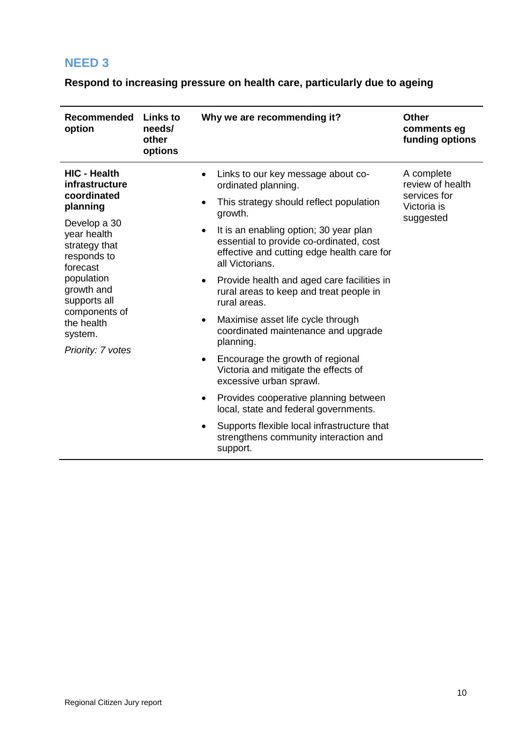## NEED 3

**Respond to increasing pressure on health care, particularly due to ageing**

| Recommended option | Links to needs/ other options | Why we are recommending it? | Other comments eg funding options |
|---|---|---|---|
| **HIC - Health infrastructure coordinated planning**<br><br>Develop a 30 year health strategy that responds to forecast population growth and supports all components of the health system.<br><br>*Priority: 7 votes* | | • Links to our key message about co-ordinated planning.<br>• This strategy should reflect population growth.<br>• It is an enabling option; 30 year plan essential to provide co-ordinated, cost effective and cutting edge health care for all Victorians.<br>• Provide health and aged care facilities in rural areas to keep and treat people in rural areas.<br>• Maximise asset life cycle through coordinated maintenance and upgrade planning.<br>• Encourage the growth of regional Victoria and mitigate the effects of excessive urban sprawl.<br>• Provides cooperative planning between local, state and federal governments.<br>• Supports flexible local infrastructure that strengthens community interaction and support. | A complete review of health services for Victoria is suggested |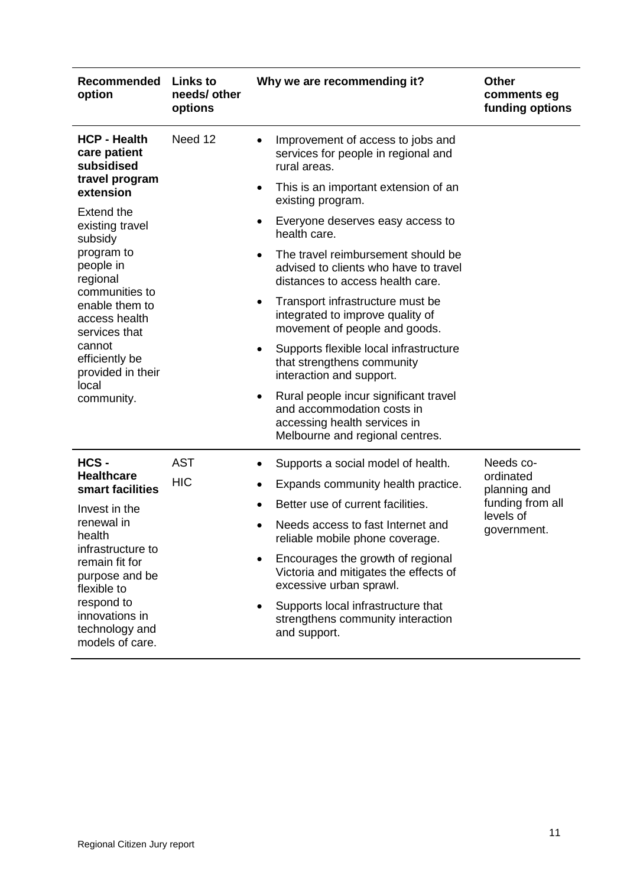| Recommended option | Links to needs/ other options | Why we are recommending it? | Other comments eg funding options |
|---|---|---|---|
| **HCP - Health care patient subsidised travel program extension**<br><br>Extend the existing travel subsidy program to people in regional communities to enable them to access health services that cannot efficiently be provided in their local community. | Need 12 | • Improvement of access to jobs and services for people in regional and rural areas.<br>• This is an important extension of an existing program.<br>• Everyone deserves easy access to health care.<br>• The travel reimbursement should be advised to clients who have to travel distances to access health care.<br>• Transport infrastructure must be integrated to improve quality of movement of people and goods.<br>• Supports flexible local infrastructure that strengthens community interaction and support.<br>• Rural people incur significant travel and accommodation costs in accessing health services in Melbourne and regional centres. | |
| **HCS - Healthcare smart facilities**<br><br>Invest in the renewal in health infrastructure to remain fit for purpose and be flexible to respond to innovations in technology and models of care. | AST<br>HIC | • Supports a social model of health.<br>• Expands community health practice.<br>• Better use of current facilities.<br>• Needs access to fast Internet and reliable mobile phone coverage.<br>• Encourages the growth of regional Victoria and mitigates the effects of excessive urban sprawl.<br>• Supports local infrastructure that strengthens community interaction and support. | Needs co-ordinated planning and funding from all levels of government. |

Regional Citizen Jury report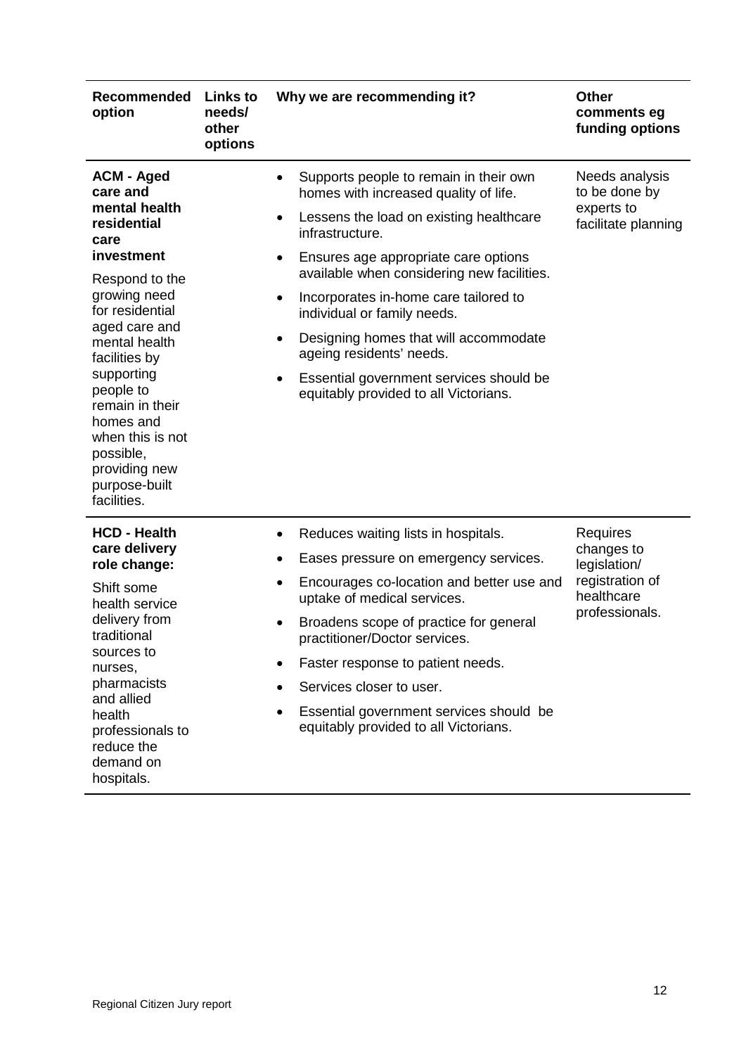| Recommended option | Links to needs/ other options | Why we are recommending it? | Other comments eg funding options |
|---|---|---|---|
| **ACM - Aged care and mental health residential care investment**<br><br>Respond to the growing need for residential aged care and mental health facilities by supporting people to remain in their homes and when this is not possible, providing new purpose-built facilities. | | • Supports people to remain in their own homes with increased quality of life.<br>• Lessens the load on existing healthcare infrastructure.<br>• Ensures age appropriate care options available when considering new facilities.<br>• Incorporates in-home care tailored to individual or family needs.<br>• Designing homes that will accommodate ageing residents' needs.<br>• Essential government services should be equitably provided to all Victorians. | Needs analysis to be done by experts to facilitate planning |
| **HCD - Health care delivery role change:**<br><br>Shift some health service delivery from traditional sources to nurses, pharmacists and allied health professionals to reduce the demand on hospitals. | | • Reduces waiting lists in hospitals.<br>• Eases pressure on emergency services.<br>• Encourages co-location and better use and uptake of medical services.<br>• Broadens scope of practice for general practitioner/Doctor services.<br>• Faster response to patient needs.<br>• Services closer to user.<br>• Essential government services should be equitably provided to all Victorians. | Requires changes to legislation/ registration of healthcare professionals. |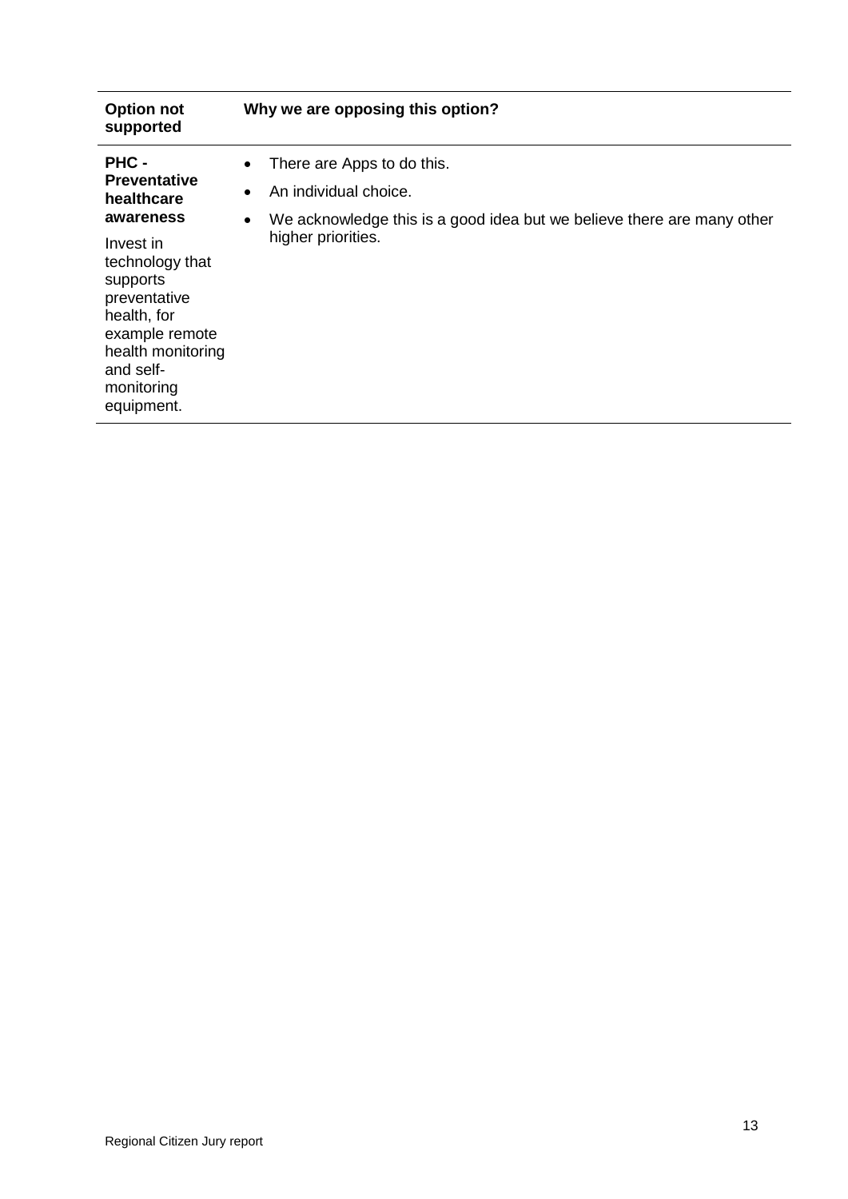| Option not supported | Why we are opposing this option? |
| --- | --- |
| **PHC - Preventative healthcare awareness**<br><br>Invest in technology that supports preventative health, for example remote health monitoring and self-monitoring equipment. | • There are Apps to do this.<br>• An individual choice.<br>• We acknowledge this is a good idea but we believe there are many other higher priorities. |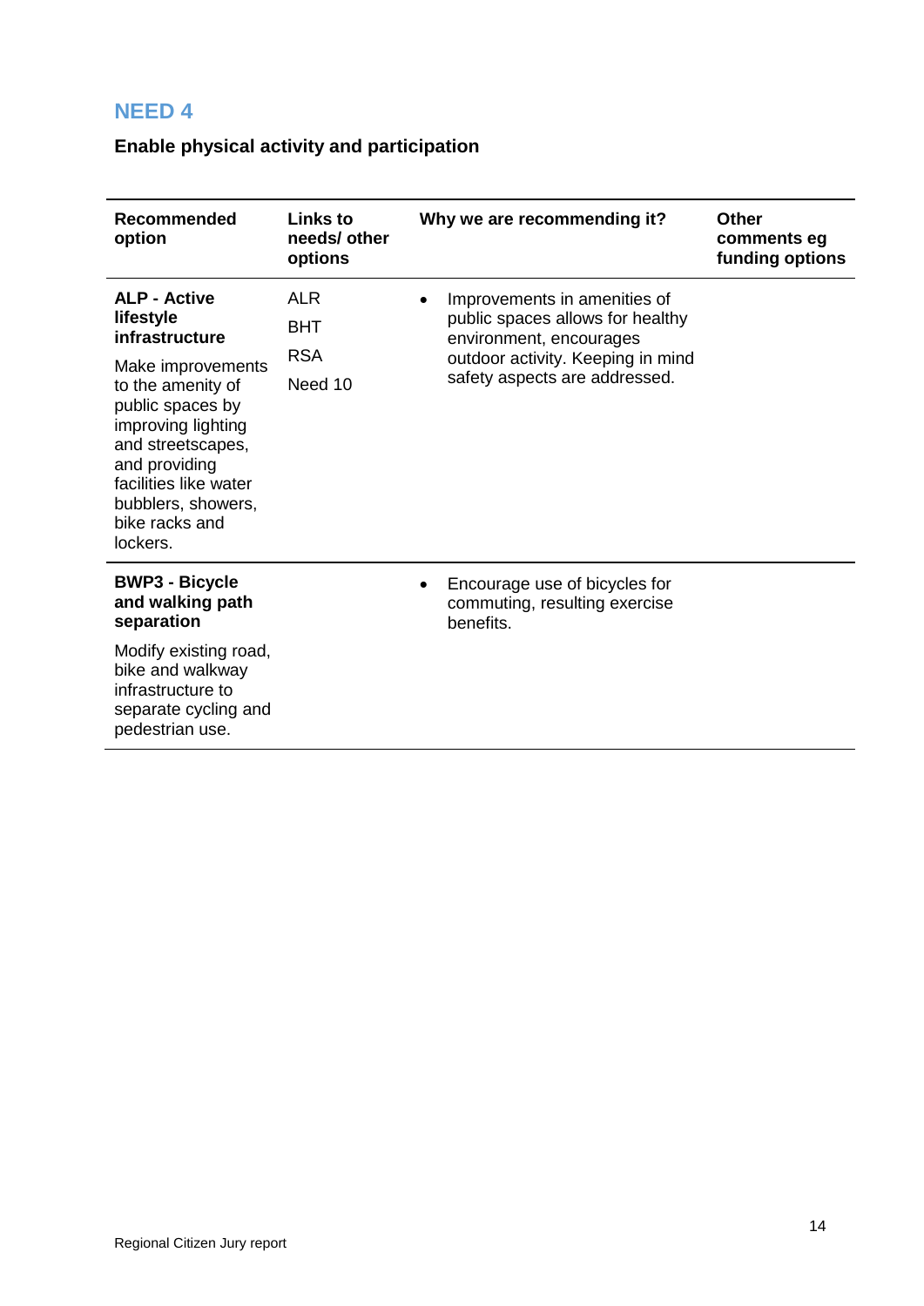## NEED 4

**Enable physical activity and participation**

| Recommended option | Links to needs/ other options | Why we are recommending it? | Other comments eg funding options |
|---|---|---|---|
| **ALP - Active lifestyle infrastructure**<br><br>Make improvements to the amenity of public spaces by improving lighting and streetscapes, and providing facilities like water bubblers, showers, bike racks and lockers. | ALR<br>BHT<br>RSA<br>Need 10 | • Improvements in amenities of public spaces allows for healthy environment, encourages outdoor activity. Keeping in mind safety aspects are addressed. | |
| **BWP3 - Bicycle and walking path separation**<br><br>Modify existing road, bike and walkway infrastructure to separate cycling and pedestrian use. | | • Encourage use of bicycles for commuting, resulting exercise benefits. | |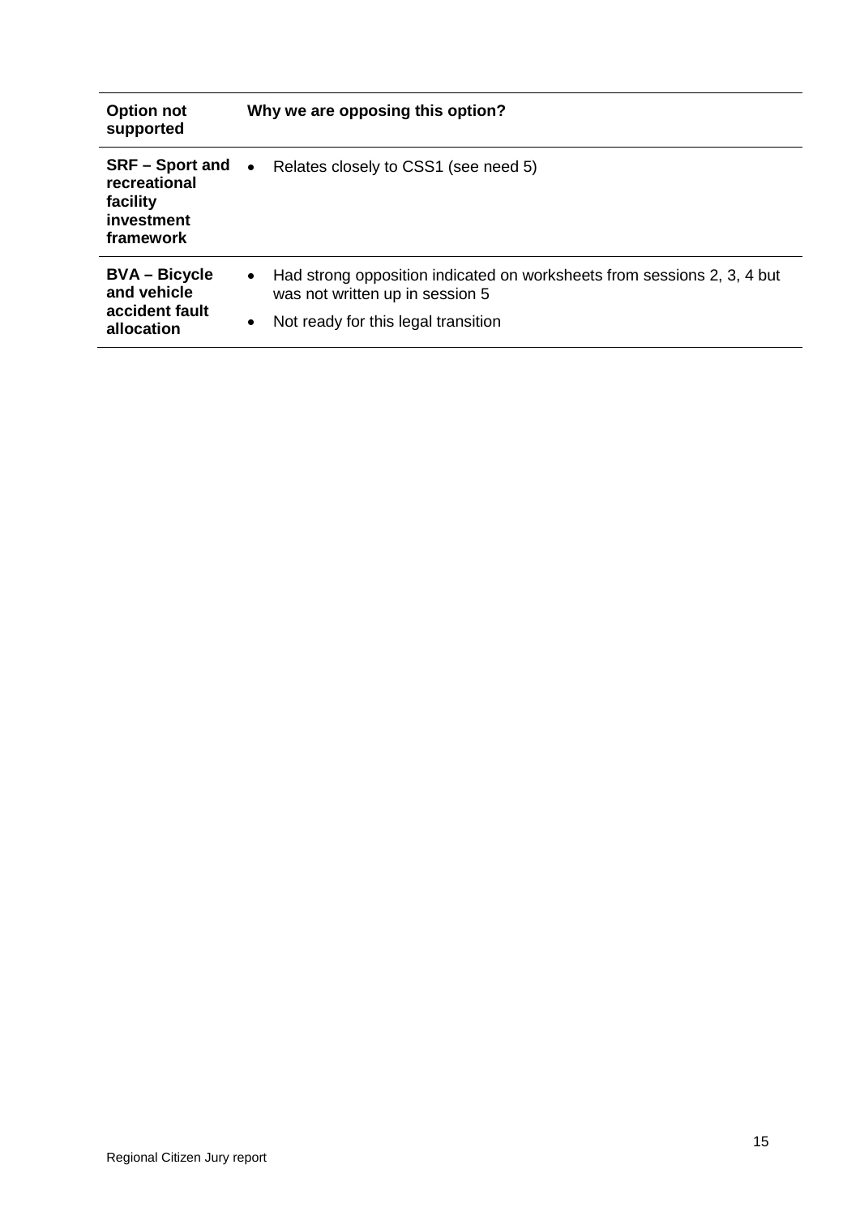| Option not supported | Why we are opposing this option? |
|---|---|
| **SRF – Sport and recreational facility investment framework** | • Relates closely to CSS1 (see need 5) |
| **BVA – Bicycle and vehicle accident fault allocation** | • Had strong opposition indicated on worksheets from sessions 2, 3, 4 but was not written up in session 5<br>• Not ready for this legal transition |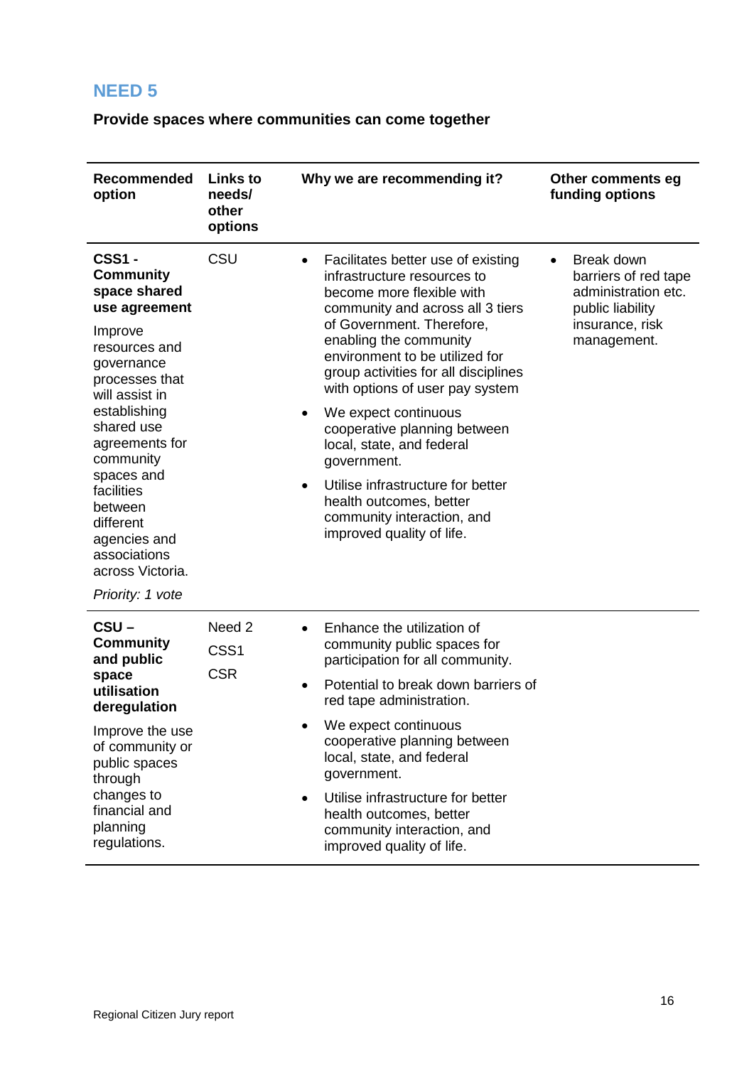## NEED 5

**Provide spaces where communities can come together**

| Recommended option | Links to needs/ other options | Why we are recommending it? | Other comments eg funding options |
|---|---|---|---|
| **CSS1 - Community space shared use agreement**<br><br>Improve resources and governance processes that will assist in establishing shared use agreements for community spaces and facilities between different agencies and associations across Victoria.<br><br>*Priority: 1 vote* | CSU | • Facilitates better use of existing infrastructure resources to become more flexible with community and across all 3 tiers of Government. Therefore, enabling the community environment to be utilized for group activities for all disciplines with options of user pay system<br>• We expect continuous cooperative planning between local, state, and federal government.<br>• Utilise infrastructure for better health outcomes, better community interaction, and improved quality of life. | • Break down barriers of red tape administration etc. public liability insurance, risk management. |
| **CSU – Community and public space utilisation deregulation**<br><br>Improve the use of community or public spaces through changes to financial and planning regulations. | Need 2<br>CSS1<br>CSR | • Enhance the utilization of community public spaces for participation for all community.<br>• Potential to break down barriers of red tape administration.<br>• We expect continuous cooperative planning between local, state, and federal government.<br>• Utilise infrastructure for better health outcomes, better community interaction, and improved quality of life. | |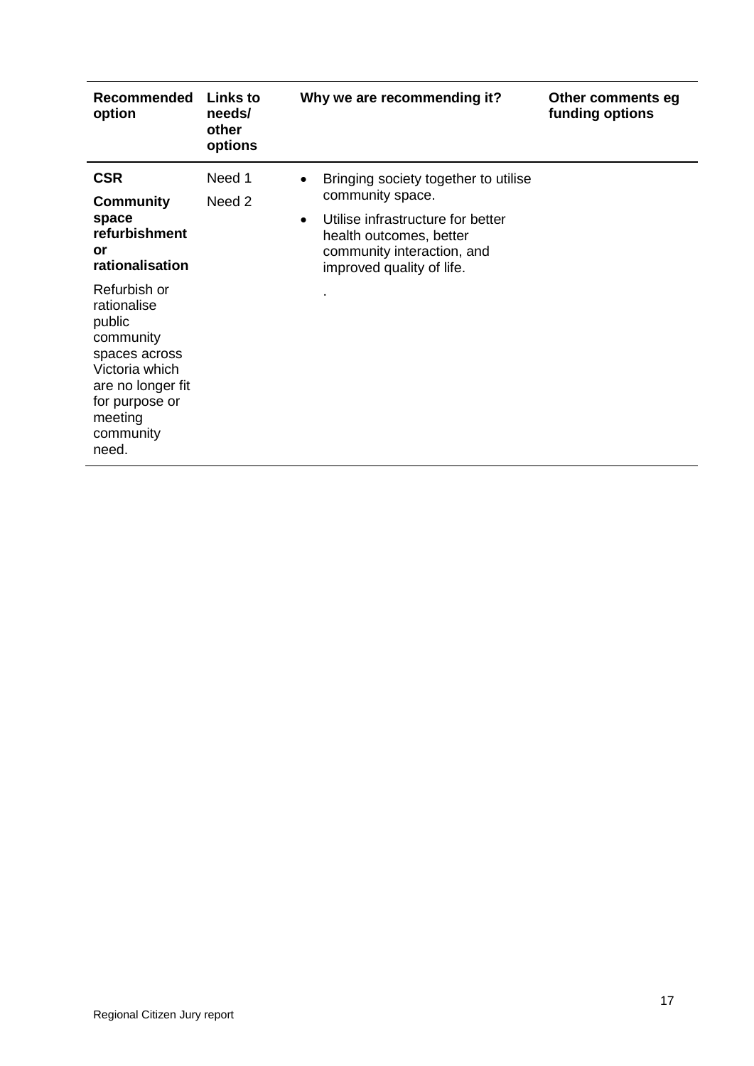| Recommended option | Links to needs/ other options | Why we are recommending it? | Other comments eg funding options |
|---|---|---|---|
| **CSR**<br>**Community space refurbishment or rationalisation**<br>Refurbish or rationalise public community spaces across Victoria which are no longer fit for purpose or meeting community need. | Need 1<br>Need 2 | • Bringing society together to utilise community space.<br>• Utilise infrastructure for better health outcomes, better community interaction, and improved quality of life.<br>. | |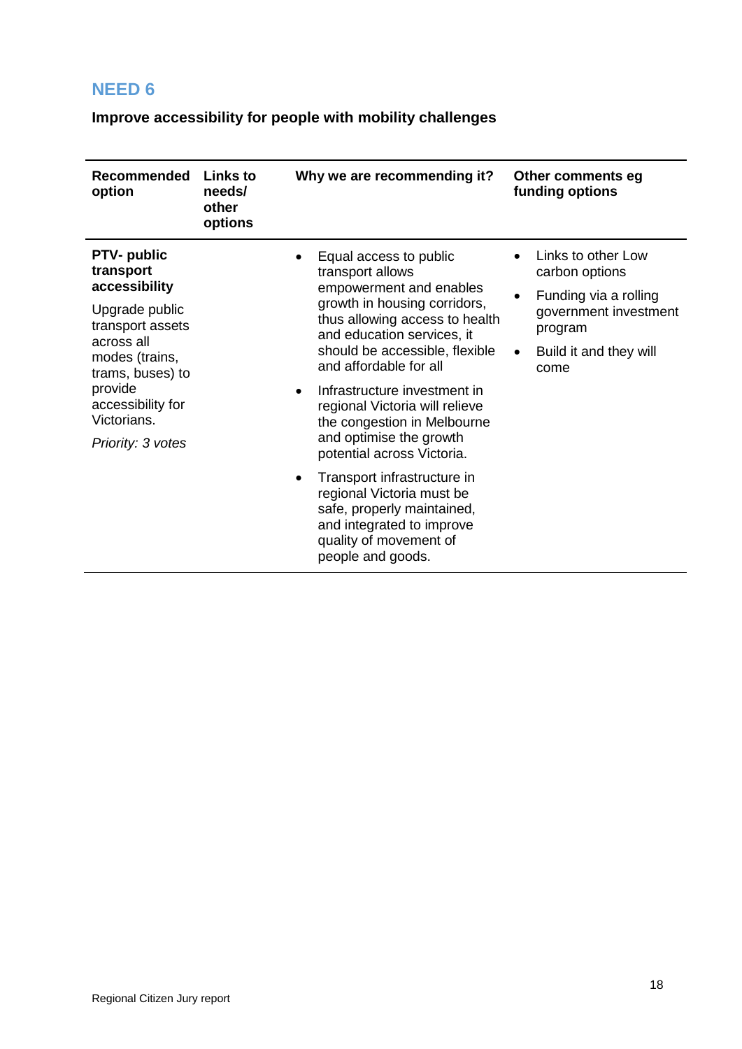## NEED 6

**Improve accessibility for people with mobility challenges**

| Recommended option | Links to needs/ other options | Why we are recommending it? | Other comments eg funding options |
|---|---|---|---|
| **PTV- public transport accessibility**<br><br>Upgrade public transport assets across all modes (trains, trams, buses) to provide accessibility for Victorians.<br><br>*Priority: 3 votes* | | • Equal access to public transport allows empowerment and enables growth in housing corridors, thus allowing access to health and education services, it should be accessible, flexible and affordable for all<br>• Infrastructure investment in regional Victoria will relieve the congestion in Melbourne and optimise the growth potential across Victoria.<br>• Transport infrastructure in regional Victoria must be safe, properly maintained, and integrated to improve quality of movement of people and goods. | • Links to other Low carbon options<br>• Funding via a rolling government investment program<br>• Build it and they will come |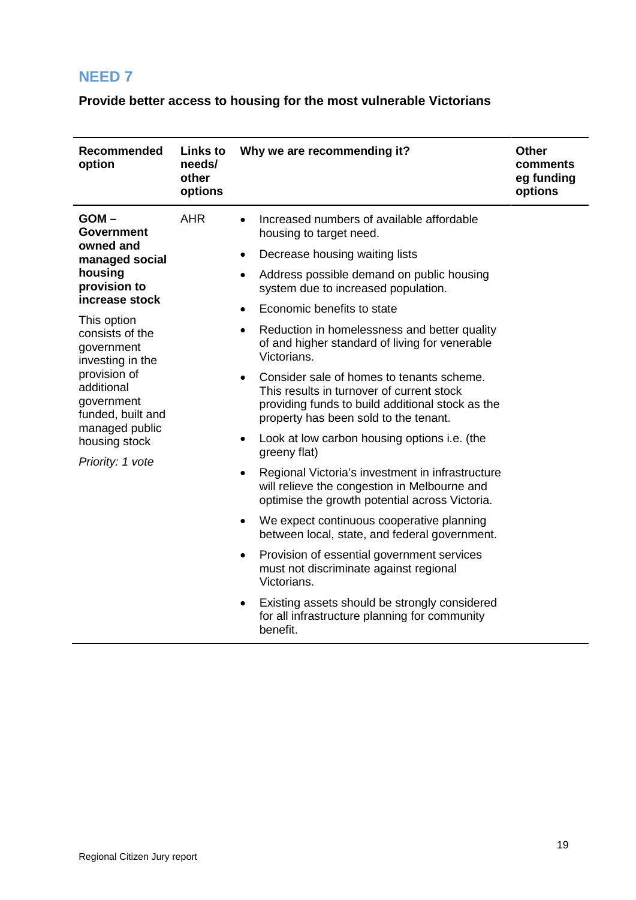## NEED 7

**Provide better access to housing for the most vulnerable Victorians**

| Recommended option | Links to needs/ other options | Why we are recommending it? | Other comments eg funding options |
|---|---|---|---|
| **GOM – Government owned and managed social housing provision to increase stock**<br><br>This option consists of the government investing in the provision of additional government funded, built and managed public housing stock<br><br>*Priority: 1 vote* | AHR | • Increased numbers of available affordable housing to target need.<br>• Decrease housing waiting lists<br>• Address possible demand on public housing system due to increased population.<br>• Economic benefits to state<br>• Reduction in homelessness and better quality of and higher standard of living for venerable Victorians.<br>• Consider sale of homes to tenants scheme. This results in turnover of current stock providing funds to build additional stock as the property has been sold to the tenant.<br>• Look at low carbon housing options i.e. (the greeny flat)<br>• Regional Victoria's investment in infrastructure will relieve the congestion in Melbourne and optimise the growth potential across Victoria.<br>• We expect continuous cooperative planning between local, state, and federal government.<br>• Provision of essential government services must not discriminate against regional Victorians.<br>• Existing assets should be strongly considered for all infrastructure planning for community benefit. | |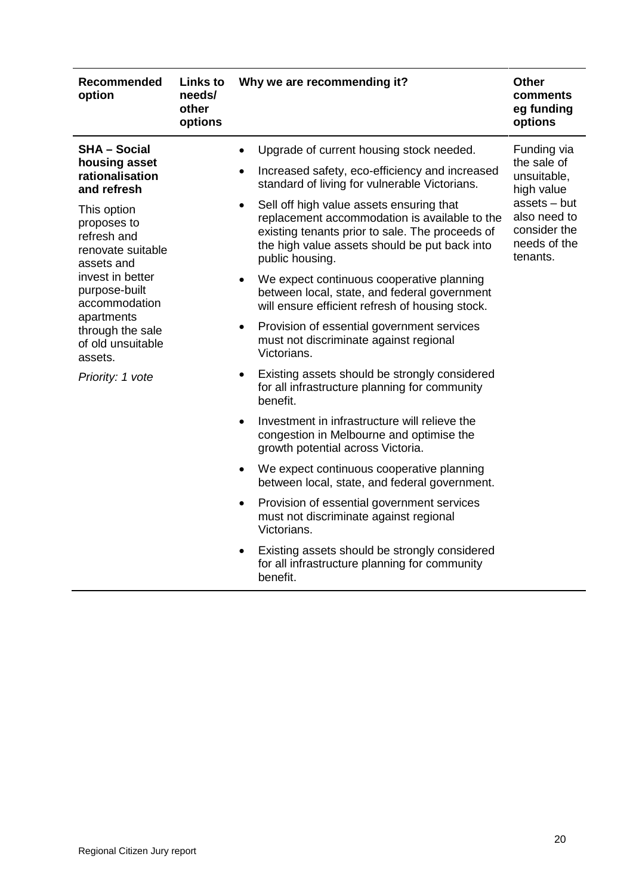| Recommended option | Links to needs/ other options | Why we are recommending it? | Other comments eg funding options |
|---|---|---|---|
| **SHA – Social housing asset rationalisation and refresh**<br><br>This option proposes to refresh and renovate suitable assets and invest in better purpose-built accommodation apartments through the sale of old unsuitable assets.<br><br>*Priority: 1 vote* | | • Upgrade of current housing stock needed.<br>• Increased safety, eco-efficiency and increased standard of living for vulnerable Victorians.<br>• Sell off high value assets ensuring that replacement accommodation is available to the existing tenants prior to sale. The proceeds of the high value assets should be put back into public housing.<br>• We expect continuous cooperative planning between local, state, and federal government will ensure efficient refresh of housing stock.<br>• Provision of essential government services must not discriminate against regional Victorians.<br>• Existing assets should be strongly considered for all infrastructure planning for community benefit.<br>• Investment in infrastructure will relieve the congestion in Melbourne and optimise the growth potential across Victoria.<br>• We expect continuous cooperative planning between local, state, and federal government.<br>• Provision of essential government services must not discriminate against regional Victorians.<br>• Existing assets should be strongly considered for all infrastructure planning for community benefit. | Funding via the sale of unsuitable, high value assets – but also need to consider the needs of the tenants. |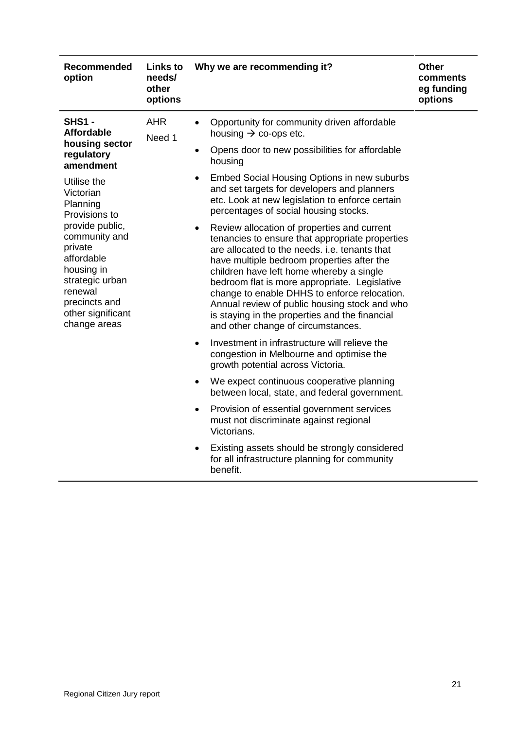| Recommended option | Links to needs/ other options | Why we are recommending it? | Other comments eg funding options |
|---|---|---|---|
| **SHS1 - Affordable housing sector regulatory amendment**<br><br>Utilise the Victorian Planning Provisions to provide public, community and private affordable housing in strategic urban renewal precincts and other significant change areas | AHR<br>Need 1 | • Opportunity for community driven affordable housing → co-ops etc.<br>• Opens door to new possibilities for affordable housing<br>• Embed Social Housing Options in new suburbs and set targets for developers and planners etc. Look at new legislation to enforce certain percentages of social housing stocks.<br>• Review allocation of properties and current tenancies to ensure that appropriate properties are allocated to the needs. i.e. tenants that have multiple bedroom properties after the children have left home whereby a single bedroom flat is more appropriate. Legislative change to enable DHHS to enforce relocation. Annual review of public housing stock and who is staying in the properties and the financial and other change of circumstances.<br>• Investment in infrastructure will relieve the congestion in Melbourne and optimise the growth potential across Victoria.<br>• We expect continuous cooperative planning between local, state, and federal government.<br>• Provision of essential government services must not discriminate against regional Victorians.<br>• Existing assets should be strongly considered for all infrastructure planning for community benefit. | |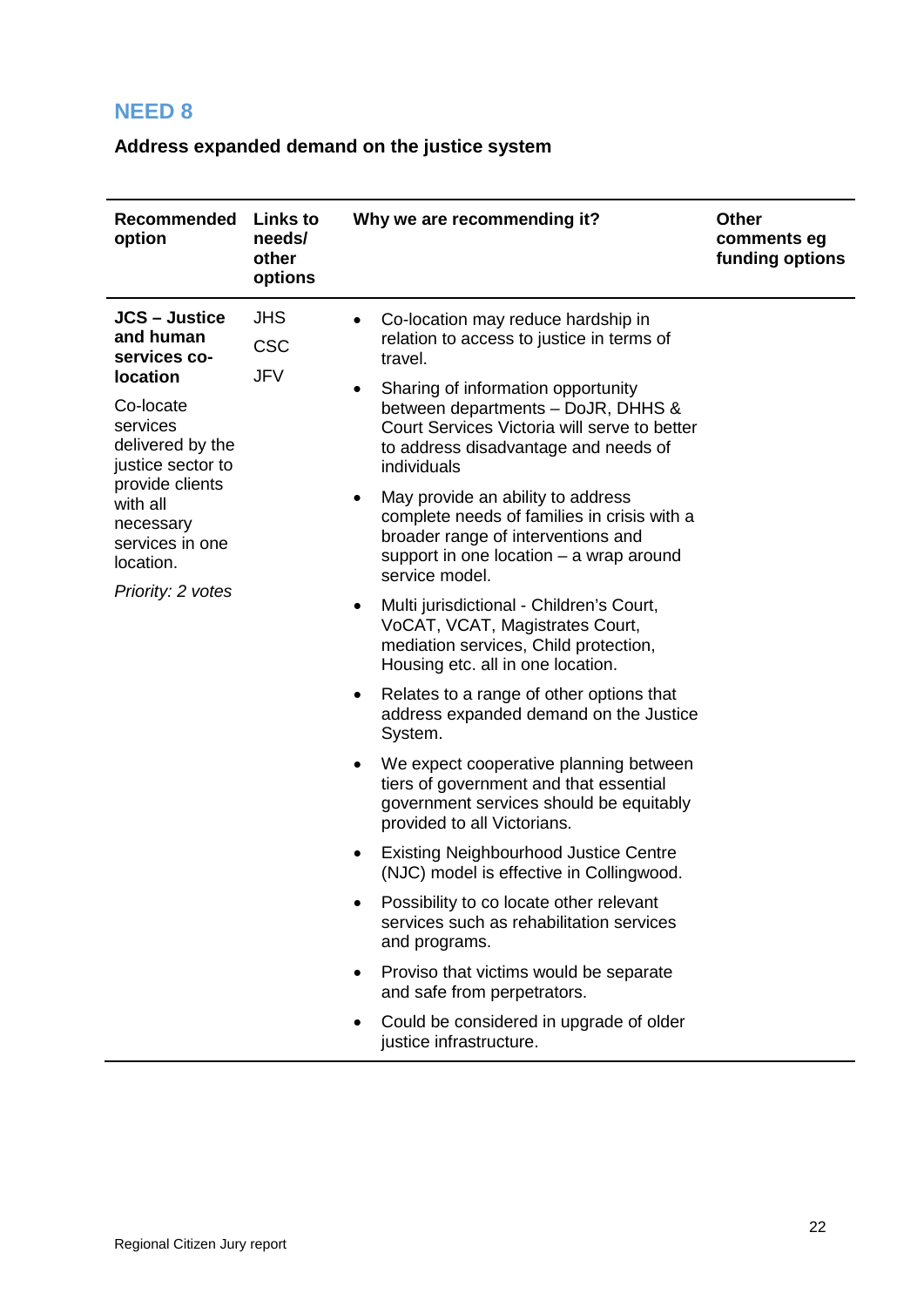## NEED 8

**Address expanded demand on the justice system**

| Recommended option | Links to needs/ other options | Why we are recommending it? | Other comments eg funding options |
|---|---|---|---|
| **JCS – Justice and human services co-location**<br><br>Co-locate services delivered by the justice sector to provide clients with all necessary services in one location.<br><br>*Priority: 2 votes* | JHS<br>CSC<br>JFV | • Co-location may reduce hardship in relation to access to justice in terms of travel.<br>• Sharing of information opportunity between departments – DoJR, DHHS & Court Services Victoria will serve to better to address disadvantage and needs of individuals<br>• May provide an ability to address complete needs of families in crisis with a broader range of interventions and support in one location – a wrap around service model.<br>• Multi jurisdictional - Children's Court, VoCAT, VCAT, Magistrates Court, mediation services, Child protection, Housing etc. all in one location.<br>• Relates to a range of other options that address expanded demand on the Justice System.<br>• We expect cooperative planning between tiers of government and that essential government services should be equitably provided to all Victorians.<br>• Existing Neighbourhood Justice Centre (NJC) model is effective in Collingwood.<br>• Possibility to co locate other relevant services such as rehabilitation services and programs.<br>• Proviso that victims would be separate and safe from perpetrators.<br>• Could be considered in upgrade of older justice infrastructure. | |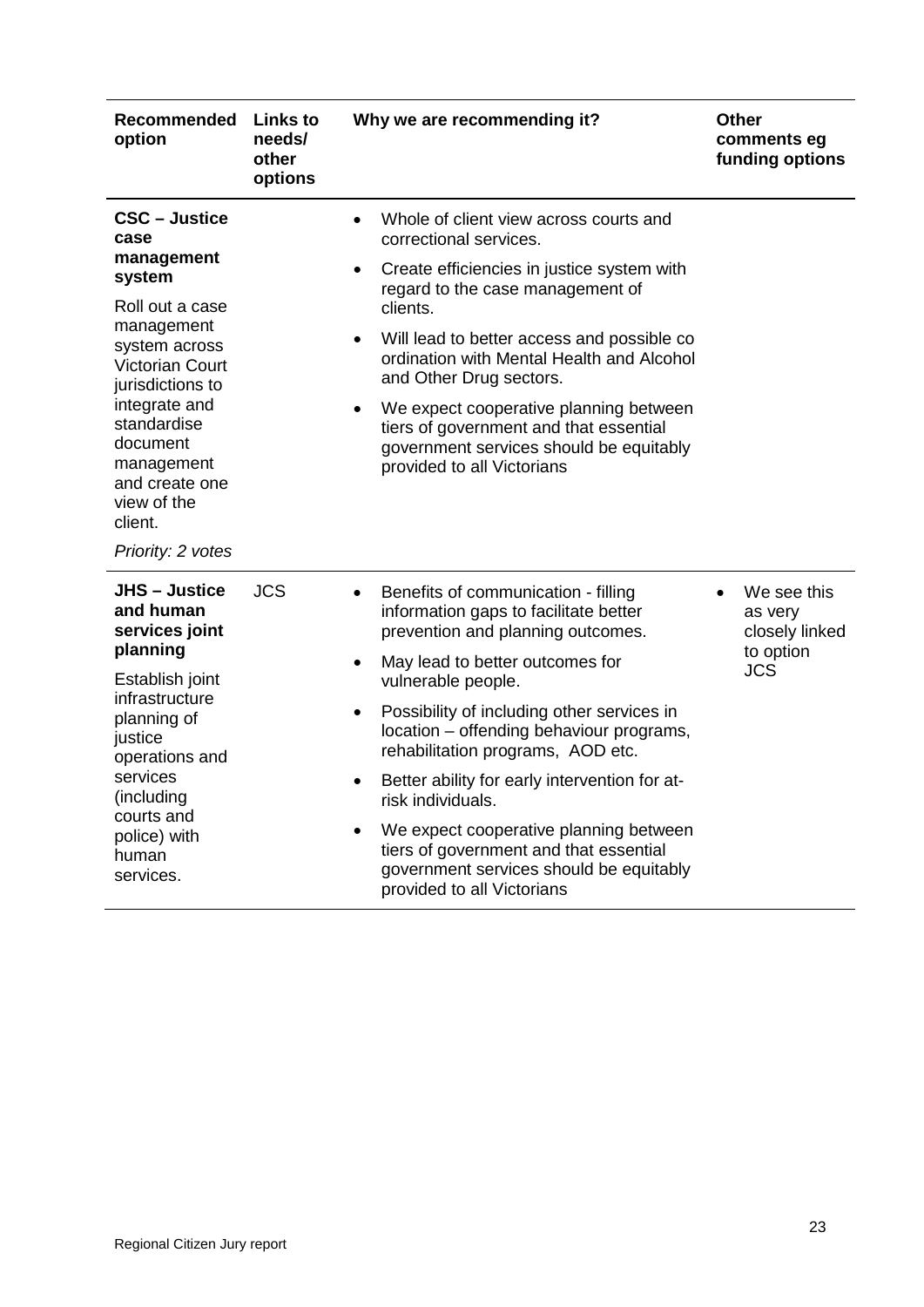| Recommended option | Links to needs/ other options | Why we are recommending it? | Other comments eg funding options |
|---|---|---|---|
| **CSC – Justice case management system**<br><br>Roll out a case management system across Victorian Court jurisdictions to integrate and standardise document management and create one view of the client.<br><br>*Priority: 2 votes* | | • Whole of client view across courts and correctional services.<br>• Create efficiencies in justice system with regard to the case management of clients.<br>• Will lead to better access and possible co ordination with Mental Health and Alcohol and Other Drug sectors.<br>• We expect cooperative planning between tiers of government and that essential government services should be equitably provided to all Victorians | |
| **JHS – Justice and human services joint planning**<br><br>Establish joint infrastructure planning of justice operations and services (including courts and police) with human services. | JCS | • Benefits of communication - filling information gaps to facilitate better prevention and planning outcomes.<br>• May lead to better outcomes for vulnerable people.<br>• Possibility of including other services in location – offending behaviour programs, rehabilitation programs, AOD etc.<br>• Better ability for early intervention for at-risk individuals.<br>• We expect cooperative planning between tiers of government and that essential government services should be equitably provided to all Victorians | • We see this as very closely linked to option JCS |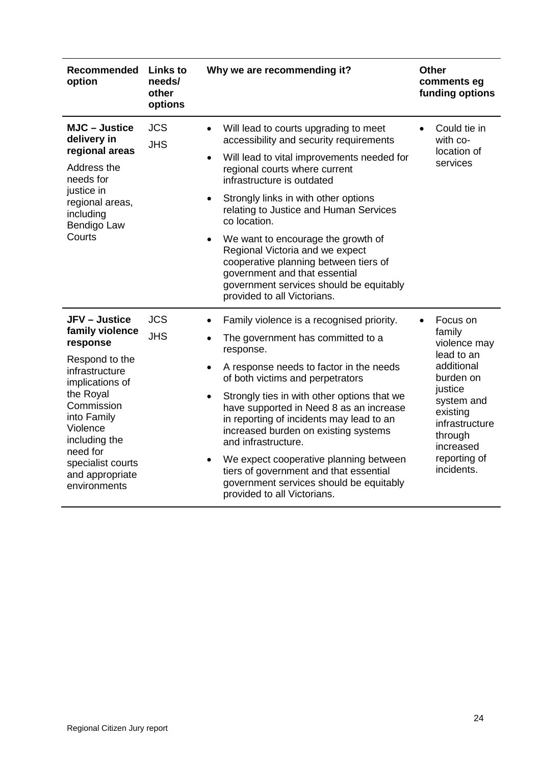| Recommended option | Links to needs/ other options | Why we are recommending it? | Other comments eg funding options |
|---|---|---|---|
| **MJC – Justice delivery in regional areas**<br>Address the needs for justice in regional areas, including Bendigo Law Courts | JCS<br>JHS | • Will lead to courts upgrading to meet accessibility and security requirements<br>• Will lead to vital improvements needed for regional courts where current infrastructure is outdated<br>• Strongly links in with other options relating to Justice and Human Services co location.<br>• We want to encourage the growth of Regional Victoria and we expect cooperative planning between tiers of government and that essential government services should be equitably provided to all Victorians. | • Could tie in with co-location of services |
| **JFV – Justice family violence response**<br>Respond to the infrastructure implications of the Royal Commission into Family Violence including the need for specialist courts and appropriate environments | JCS<br>JHS | • Family violence is a recognised priority.<br>• The government has committed to a response.<br>• A response needs to factor in the needs of both victims and perpetrators<br>• Strongly ties in with other options that we have supported in Need 8 as an increase in reporting of incidents may lead to an increased burden on existing systems and infrastructure.<br>• We expect cooperative planning between tiers of government and that essential government services should be equitably provided to all Victorians. | • Focus on family violence may lead to an additional burden on justice system and existing infrastructure through increased reporting of incidents. |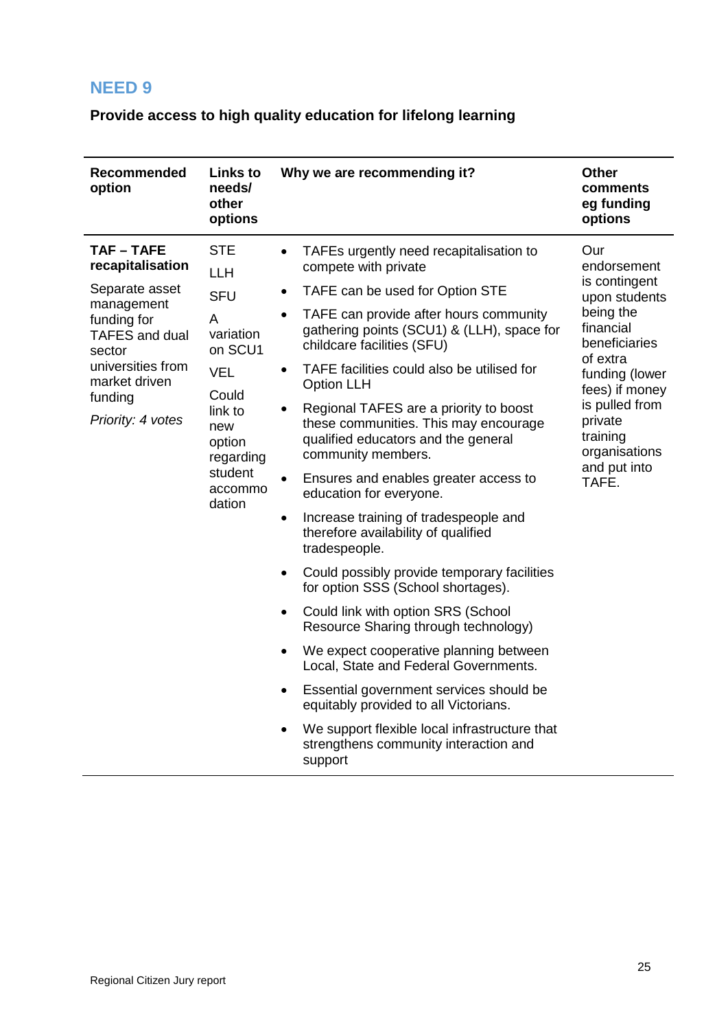## NEED 9

**Provide access to high quality education for lifelong learning**

| Recommended option | Links to needs/ other options | Why we are recommending it? | Other comments eg funding options |
|---|---|---|---|
| **TAF – TAFE recapitalisation**<br>Separate asset management funding for TAFES and dual sector universities from market driven funding<br>*Priority: 4 votes* | STE<br>LLH<br>SFU<br>A variation on SCU1<br>VEL<br>Could link to new option regarding student accommodation | • TAFEs urgently need recapitalisation to compete with private<br>• TAFE can be used for Option STE<br>• TAFE can provide after hours community gathering points (SCU1) & (LLH), space for childcare facilities (SFU)<br>• TAFE facilities could also be utilised for Option LLH<br>• Regional TAFES are a priority to boost these communities. This may encourage qualified educators and the general community members.<br>• Ensures and enables greater access to education for everyone.<br>• Increase training of tradespeople and therefore availability of qualified tradespeople.<br>• Could possibly provide temporary facilities for option SSS (School shortages).<br>• Could link with option SRS (School Resource Sharing through technology)<br>• We expect cooperative planning between Local, State and Federal Governments.<br>• Essential government services should be equitably provided to all Victorians.<br>• We support flexible local infrastructure that strengthens community interaction and support | Our endorsement is contingent upon students being the financial beneficiaries of extra funding (lower fees) if money is pulled from private training organisations and put into TAFE. |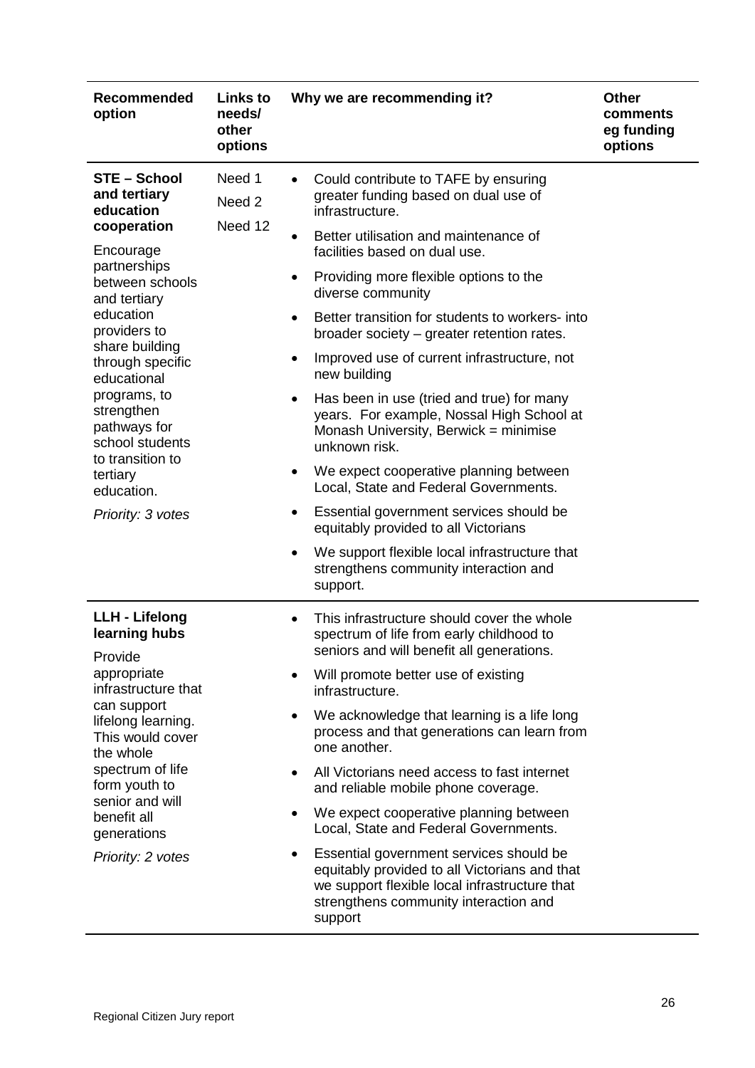| Recommended option | Links to needs/ other options | Why we are recommending it? | Other comments eg funding options |
|---|---|---|---|
| **STE – School and tertiary education cooperation**<br><br>Encourage partnerships between schools and tertiary education providers to share building through specific educational programs, to strengthen pathways for school students to transition to tertiary education.<br><br>*Priority: 3 votes* | Need 1<br>Need 2<br>Need 12 | • Could contribute to TAFE by ensuring greater funding based on dual use of infrastructure.<br>• Better utilisation and maintenance of facilities based on dual use.<br>• Providing more flexible options to the diverse community<br>• Better transition for students to workers- into broader society – greater retention rates.<br>• Improved use of current infrastructure, not new building<br>• Has been in use (tried and true) for many years. For example, Nossal High School at Monash University, Berwick = minimise unknown risk.<br>• We expect cooperative planning between Local, State and Federal Governments.<br>• Essential government services should be equitably provided to all Victorians<br>• We support flexible local infrastructure that strengthens community interaction and support. | |
| **LLH - Lifelong learning hubs**<br><br>Provide appropriate infrastructure that can support lifelong learning. This would cover the whole spectrum of life form youth to senior and will benefit all generations<br><br>*Priority: 2 votes* | | • This infrastructure should cover the whole spectrum of life from early childhood to seniors and will benefit all generations.<br>• Will promote better use of existing infrastructure.<br>• We acknowledge that learning is a life long process and that generations can learn from one another.<br>• All Victorians need access to fast internet and reliable mobile phone coverage.<br>• We expect cooperative planning between Local, State and Federal Governments.<br>• Essential government services should be equitably provided to all Victorians and that we support flexible local infrastructure that strengthens community interaction and support | |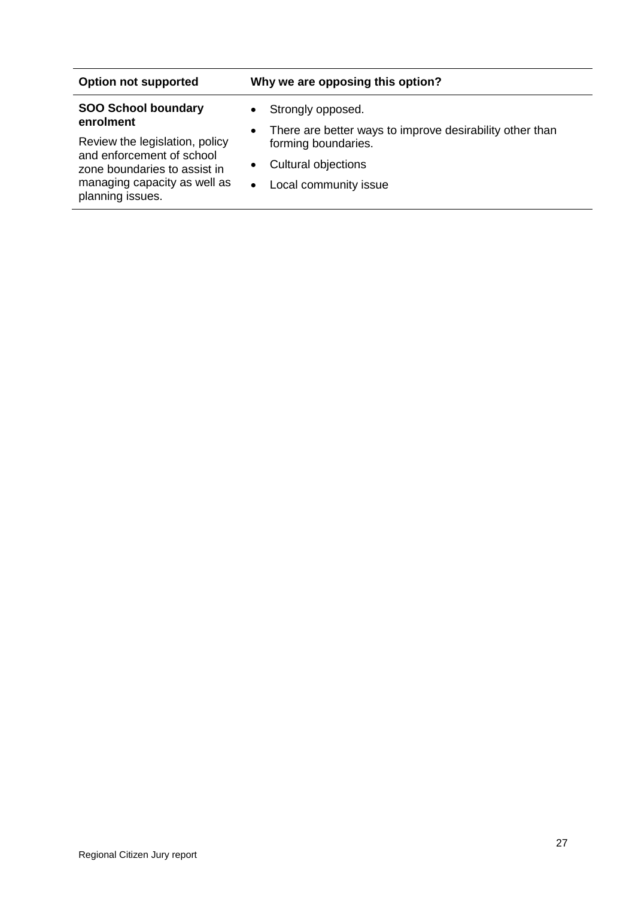| Option not supported | Why we are opposing this option? |
| --- | --- |
| **SOO School boundary enrolment**<br><br>Review the legislation, policy and enforcement of school zone boundaries to assist in managing capacity as well as planning issues. | • Strongly opposed.<br>• There are better ways to improve desirability other than forming boundaries.<br>• Cultural objections<br>• Local community issue |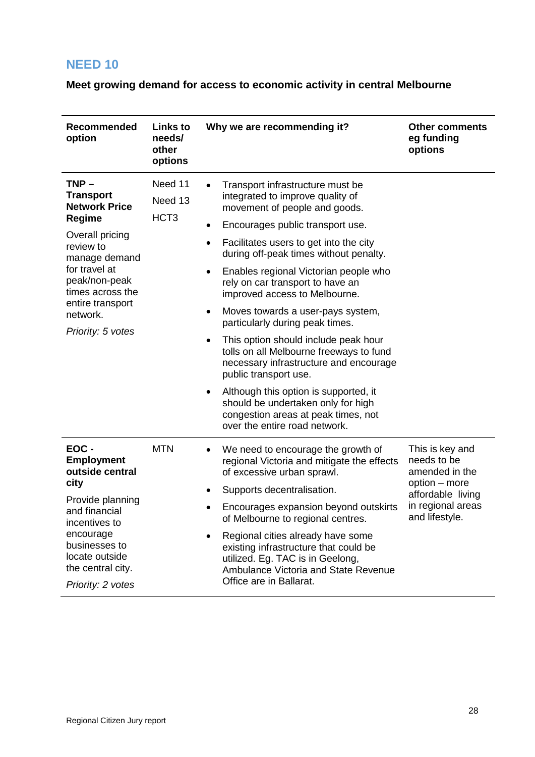## NEED 10

**Meet growing demand for access to economic activity in central Melbourne**

| Recommended option | Links to needs/ other options | Why we are recommending it? | Other comments eg funding options |
|---|---|---|---|
| **TNP – Transport Network Price Regime**<br>Overall pricing review to manage demand for travel at peak/non-peak times across the entire transport network.<br>*Priority: 5 votes* | Need 11<br>Need 13<br>HCT3 | • Transport infrastructure must be integrated to improve quality of movement of people and goods.<br>• Encourages public transport use.<br>• Facilitates users to get into the city during off-peak times without penalty.<br>• Enables regional Victorian people who rely on car transport to have an improved access to Melbourne.<br>• Moves towards a user-pays system, particularly during peak times.<br>• This option should include peak hour tolls on all Melbourne freeways to fund necessary infrastructure and encourage public transport use.<br>• Although this option is supported, it should be undertaken only for high congestion areas at peak times, not over the entire road network. | |
| **EOC - Employment outside central city**<br>Provide planning and financial incentives to encourage businesses to locate outside the central city.<br>*Priority: 2 votes* | MTN | • We need to encourage the growth of regional Victoria and mitigate the effects of excessive urban sprawl.<br>• Supports decentralisation.<br>• Encourages expansion beyond outskirts of Melbourne to regional centres.<br>• Regional cities already have some existing infrastructure that could be utilized. Eg. TAC is in Geelong, Ambulance Victoria and State Revenue Office are in Ballarat. | This is key and needs to be amended in the option – more affordable living in regional areas and lifestyle. |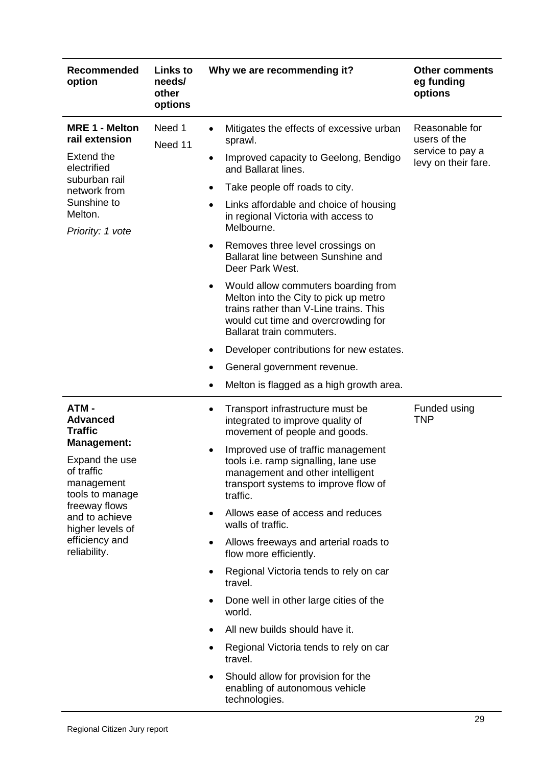| Recommended option | Links to needs/ other options | Why we are recommending it? | Other comments eg funding options |
|---|---|---|---|
| **MRE 1 - Melton rail extension**<br><br>Extend the electrified suburban rail network from Sunshine to Melton.<br><br>*Priority: 1 vote* | Need 1<br>Need 11 | • Mitigates the effects of excessive urban sprawl.<br>• Improved capacity to Geelong, Bendigo and Ballarat lines.<br>• Take people off roads to city.<br>• Links affordable and choice of housing in regional Victoria with access to Melbourne.<br>• Removes three level crossings on Ballarat line between Sunshine and Deer Park West.<br>• Would allow commuters boarding from Melton into the City to pick up metro trains rather than V-Line trains. This would cut time and overcrowding for Ballarat train commuters.<br>• Developer contributions for new estates.<br>• General government revenue.<br>• Melton is flagged as a high growth area. | Reasonable for users of the service to pay a levy on their fare. |
| **ATM - Advanced Traffic Management:**<br><br>Expand the use of traffic management tools to manage freeway flows and to achieve higher levels of efficiency and reliability. | | • Transport infrastructure must be integrated to improve quality of movement of people and goods.<br>• Improved use of traffic management tools i.e. ramp signalling, lane use management and other intelligent transport systems to improve flow of traffic.<br>• Allows ease of access and reduces walls of traffic.<br>• Allows freeways and arterial roads to flow more efficiently.<br>• Regional Victoria tends to rely on car travel.<br>• Done well in other large cities of the world.<br>• All new builds should have it.<br>• Regional Victoria tends to rely on car travel.<br>• Should allow for provision for the enabling of autonomous vehicle technologies. | Funded using TNP |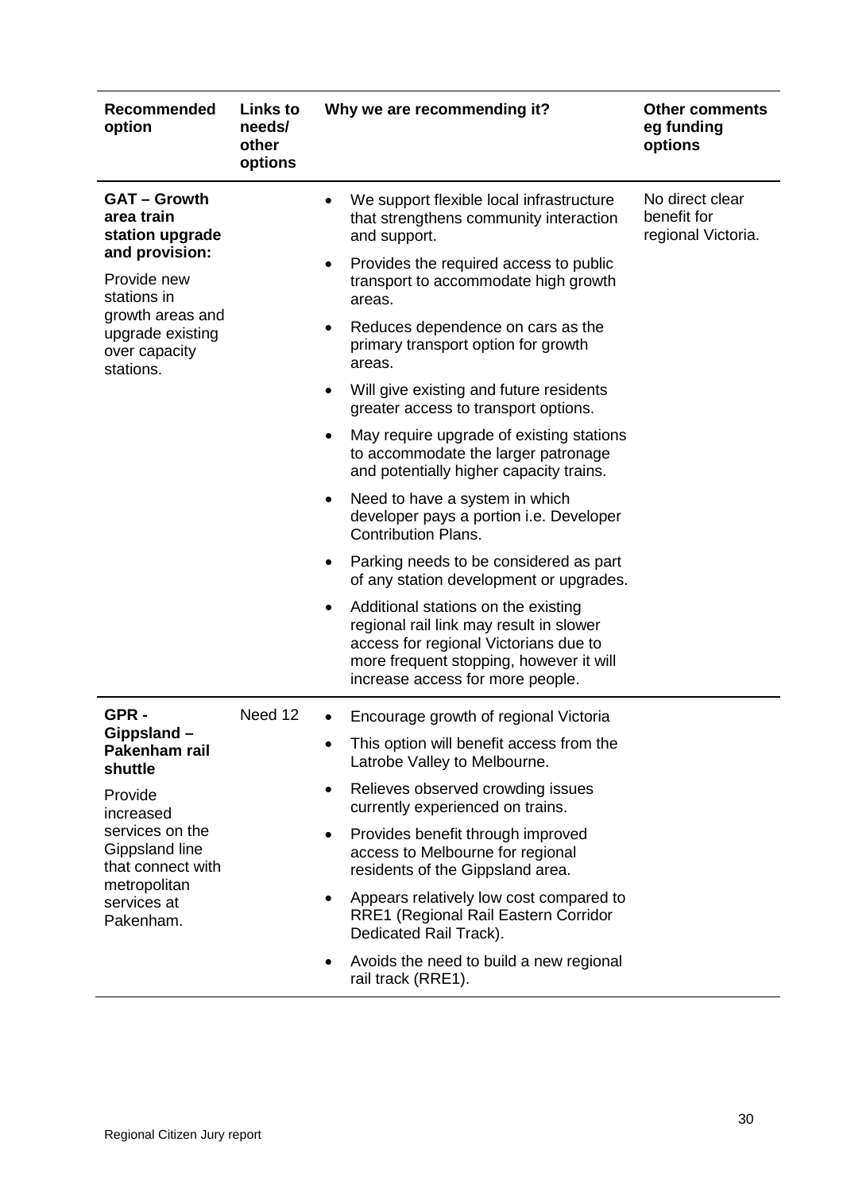| Recommended option | Links to needs/ other options | Why we are recommending it? | Other comments eg funding options |
|---|---|---|---|
| **GAT – Growth area train station upgrade and provision:**<br>Provide new stations in growth areas and upgrade existing over capacity stations. | | • We support flexible local infrastructure that strengthens community interaction and support.<br>• Provides the required access to public transport to accommodate high growth areas.<br>• Reduces dependence on cars as the primary transport option for growth areas.<br>• Will give existing and future residents greater access to transport options.<br>• May require upgrade of existing stations to accommodate the larger patronage and potentially higher capacity trains.<br>• Need to have a system in which developer pays a portion i.e. Developer Contribution Plans.<br>• Parking needs to be considered as part of any station development or upgrades.<br>• Additional stations on the existing regional rail link may result in slower access for regional Victorians due to more frequent stopping, however it will increase access for more people. | No direct clear benefit for regional Victoria. |
| **GPR - Gippsland – Pakenham rail shuttle**<br>Provide increased services on the Gippsland line that connect with metropolitan services at Pakenham. | Need 12 | • Encourage growth of regional Victoria<br>• This option will benefit access from the Latrobe Valley to Melbourne.<br>• Relieves observed crowding issues currently experienced on trains.<br>• Provides benefit through improved access to Melbourne for regional residents of the Gippsland area.<br>• Appears relatively low cost compared to RRE1 (Regional Rail Eastern Corridor Dedicated Rail Track).<br>• Avoids the need to build a new regional rail track (RRE1). | |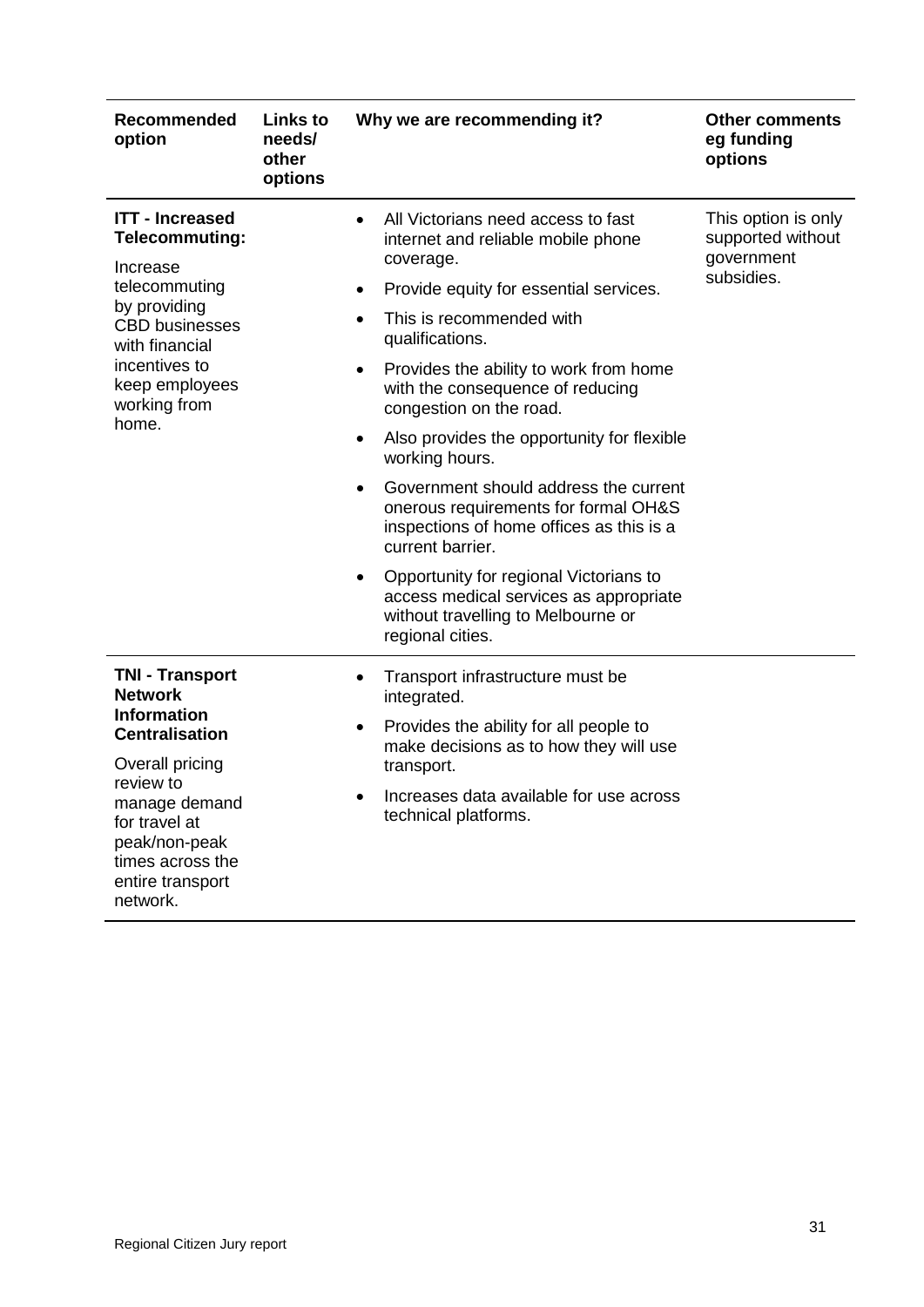| Recommended option | Links to needs/ other options | Why we are recommending it? | Other comments eg funding options |
|---|---|---|---|
| **ITT - Increased Telecommuting:** Increase telecommuting by providing CBD businesses with financial incentives to keep employees working from home. | | • All Victorians need access to fast internet and reliable mobile phone coverage.<br>• Provide equity for essential services.<br>• This is recommended with qualifications.<br>• Provides the ability to work from home with the consequence of reducing congestion on the road.<br>• Also provides the opportunity for flexible working hours.<br>• Government should address the current onerous requirements for formal OH&S inspections of home offices as this is a current barrier.<br>• Opportunity for regional Victorians to access medical services as appropriate without travelling to Melbourne or regional cities. | This option is only supported without government subsidies. |
| **TNI - Transport Network Information Centralisation** Overall pricing review to manage demand for travel at peak/non-peak times across the entire transport network. | | • Transport infrastructure must be integrated.<br>• Provides the ability for all people to make decisions as to how they will use transport.<br>• Increases data available for use across technical platforms. | |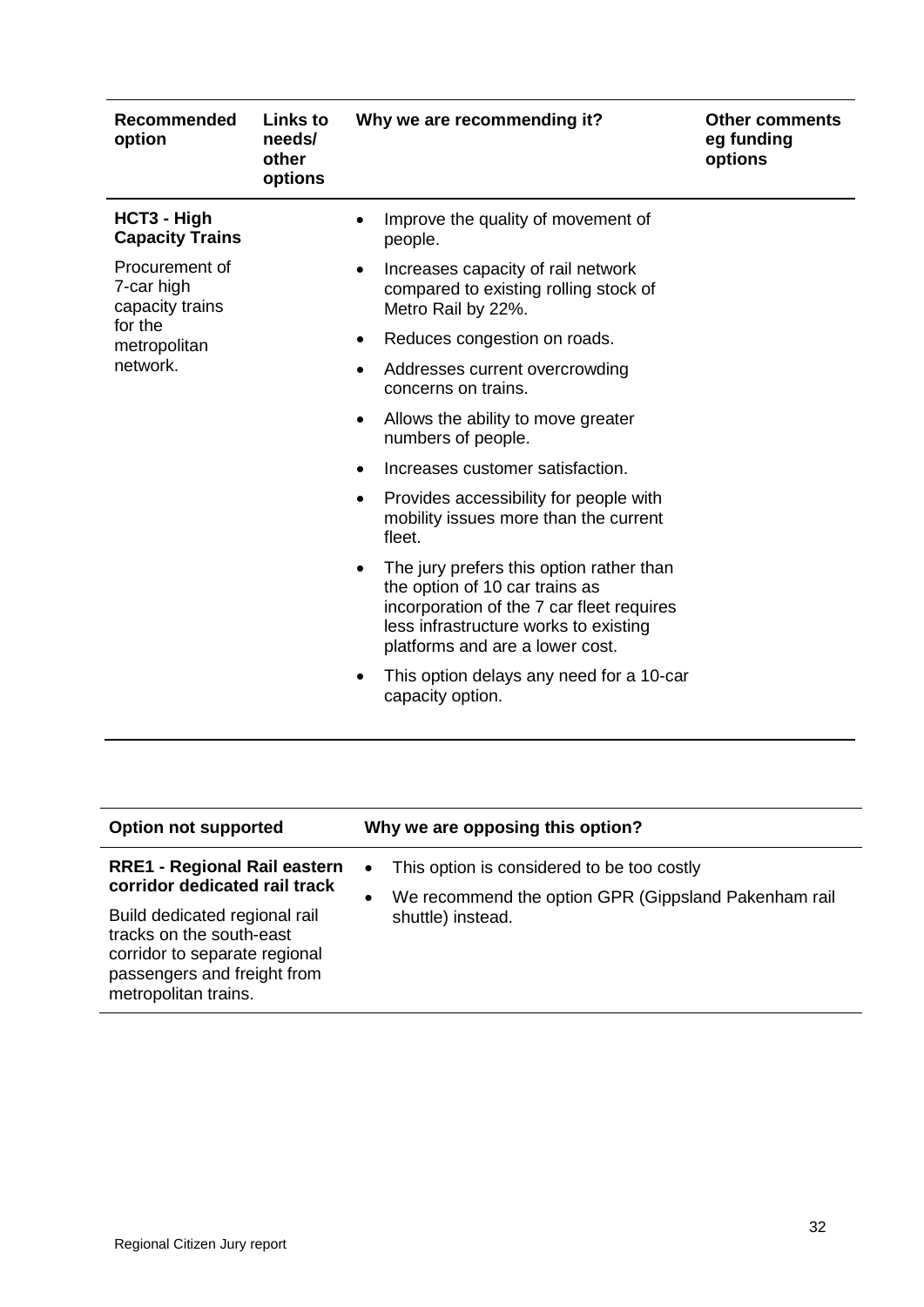| Recommended option | Links to needs/ other options | Why we are recommending it? | Other comments eg funding options |
|---|---|---|---|
| **HCT3 - High Capacity Trains**<br><br>Procurement of 7-car high capacity trains for the metropolitan network. | | • Improve the quality of movement of people.<br>• Increases capacity of rail network compared to existing rolling stock of Metro Rail by 22%.<br>• Reduces congestion on roads.<br>• Addresses current overcrowding concerns on trains.<br>• Allows the ability to move greater numbers of people.<br>• Increases customer satisfaction.<br>• Provides accessibility for people with mobility issues more than the current fleet.<br>• The jury prefers this option rather than the option of 10 car trains as incorporation of the 7 car fleet requires less infrastructure works to existing platforms and are a lower cost.<br>• This option delays any need for a 10-car capacity option. | |

| Option not supported | Why we are opposing this option? |
|---|---|
| **RRE1 - Regional Rail eastern corridor dedicated rail track**<br><br>Build dedicated regional rail tracks on the south-east corridor to separate regional passengers and freight from metropolitan trains. | • This option is considered to be too costly<br>• We recommend the option GPR (Gippsland Pakenham rail shuttle) instead. |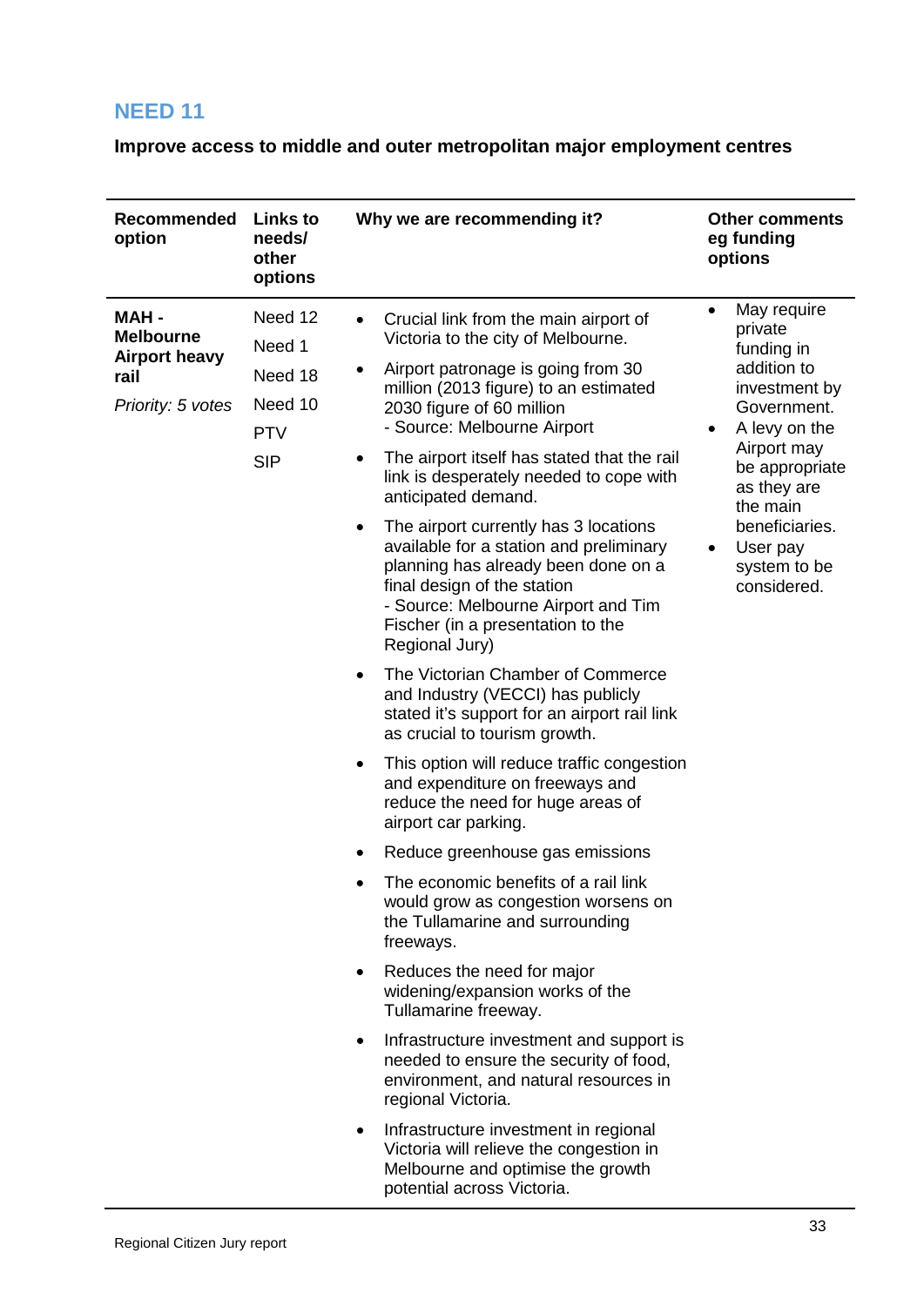## NEED 11

**Improve access to middle and outer metropolitan major employment centres**

| Recommended option | Links to needs/ other options | Why we are recommending it? | Other comments eg funding options |
|---|---|---|---|
| **MAH - Melbourne Airport heavy rail**<br><br>*Priority: 5 votes* | Need 12<br>Need 1<br>Need 18<br>Need 10<br>PTV<br>SIP | • Crucial link from the main airport of Victoria to the city of Melbourne.<br>• Airport patronage is going from 30 million (2013 figure) to an estimated 2030 figure of 60 million<br>- Source: Melbourne Airport<br>• The airport itself has stated that the rail link is desperately needed to cope with anticipated demand.<br>• The airport currently has 3 locations available for a station and preliminary planning has already been done on a final design of the station<br>- Source: Melbourne Airport and Tim Fischer (in a presentation to the Regional Jury)<br>• The Victorian Chamber of Commerce and Industry (VECCI) has publicly stated it's support for an airport rail link as crucial to tourism growth.<br>• This option will reduce traffic congestion and expenditure on freeways and reduce the need for huge areas of airport car parking.<br>• Reduce greenhouse gas emissions<br>• The economic benefits of a rail link would grow as congestion worsens on the Tullamarine and surrounding freeways.<br>• Reduces the need for major widening/expansion works of the Tullamarine freeway.<br>• Infrastructure investment and support is needed to ensure the security of food, environment, and natural resources in regional Victoria.<br>• Infrastructure investment in regional Victoria will relieve the congestion in Melbourne and optimise the growth potential across Victoria. | • May require private funding in addition to investment by Government.<br>• A levy on the Airport may be appropriate as they are the main beneficiaries.<br>• User pay system to be considered. |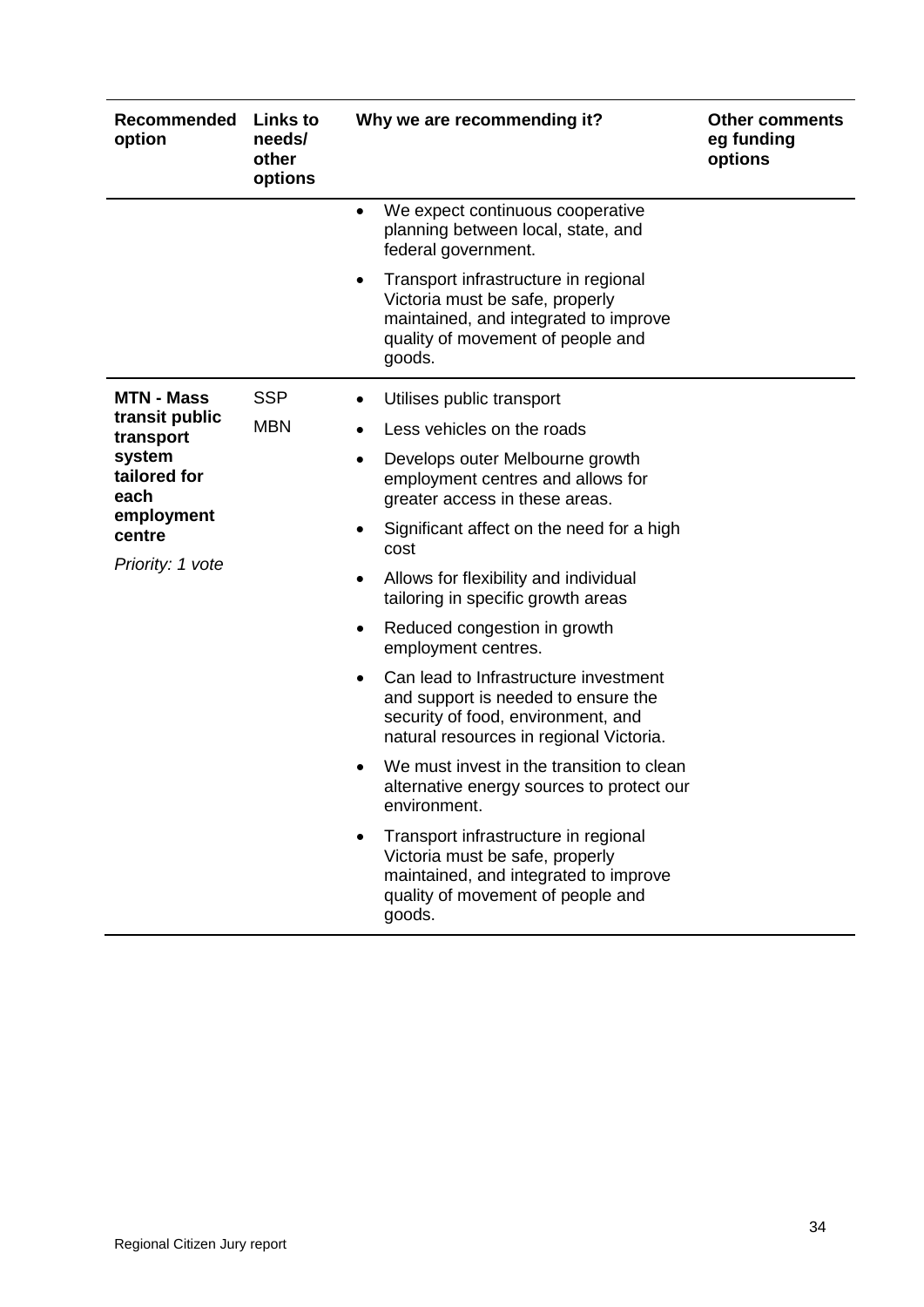| Recommended option | Links to needs/ other options | Why we are recommending it? | Other comments eg funding options |
|---|---|---|---|
| | | • We expect continuous cooperative planning between local, state, and federal government.<br>• Transport infrastructure in regional Victoria must be safe, properly maintained, and integrated to improve quality of movement of people and goods. | |
| **MTN - Mass transit public transport system tailored for each employment centre**<br>*Priority: 1 vote* | SSP<br>MBN | • Utilises public transport<br>• Less vehicles on the roads<br>• Develops outer Melbourne growth employment centres and allows for greater access in these areas.<br>• Significant affect on the need for a high cost<br>• Allows for flexibility and individual tailoring in specific growth areas<br>• Reduced congestion in growth employment centres.<br>• Can lead to Infrastructure investment and support is needed to ensure the security of food, environment, and natural resources in regional Victoria.<br>• We must invest in the transition to clean alternative energy sources to protect our environment.<br>• Transport infrastructure in regional Victoria must be safe, properly maintained, and integrated to improve quality of movement of people and goods. | |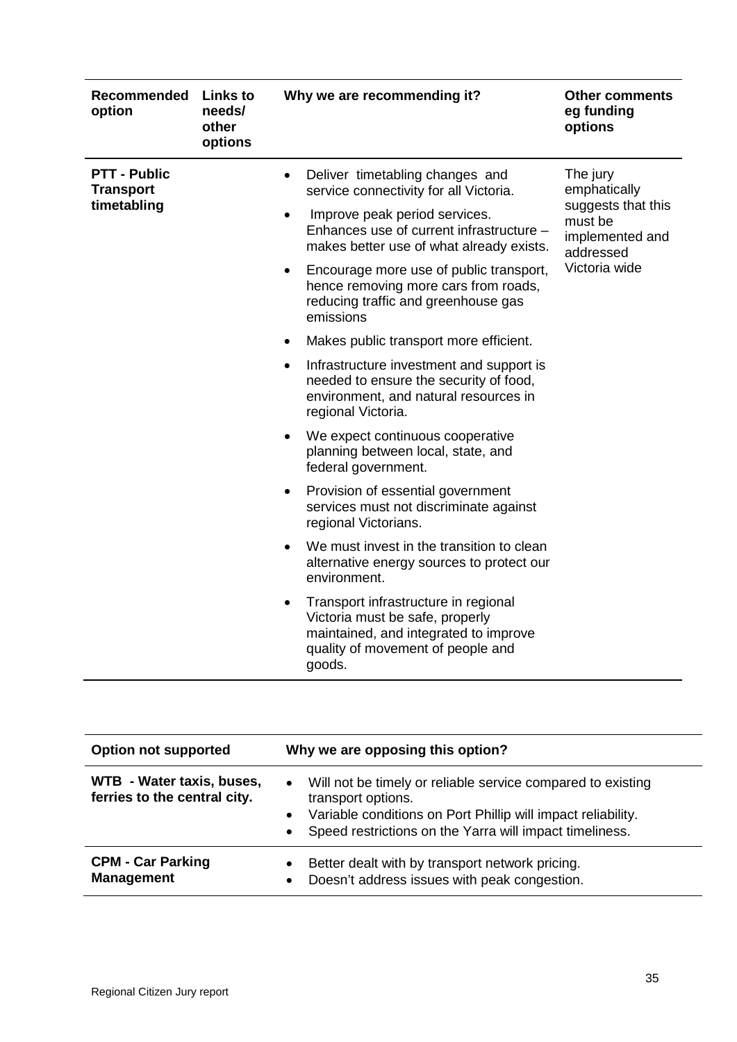| Recommended option | Links to needs/ other options | Why we are recommending it? | Other comments eg funding options |
|---|---|---|---|
| **PTT - Public Transport timetabling** | | • Deliver timetabling changes and service connectivity for all Victoria.<br>• Improve peak period services. Enhances use of current infrastructure – makes better use of what already exists.<br>• Encourage more use of public transport, hence removing more cars from roads, reducing traffic and greenhouse gas emissions<br>• Makes public transport more efficient.<br>• Infrastructure investment and support is needed to ensure the security of food, environment, and natural resources in regional Victoria.<br>• We expect continuous cooperative planning between local, state, and federal government.<br>• Provision of essential government services must not discriminate against regional Victorians.<br>• We must invest in the transition to clean alternative energy sources to protect our environment.<br>• Transport infrastructure in regional Victoria must be safe, properly maintained, and integrated to improve quality of movement of people and goods. | The jury emphatically suggests that this must be implemented and addressed Victoria wide |

| Option not supported | Why we are opposing this option? |
|---|---|
| **WTB - Water taxis, buses, ferries to the central city.** | • Will not be timely or reliable service compared to existing transport options.<br>• Variable conditions on Port Phillip will impact reliability.<br>• Speed restrictions on the Yarra will impact timeliness. |
| **CPM - Car Parking Management** | • Better dealt with by transport network pricing.<br>• Doesn't address issues with peak congestion. |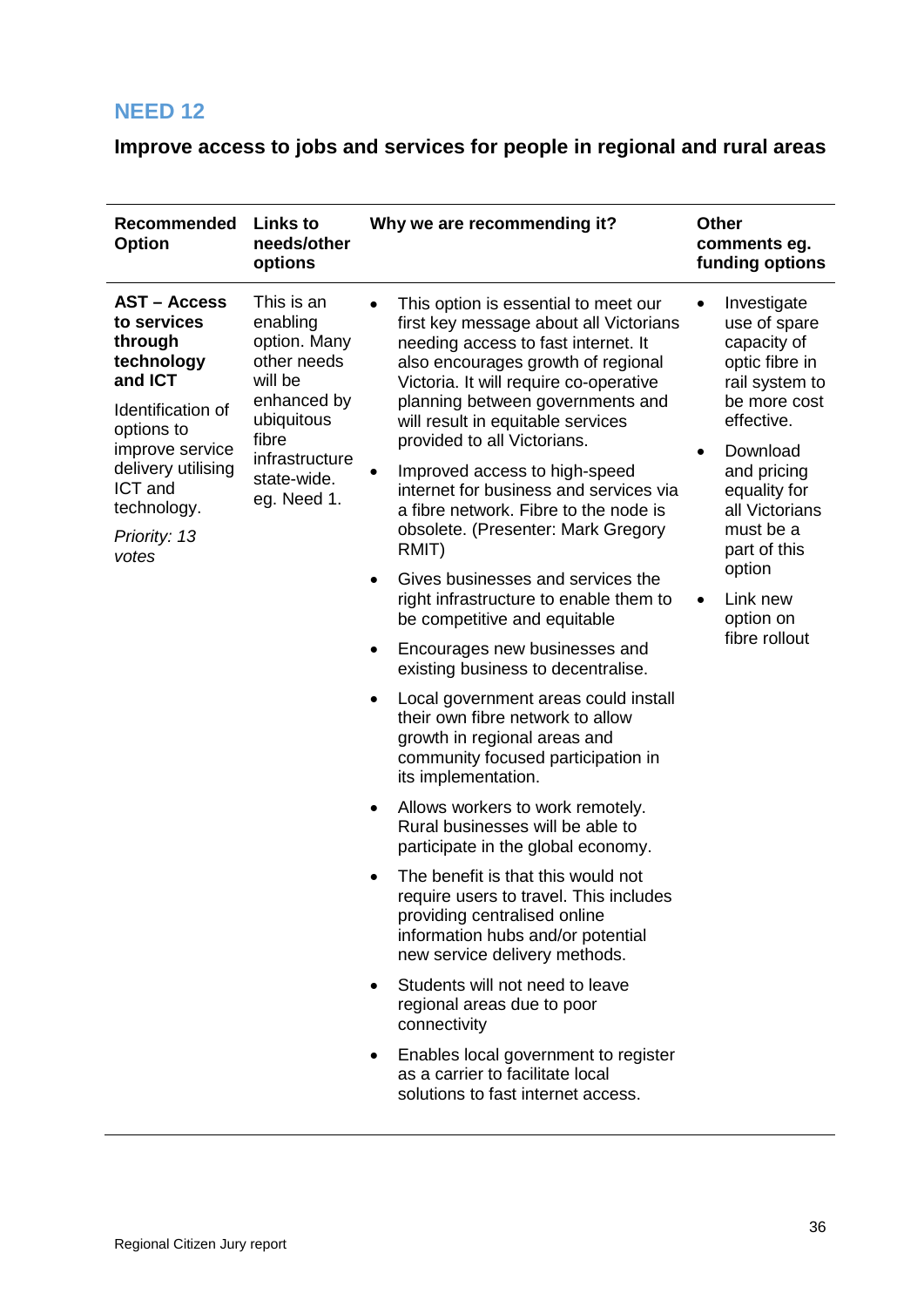## NEED 12

### Improve access to jobs and services for people in regional and rural areas

| Recommended Option | Links to needs/other options | Why we are recommending it? | Other comments eg. funding options |
|---|---|---|---|
| **AST – Access to services through technology and ICT**<br><br>Identification of options to improve service delivery utilising ICT and technology.<br><br>*Priority: 13 votes* | This is an enabling option. Many other needs will be enhanced by ubiquitous fibre infrastructure state-wide. eg. Need 1. | • This option is essential to meet our first key message about all Victorians needing access to fast internet. It also encourages growth of regional Victoria. It will require co-operative planning between governments and will result in equitable services provided to all Victorians.<br>• Improved access to high-speed internet for business and services via a fibre network. Fibre to the node is obsolete. (Presenter: Mark Gregory RMIT)<br>• Gives businesses and services the right infrastructure to enable them to be competitive and equitable<br>• Encourages new businesses and existing business to decentralise.<br>• Local government areas could install their own fibre network to allow growth in regional areas and community focused participation in its implementation.<br>• Allows workers to work remotely. Rural businesses will be able to participate in the global economy.<br>• The benefit is that this would not require users to travel. This includes providing centralised online information hubs and/or potential new service delivery methods.<br>• Students will not need to leave regional areas due to poor connectivity<br>• Enables local government to register as a carrier to facilitate local solutions to fast internet access. | • Investigate use of spare capacity of optic fibre in rail system to be more cost effective.<br>• Download and pricing equality for all Victorians must be a part of this option<br>• Link new option on fibre rollout |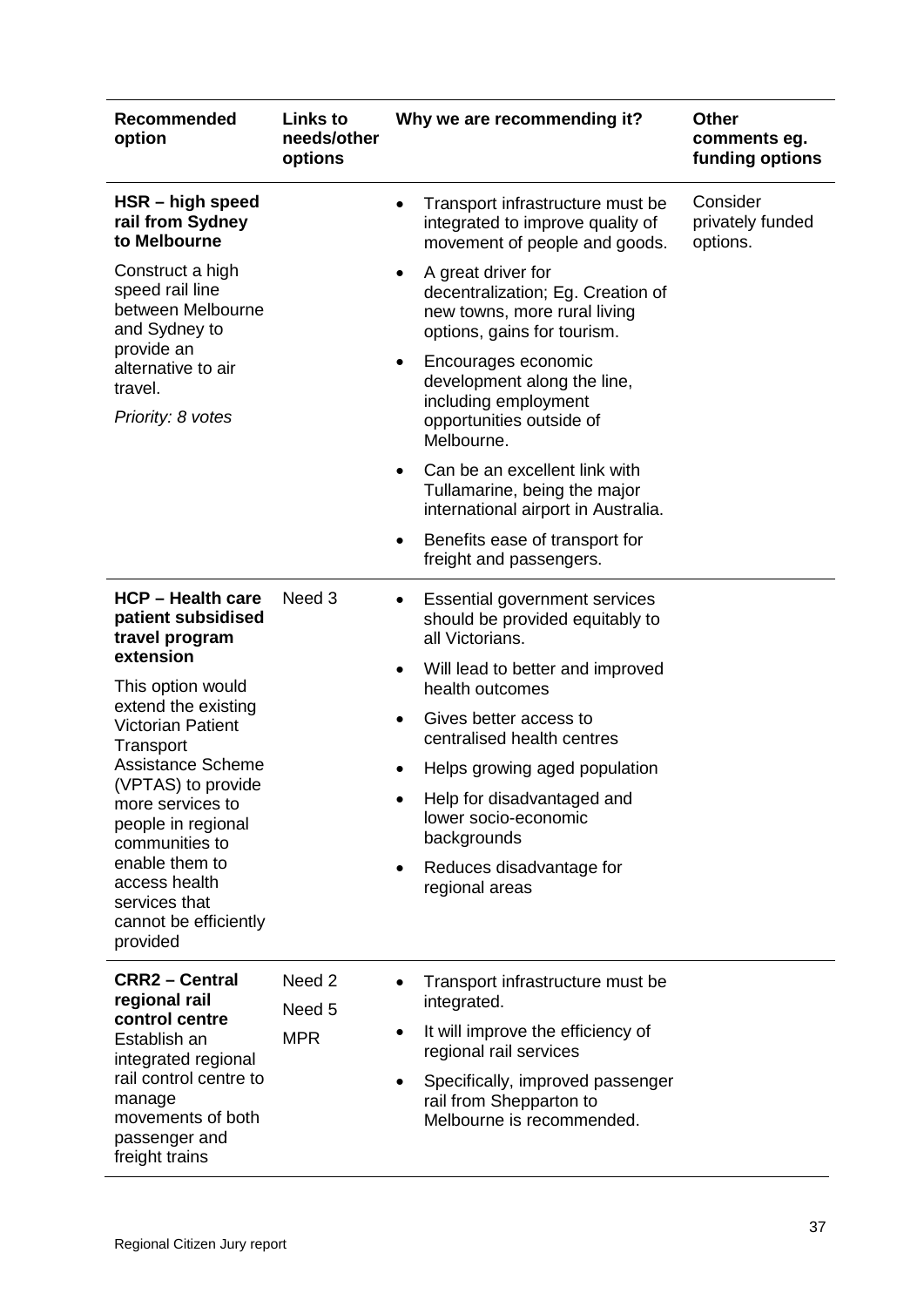| Recommended option | Links to needs/other options | Why we are recommending it? | Other comments eg. funding options |
|---|---|---|---|
| **HSR – high speed rail from Sydney to Melbourne**<br><br>Construct a high speed rail line between Melbourne and Sydney to provide an alternative to air travel.<br><br>*Priority: 8 votes* | | • Transport infrastructure must be integrated to improve quality of movement of people and goods.<br>• A great driver for decentralization; Eg. Creation of new towns, more rural living options, gains for tourism.<br>• Encourages economic development along the line, including employment opportunities outside of Melbourne.<br>• Can be an excellent link with Tullamarine, being the major international airport in Australia.<br>• Benefits ease of transport for freight and passengers. | Consider privately funded options. |
| **HCP – Health care patient subsidised travel program extension**<br><br>This option would extend the existing Victorian Patient Transport Assistance Scheme (VPTAS) to provide more services to people in regional communities to enable them to access health services that cannot be efficiently provided | Need 3 | • Essential government services should be provided equitably to all Victorians.<br>• Will lead to better and improved health outcomes<br>• Gives better access to centralised health centres<br>• Helps growing aged population<br>• Help for disadvantaged and lower socio-economic backgrounds<br>• Reduces disadvantage for regional areas | |
| **CRR2 – Central regional rail control centre**<br>Establish an integrated regional rail control centre to manage movements of both passenger and freight trains | Need 2<br>Need 5<br>MPR | • Transport infrastructure must be integrated.<br>• It will improve the efficiency of regional rail services<br>• Specifically, improved passenger rail from Shepparton to Melbourne is recommended. | |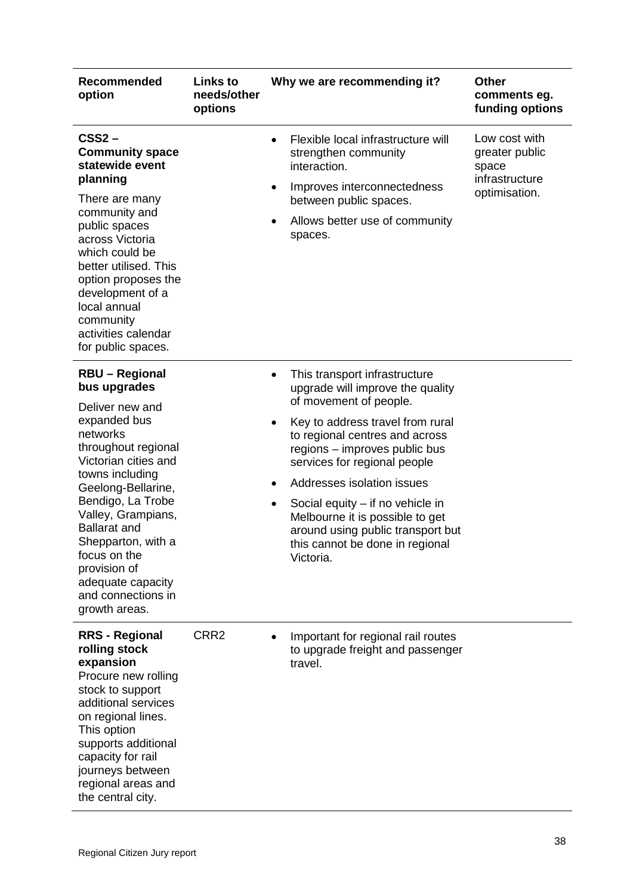| Recommended option | Links to needs/other options | Why we are recommending it? | Other comments eg. funding options |
|---|---|---|---|
| **CSS2 – Community space statewide event planning**<br>There are many community and public spaces across Victoria which could be better utilised. This option proposes the development of a local annual community activities calendar for public spaces. | | • Flexible local infrastructure will strengthen community interaction.<br>• Improves interconnectedness between public spaces.<br>• Allows better use of community spaces. | Low cost with greater public space infrastructure optimisation. |
| **RBU – Regional bus upgrades**<br>Deliver new and expanded bus networks throughout regional Victorian cities and towns including Geelong-Bellarine, Bendigo, La Trobe Valley, Grampians, Ballarat and Shepparton, with a focus on the provision of adequate capacity and connections in growth areas. | | • This transport infrastructure upgrade will improve the quality of movement of people.<br>• Key to address travel from rural to regional centres and across regions – improves public bus services for regional people<br>• Addresses isolation issues<br>• Social equity – if no vehicle in Melbourne it is possible to get around using public transport but this cannot be done in regional Victoria. | |
| **RRS - Regional rolling stock expansion**<br>Procure new rolling stock to support additional services on regional lines. This option supports additional capacity for rail journeys between regional areas and the central city. | CRR2 | • Important for regional rail routes to upgrade freight and passenger travel. | |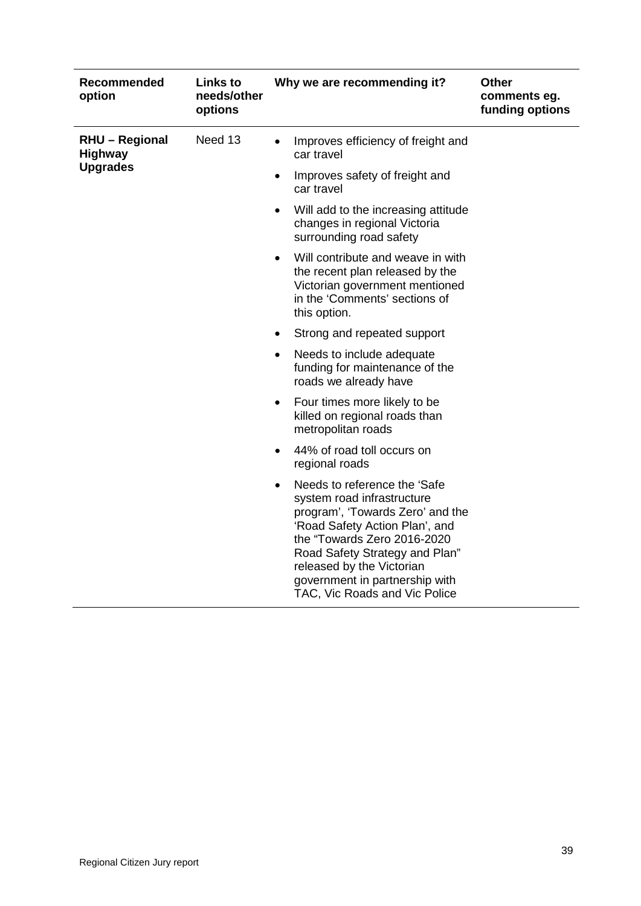| Recommended option | Links to needs/other options | Why we are recommending it? | Other comments eg. funding options |
|---|---|---|---|
| **RHU – Regional Highway Upgrades** | Need 13 | • Improves efficiency of freight and car travel<br>• Improves safety of freight and car travel<br>• Will add to the increasing attitude changes in regional Victoria surrounding road safety<br>• Will contribute and weave in with the recent plan released by the Victorian government mentioned in the 'Comments' sections of this option.<br>• Strong and repeated support<br>• Needs to include adequate funding for maintenance of the roads we already have<br>• Four times more likely to be killed on regional roads than metropolitan roads<br>• 44% of road toll occurs on regional roads<br>• Needs to reference the 'Safe system road infrastructure program', 'Towards Zero' and the 'Road Safety Action Plan', and the "Towards Zero 2016-2020 Road Safety Strategy and Plan" released by the Victorian government in partnership with TAC, Vic Roads and Vic Police | |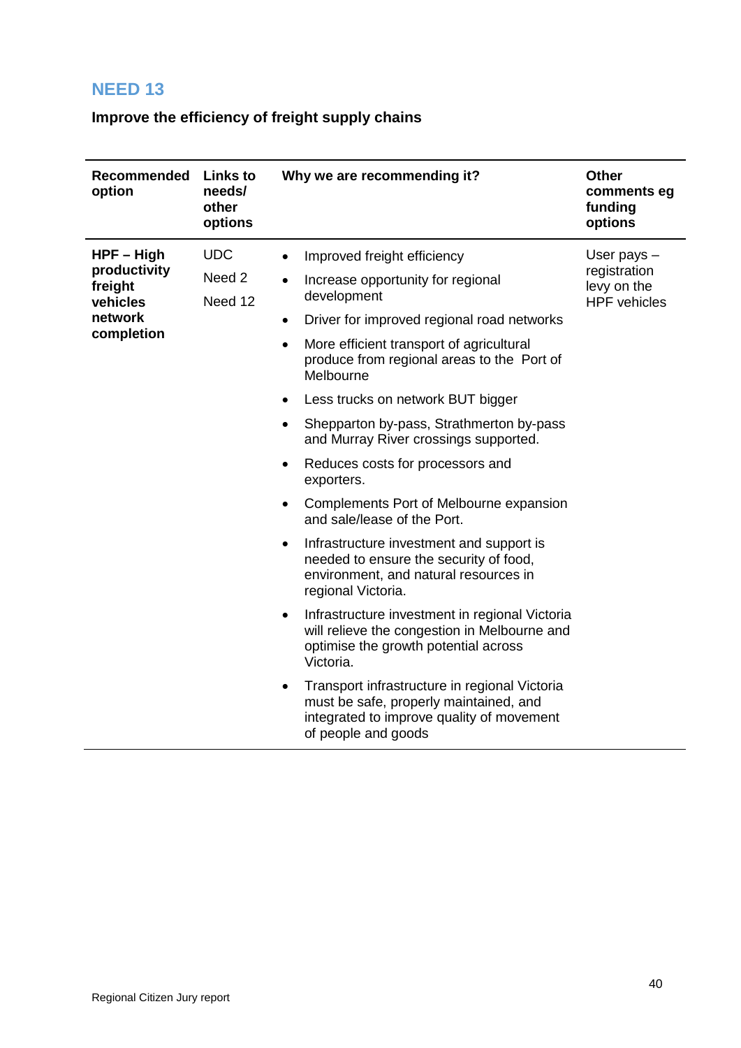## NEED 13

**Improve the efficiency of freight supply chains**

| Recommended option | Links to needs/ other options | Why we are recommending it? | Other comments eg funding options |
|---|---|---|---|
| **HPF – High productivity freight vehicles network completion** | UDC<br>Need 2<br>Need 12 | • Improved freight efficiency<br>• Increase opportunity for regional development<br>• Driver for improved regional road networks<br>• More efficient transport of agricultural produce from regional areas to the Port of Melbourne<br>• Less trucks on network BUT bigger<br>• Shepparton by-pass, Strathmerton by-pass and Murray River crossings supported.<br>• Reduces costs for processors and exporters.<br>• Complements Port of Melbourne expansion and sale/lease of the Port.<br>• Infrastructure investment and support is needed to ensure the security of food, environment, and natural resources in regional Victoria.<br>• Infrastructure investment in regional Victoria will relieve the congestion in Melbourne and optimise the growth potential across Victoria.<br>• Transport infrastructure in regional Victoria must be safe, properly maintained, and integrated to improve quality of movement of people and goods | User pays – registration levy on the HPF vehicles |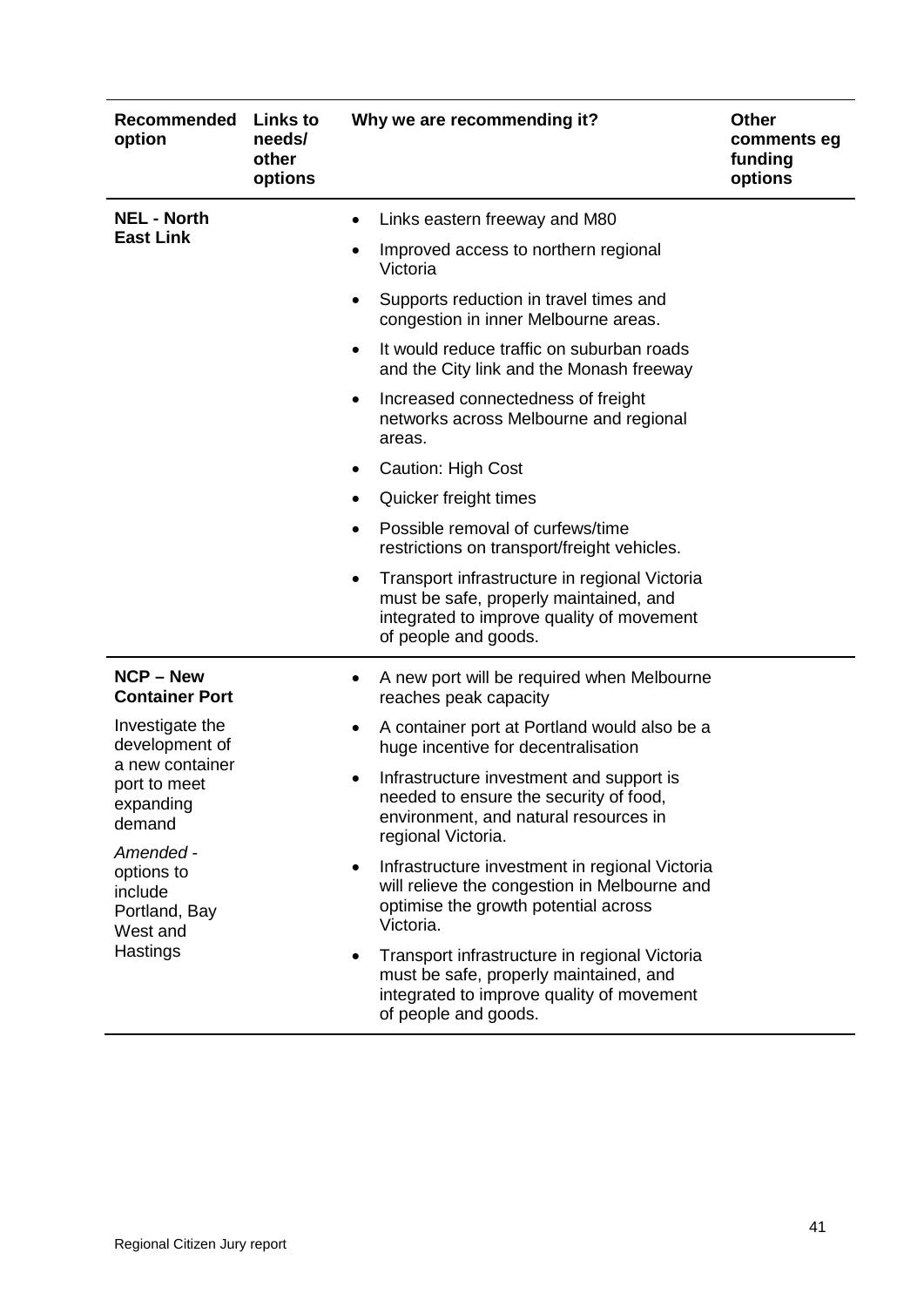| Recommended option | Links to needs/ other options | Why we are recommending it? | Other comments eg funding options |
|---|---|---|---|
| **NEL - North East Link** | | • Links eastern freeway and M80<br>• Improved access to northern regional Victoria<br>• Supports reduction in travel times and congestion in inner Melbourne areas.<br>• It would reduce traffic on suburban roads and the City link and the Monash freeway<br>• Increased connectedness of freight networks across Melbourne and regional areas.<br>• Caution: High Cost<br>• Quicker freight times<br>• Possible removal of curfews/time restrictions on transport/freight vehicles.<br>• Transport infrastructure in regional Victoria must be safe, properly maintained, and integrated to improve quality of movement of people and goods. | |
| **NCP – New Container Port**<br><br>Investigate the development of a new container port to meet expanding demand<br><br>*Amended* - options to include Portland, Bay West and Hastings | | • A new port will be required when Melbourne reaches peak capacity<br>• A container port at Portland would also be a huge incentive for decentralisation<br>• Infrastructure investment and support is needed to ensure the security of food, environment, and natural resources in regional Victoria.<br>• Infrastructure investment in regional Victoria will relieve the congestion in Melbourne and optimise the growth potential across Victoria.<br>• Transport infrastructure in regional Victoria must be safe, properly maintained, and integrated to improve quality of movement of people and goods. | |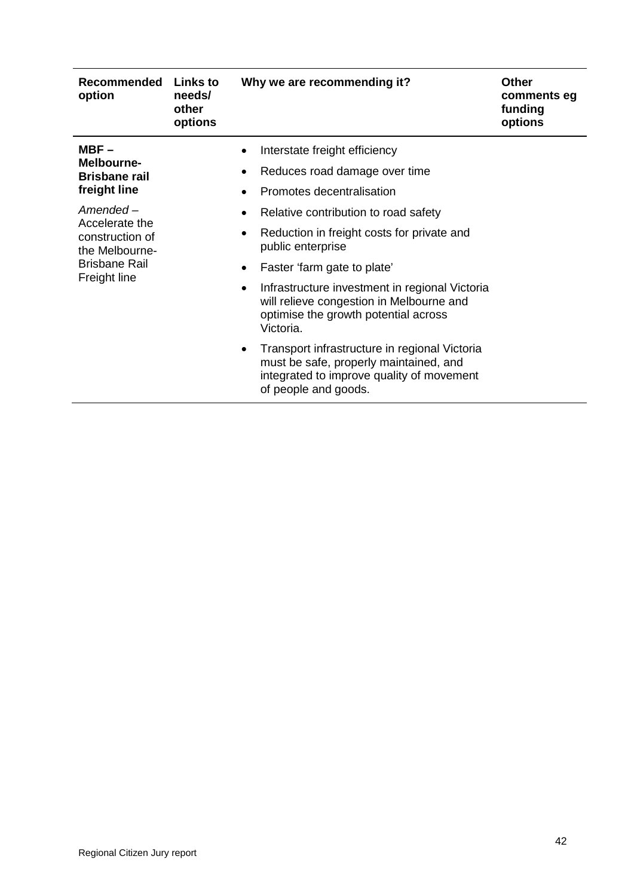| Recommended option | Links to needs/ other options | Why we are recommending it? | Other comments eg funding options |
|---|---|---|---|
| **MBF – Melbourne-Brisbane rail freight line**<br><br>*Amended* – Accelerate the construction of the Melbourne-Brisbane Rail Freight line | | • Interstate freight efficiency<br>• Reduces road damage over time<br>• Promotes decentralisation<br>• Relative contribution to road safety<br>• Reduction in freight costs for private and public enterprise<br>• Faster 'farm gate to plate'<br>• Infrastructure investment in regional Victoria will relieve congestion in Melbourne and optimise the growth potential across Victoria.<br>• Transport infrastructure in regional Victoria must be safe, properly maintained, and integrated to improve quality of movement of people and goods. | |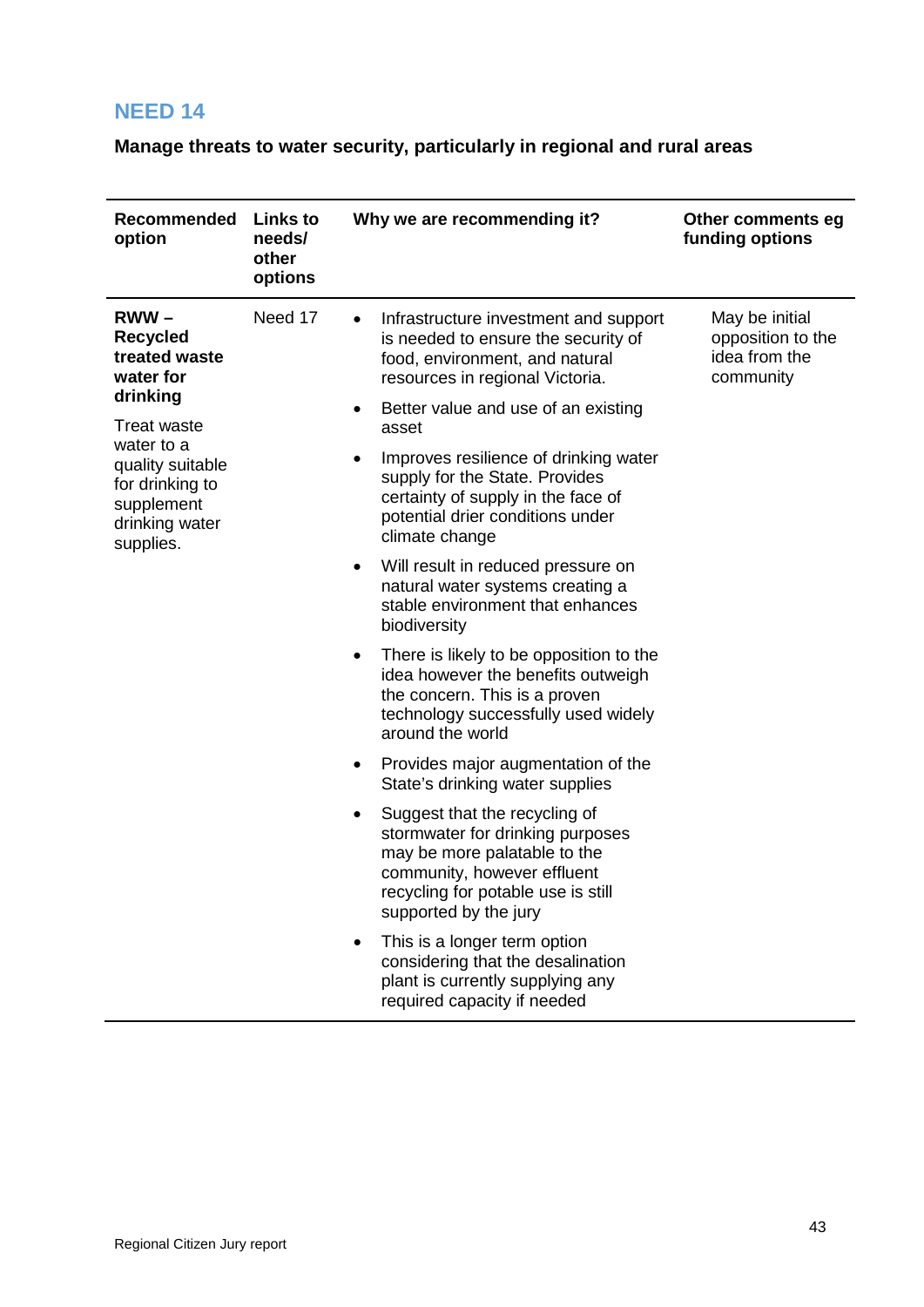## NEED 14

**Manage threats to water security, particularly in regional and rural areas**

| Recommended option | Links to needs/ other options | Why we are recommending it? | Other comments eg funding options |
|---|---|---|---|
| **RWW – Recycled treated waste water for drinking**<br><br>Treat waste water to a quality suitable for drinking to supplement drinking water supplies. | Need 17 | • Infrastructure investment and support is needed to ensure the security of food, environment, and natural resources in regional Victoria.<br>• Better value and use of an existing asset<br>• Improves resilience of drinking water supply for the State. Provides certainty of supply in the face of potential drier conditions under climate change<br>• Will result in reduced pressure on natural water systems creating a stable environment that enhances biodiversity<br>• There is likely to be opposition to the idea however the benefits outweigh the concern. This is a proven technology successfully used widely around the world<br>• Provides major augmentation of the State's drinking water supplies<br>• Suggest that the recycling of stormwater for drinking purposes may be more palatable to the community, however effluent recycling for potable use is still supported by the jury<br>• This is a longer term option considering that the desalination plant is currently supplying any required capacity if needed | May be initial opposition to the idea from the community |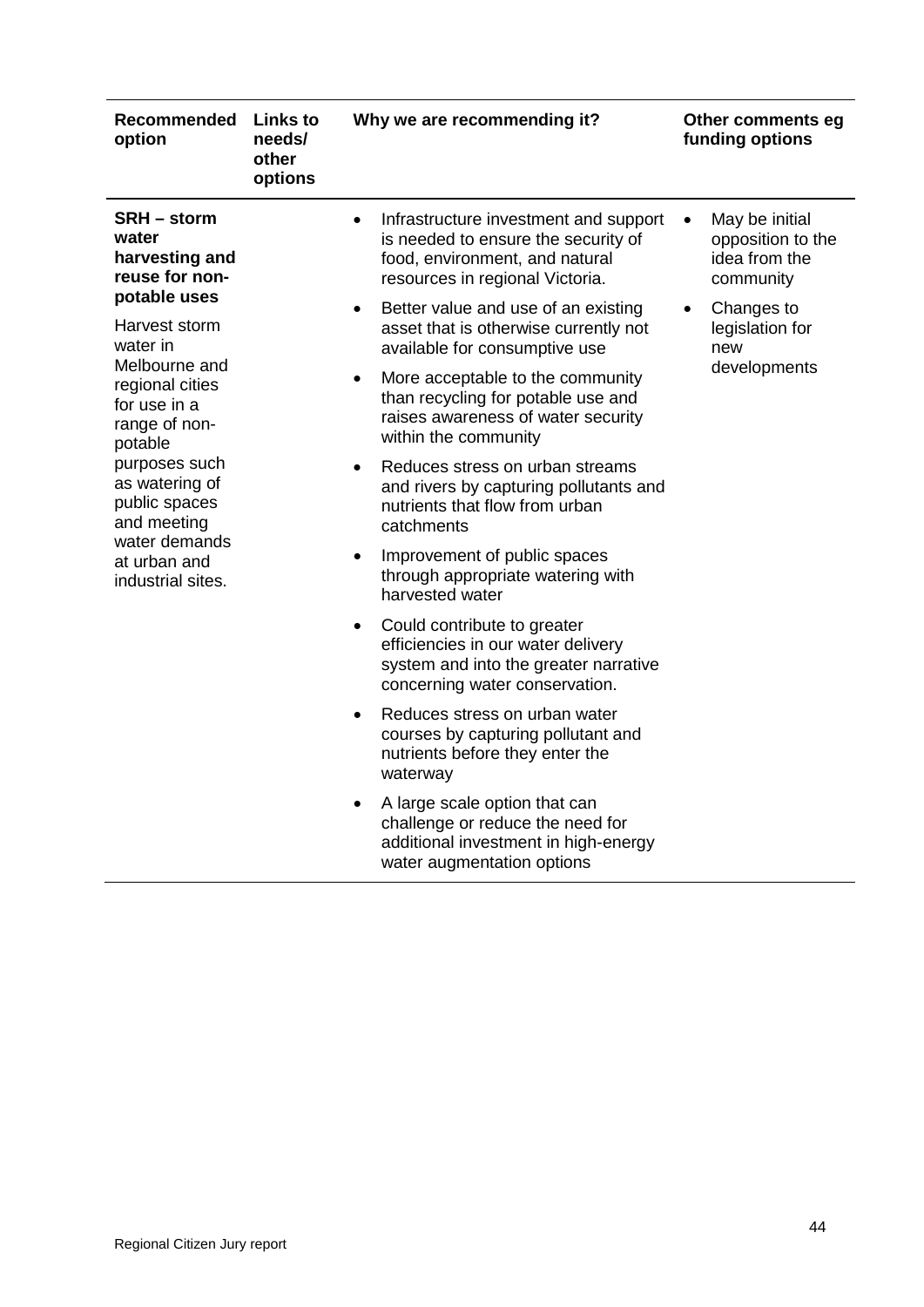| Recommended option | Links to needs/ other options | Why we are recommending it? | Other comments eg funding options |
|---|---|---|---|
| **SRH – storm water harvesting and reuse for non-potable uses**<br><br>Harvest storm water in Melbourne and regional cities for use in a range of non-potable purposes such as watering of public spaces and meeting water demands at urban and industrial sites. | | • Infrastructure investment and support is needed to ensure the security of food, environment, and natural resources in regional Victoria.<br>• Better value and use of an existing asset that is otherwise currently not available for consumptive use<br>• More acceptable to the community than recycling for potable use and raises awareness of water security within the community<br>• Reduces stress on urban streams and rivers by capturing pollutants and nutrients that flow from urban catchments<br>• Improvement of public spaces through appropriate watering with harvested water<br>• Could contribute to greater efficiencies in our water delivery system and into the greater narrative concerning water conservation.<br>• Reduces stress on urban water courses by capturing pollutant and nutrients before they enter the waterway<br>• A large scale option that can challenge or reduce the need for additional investment in high-energy water augmentation options | • May be initial opposition to the idea from the community<br>• Changes to legislation for new developments |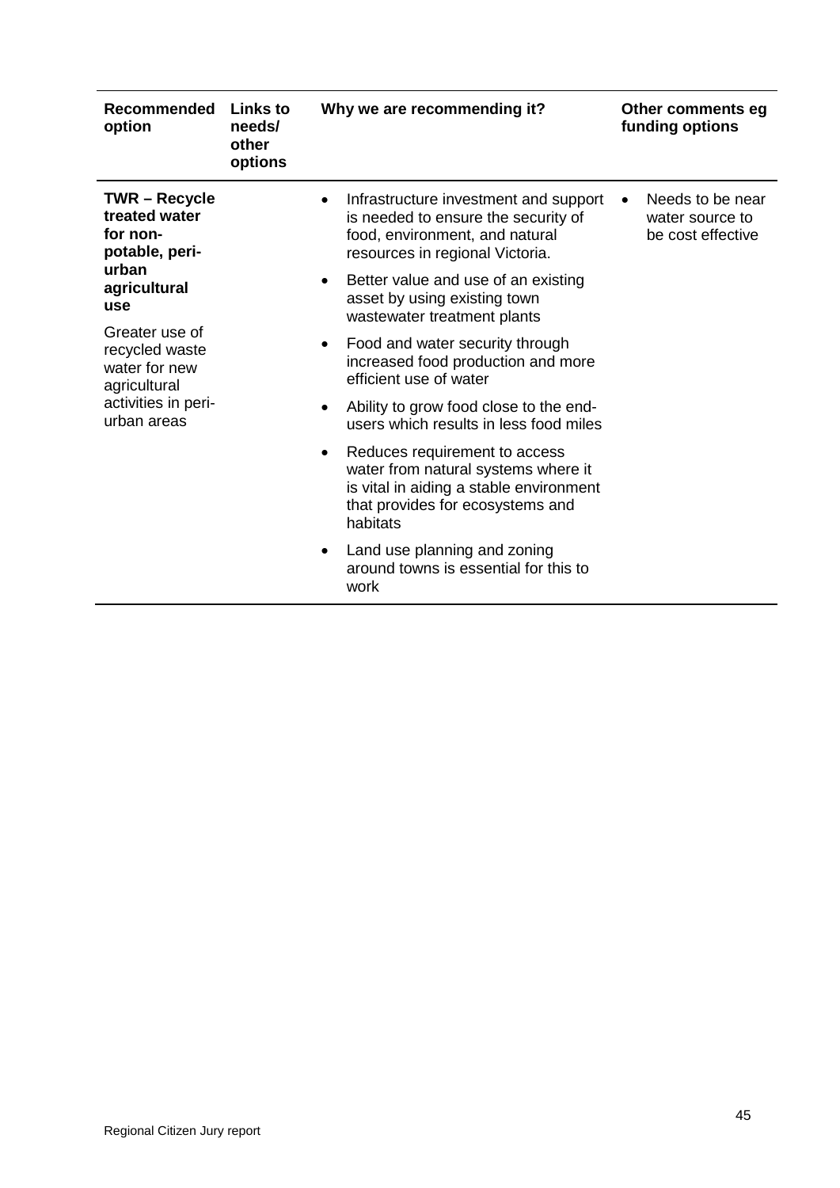| Recommended option | Links to needs/ other options | Why we are recommending it? | Other comments eg funding options |
|---|---|---|---|
| **TWR – Recycle treated water for non-potable, peri-urban agricultural use**<br><br>Greater use of recycled waste water for new agricultural activities in peri-urban areas | | • Infrastructure investment and support is needed to ensure the security of food, environment, and natural resources in regional Victoria.<br>• Better value and use of an existing asset by using existing town wastewater treatment plants<br>• Food and water security through increased food production and more efficient use of water<br>• Ability to grow food close to the end-users which results in less food miles<br>• Reduces requirement to access water from natural systems where it is vital in aiding a stable environment that provides for ecosystems and habitats<br>• Land use planning and zoning around towns is essential for this to work | • Needs to be near water source to be cost effective |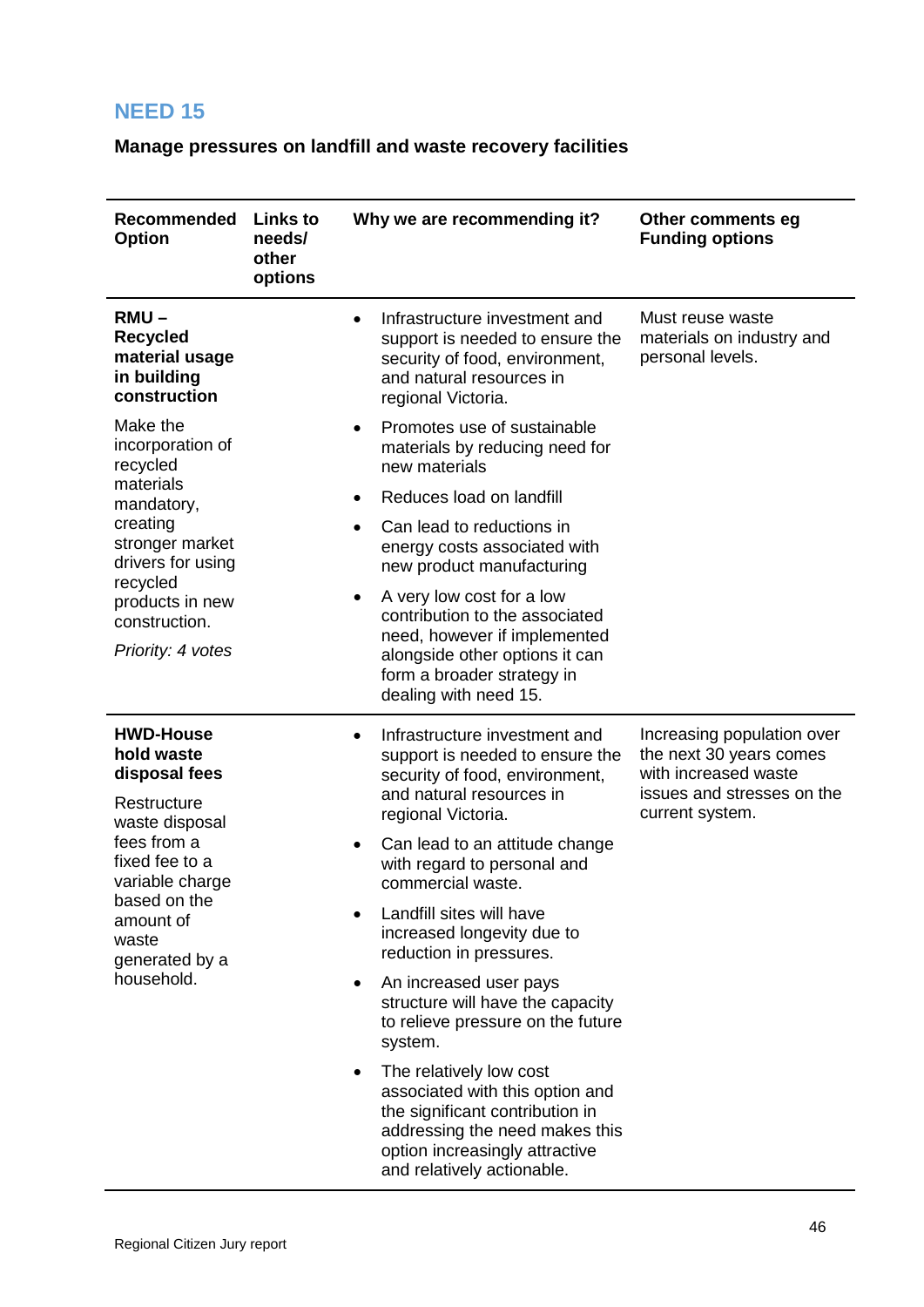## NEED 15

**Manage pressures on landfill and waste recovery facilities**

| Recommended Option | Links to needs/ other options | Why we are recommending it? | Other comments eg Funding options |
|---|---|---|---|
| **RMU – Recycled material usage in building construction**<br><br>Make the incorporation of recycled materials mandatory, creating stronger market drivers for using recycled products in new construction.<br><br>*Priority: 4 votes* | | • Infrastructure investment and support is needed to ensure the security of food, environment, and natural resources in regional Victoria.<br>• Promotes use of sustainable materials by reducing need for new materials<br>• Reduces load on landfill<br>• Can lead to reductions in energy costs associated with new product manufacturing<br>• A very low cost for a low contribution to the associated need, however if implemented alongside other options it can form a broader strategy in dealing with need 15. | Must reuse waste materials on industry and personal levels. |
| **HWD-House hold waste disposal fees**<br><br>Restructure waste disposal fees from a fixed fee to a variable charge based on the amount of waste generated by a household. | | • Infrastructure investment and support is needed to ensure the security of food, environment, and natural resources in regional Victoria.<br>• Can lead to an attitude change with regard to personal and commercial waste.<br>• Landfill sites will have increased longevity due to reduction in pressures.<br>• An increased user pays structure will have the capacity to relieve pressure on the future system.<br>• The relatively low cost associated with this option and the significant contribution in addressing the need makes this option increasingly attractive and relatively actionable. | Increasing population over the next 30 years comes with increased waste issues and stresses on the current system. |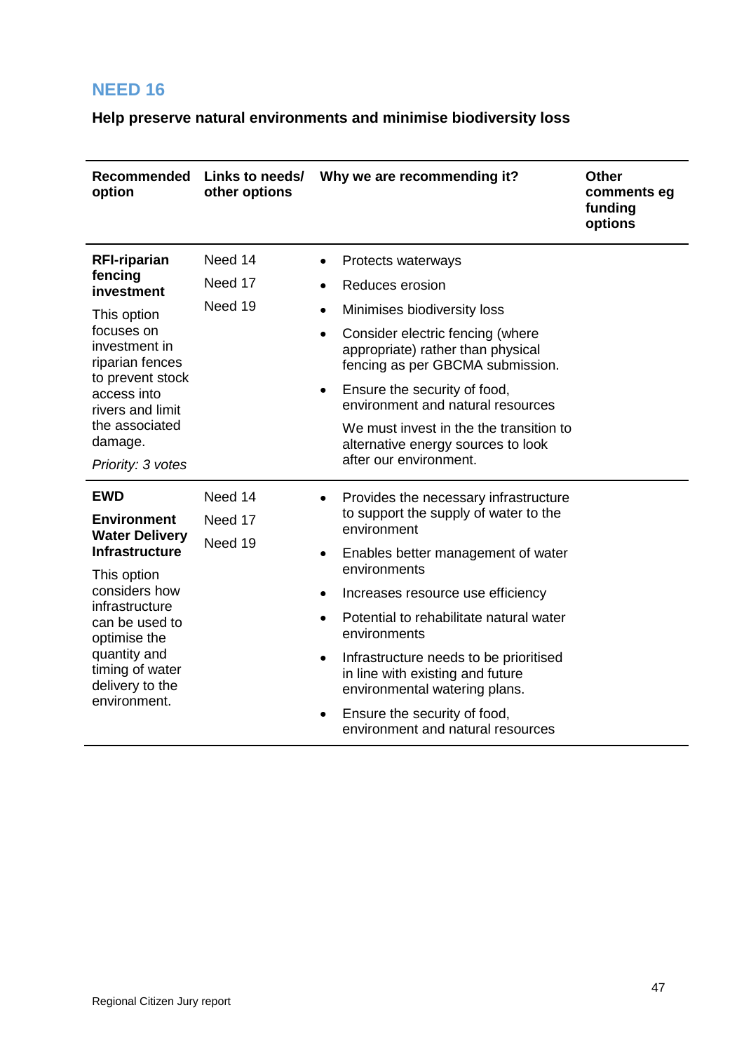## NEED 16

**Help preserve natural environments and minimise biodiversity loss**

| Recommended option | Links to needs/ other options | Why we are recommending it? | Other comments eg funding options |
|---|---|---|---|
| **RFI-riparian fencing investment**<br><br>This option focuses on investment in riparian fences to prevent stock access into rivers and limit the associated damage.<br><br>*Priority: 3 votes* | Need 14<br>Need 17<br>Need 19 | • Protects waterways<br>• Reduces erosion<br>• Minimises biodiversity loss<br>• Consider electric fencing (where appropriate) rather than physical fencing as per GBCMA submission.<br>• Ensure the security of food, environment and natural resources<br><br>We must invest in the the transition to alternative energy sources to look after our environment. | |
| **EWD**<br><br>**Environment Water Delivery Infrastructure**<br><br>This option considers how infrastructure can be used to optimise the quantity and timing of water delivery to the environment. | Need 14<br>Need 17<br>Need 19 | • Provides the necessary infrastructure to support the supply of water to the environment<br>• Enables better management of water environments<br>• Increases resource use efficiency<br>• Potential to rehabilitate natural water environments<br>• Infrastructure needs to be prioritised in line with existing and future environmental watering plans.<br>• Ensure the security of food, environment and natural resources | |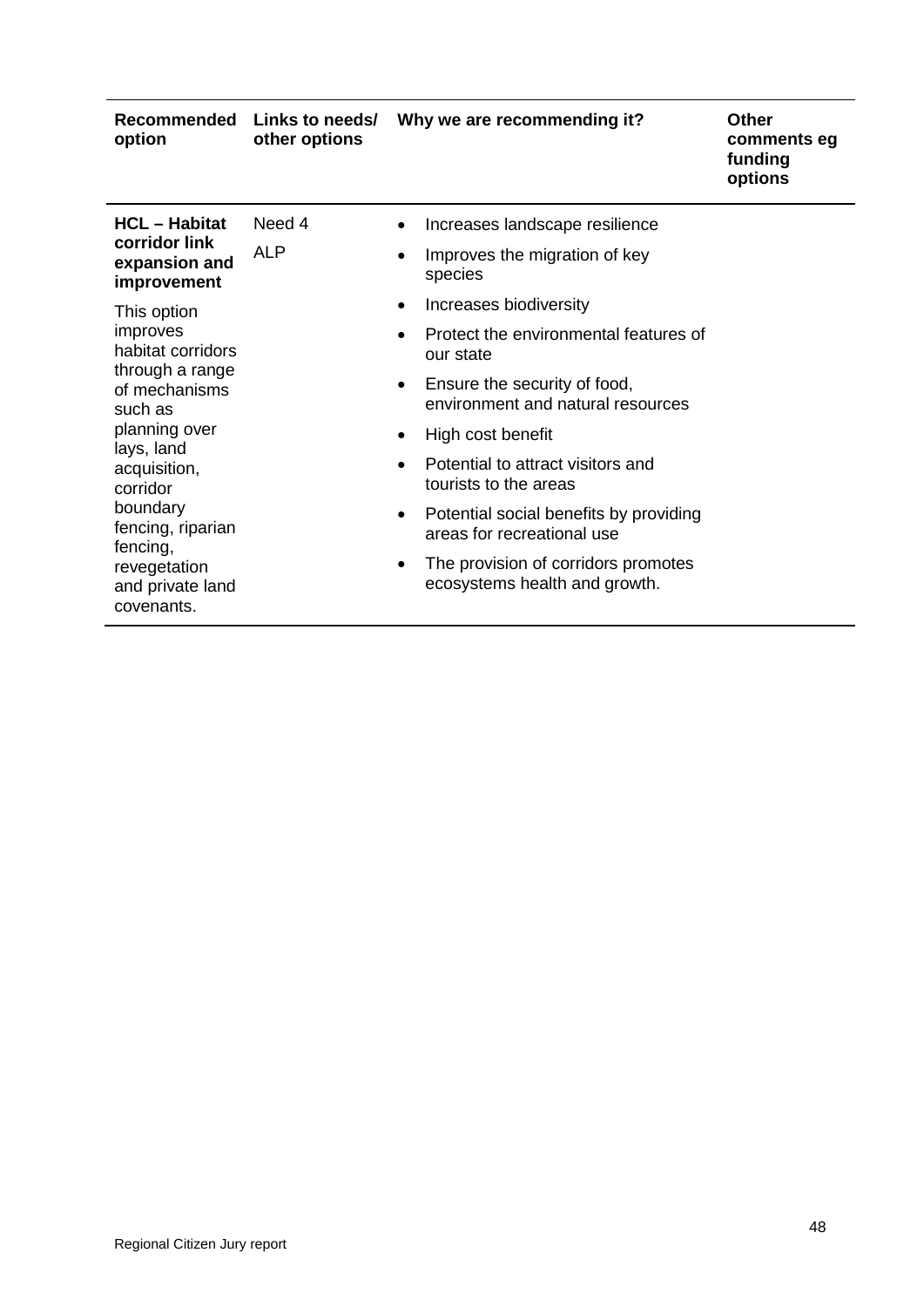| Recommended option | Links to needs/ other options | Why we are recommending it? | Other comments eg funding options |
|---|---|---|---|
| **HCL – Habitat corridor link expansion and improvement**<br><br>This option improves habitat corridors through a range of mechanisms such as planning over lays, land acquisition, corridor boundary fencing, riparian fencing, revegetation and private land covenants. | Need 4<br><br>ALP | • Increases landscape resilience<br>• Improves the migration of key species<br>• Increases biodiversity<br>• Protect the environmental features of our state<br>• Ensure the security of food, environment and natural resources<br>• High cost benefit<br>• Potential to attract visitors and tourists to the areas<br>• Potential social benefits by providing areas for recreational use<br>• The provision of corridors promotes ecosystems health and growth. | |

Regional Citizen Jury report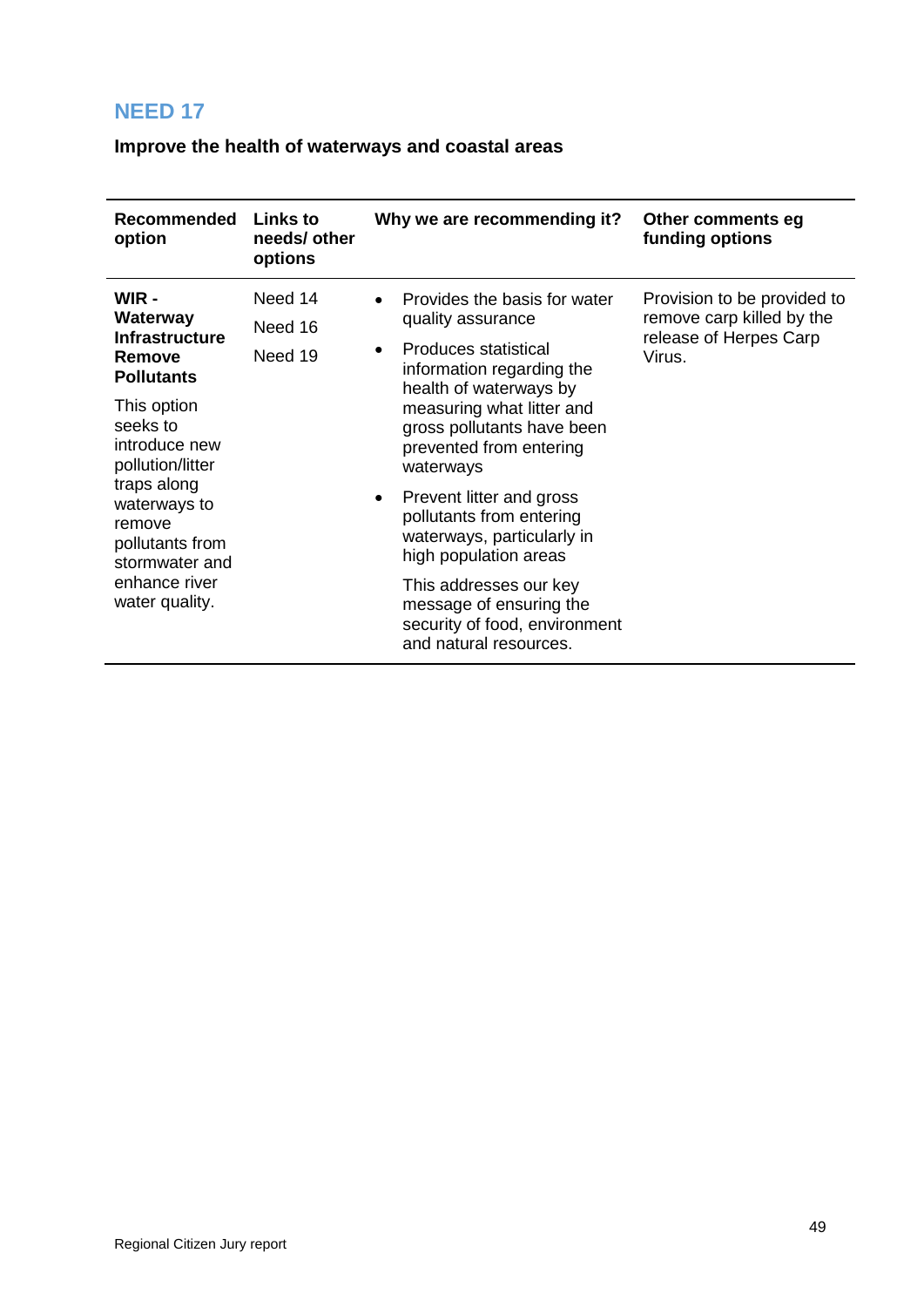## NEED 17

**Improve the health of waterways and coastal areas**

| Recommended option | Links to needs/ other options | Why we are recommending it? | Other comments eg funding options |
|---|---|---|---|
| **WIR - Waterway Infrastructure Remove Pollutants**<br><br>This option seeks to introduce new pollution/litter traps along waterways to remove pollutants from stormwater and enhance river water quality. | Need 14<br>Need 16<br>Need 19 | • Provides the basis for water quality assurance<br>• Produces statistical information regarding the health of waterways by measuring what litter and gross pollutants have been prevented from entering waterways<br>• Prevent litter and gross pollutants from entering waterways, particularly in high population areas<br><br>This addresses our key message of ensuring the security of food, environment and natural resources. | Provision to be provided to remove carp killed by the release of Herpes Carp Virus. |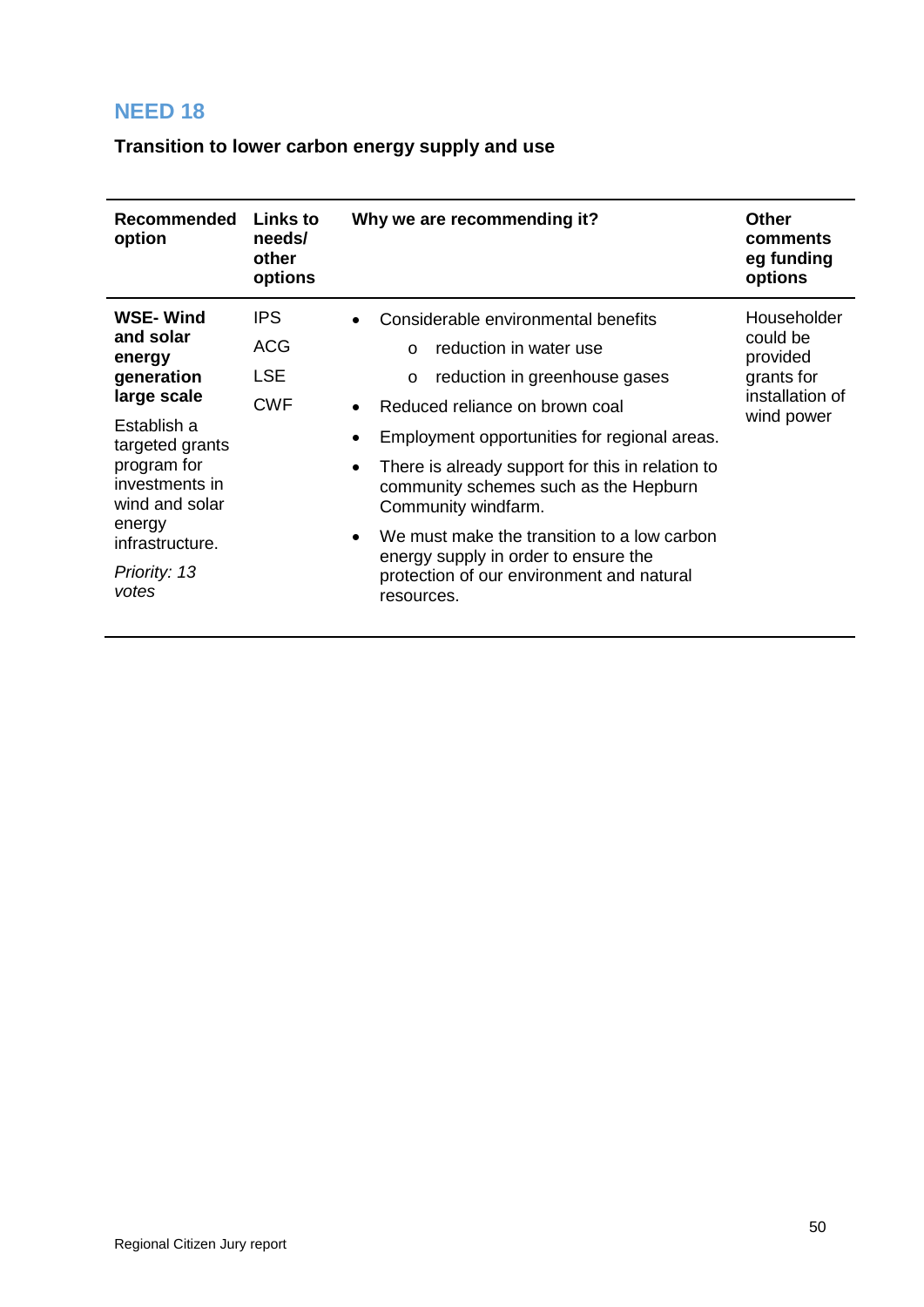## NEED 18

**Transition to lower carbon energy supply and use**

| Recommended option | Links to needs/ other options | Why we are recommending it? | Other comments eg funding options |
|---|---|---|---|
| **WSE- Wind and solar energy generation large scale**<br><br>Establish a targeted grants program for investments in wind and solar energy infrastructure.<br><br>*Priority: 13 votes* | IPS<br>ACG<br>LSE<br>CWF | • Considerable environmental benefits<br>&nbsp;&nbsp;&nbsp;o reduction in water use<br>&nbsp;&nbsp;&nbsp;o reduction in greenhouse gases<br>• Reduced reliance on brown coal<br>• Employment opportunities for regional areas.<br>• There is already support for this in relation to community schemes such as the Hepburn Community windfarm.<br>• We must make the transition to a low carbon energy supply in order to ensure the protection of our environment and natural resources. | Householder could be provided grants for installation of wind power |

Regional Citizen Jury report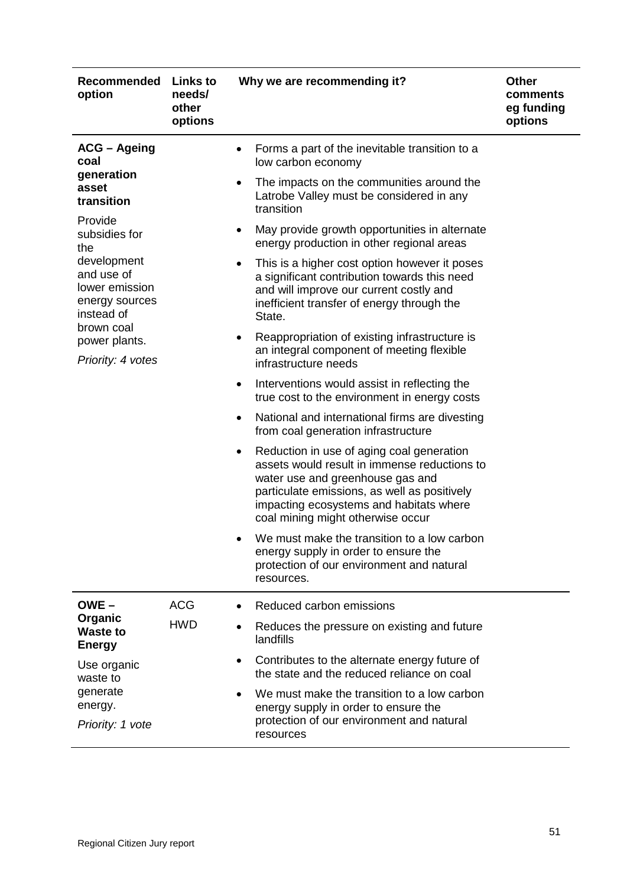| Recommended option | Links to needs/ other options | Why we are recommending it? | Other comments eg funding options |
|---|---|---|---|
| **ACG – Ageing coal generation asset transition**<br><br>Provide subsidies for the development and use of lower emission energy sources instead of brown coal power plants.<br><br>*Priority: 4 votes* | | • Forms a part of the inevitable transition to a low carbon economy<br>• The impacts on the communities around the Latrobe Valley must be considered in any transition<br>• May provide growth opportunities in alternate energy production in other regional areas<br>• This is a higher cost option however it poses a significant contribution towards this need and will improve our current costly and inefficient transfer of energy through the State.<br>• Reappropriation of existing infrastructure is an integral component of meeting flexible infrastructure needs<br>• Interventions would assist in reflecting the true cost to the environment in energy costs<br>• National and international firms are divesting from coal generation infrastructure<br>• Reduction in use of aging coal generation assets would result in immense reductions to water use and greenhouse gas and particulate emissions, as well as positively impacting ecosystems and habitats where coal mining might otherwise occur<br>• We must make the transition to a low carbon energy supply in order to ensure the protection of our environment and natural resources. | |
| **OWE – Organic Waste to Energy**<br><br>Use organic waste to generate energy.<br><br>*Priority: 1 vote* | ACG<br>HWD | • Reduced carbon emissions<br>• Reduces the pressure on existing and future landfills<br>• Contributes to the alternate energy future of the state and the reduced reliance on coal<br>• We must make the transition to a low carbon energy supply in order to ensure the protection of our environment and natural resources | |

Regional Citizen Jury report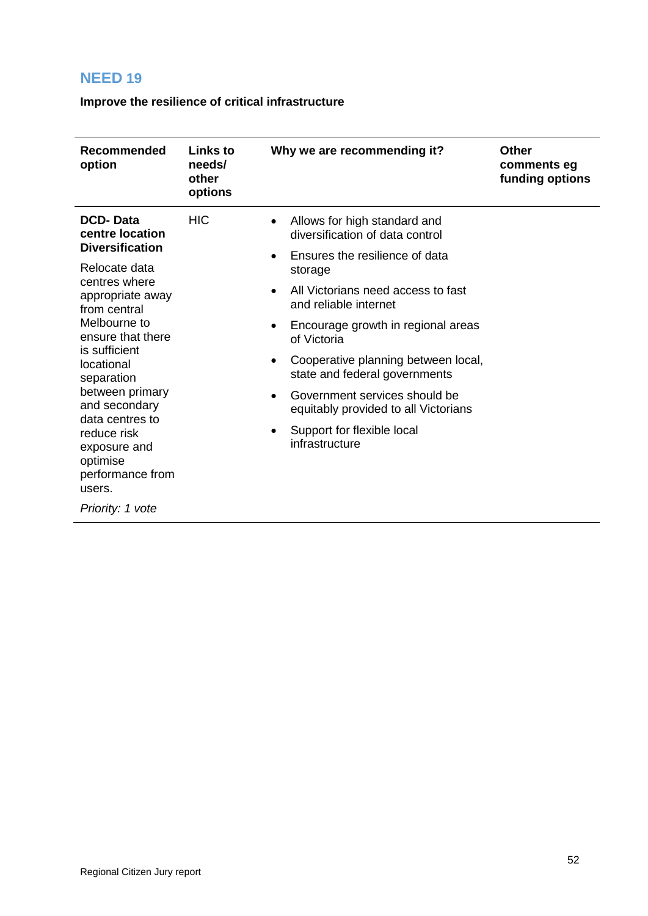## NEED 19

**Improve the resilience of critical infrastructure**

| Recommended option | Links to needs/ other options | Why we are recommending it? | Other comments eg funding options |
|---|---|---|---|
| **DCD- Data centre location Diversification**<br><br>Relocate data centres where appropriate away from central Melbourne to ensure that there is sufficient locational separation between primary and secondary data centres to reduce risk exposure and optimise performance from users.<br><br>*Priority: 1 vote* | HIC | • Allows for high standard and diversification of data control<br>• Ensures the resilience of data storage<br>• All Victorians need access to fast and reliable internet<br>• Encourage growth in regional areas of Victoria<br>• Cooperative planning between local, state and federal governments<br>• Government services should be equitably provided to all Victorians<br>• Support for flexible local infrastructure | |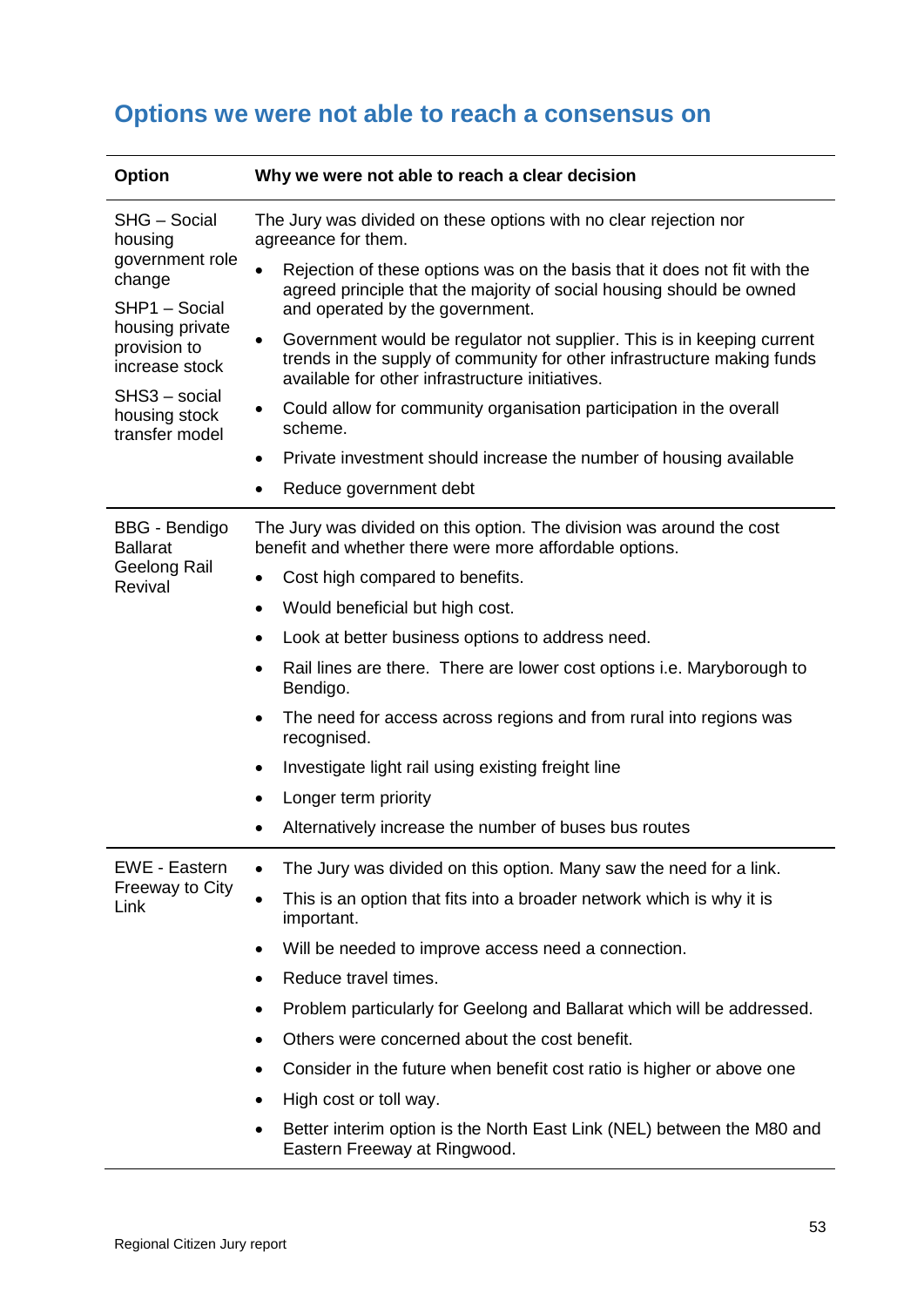## Options we were not able to reach a consensus on

| Option | Why we were not able to reach a clear decision |
|---|---|
| SHG – Social housing government role change<br><br>SHP1 – Social housing private provision to increase stock<br><br>SHS3 – social housing stock transfer model | The Jury was divided on these options with no clear rejection nor agreeance for them.<br>• Rejection of these options was on the basis that it does not fit with the agreed principle that the majority of social housing should be owned and operated by the government.<br>• Government would be regulator not supplier. This is in keeping current trends in the supply of community for other infrastructure making funds available for other infrastructure initiatives.<br>• Could allow for community organisation participation in the overall scheme.<br>• Private investment should increase the number of housing available<br>• Reduce government debt |
| BBG - Bendigo Ballarat Geelong Rail Revival | The Jury was divided on this option. The division was around the cost benefit and whether there were more affordable options.<br>• Cost high compared to benefits.<br>• Would beneficial but high cost.<br>• Look at better business options to address need.<br>• Rail lines are there. There are lower cost options i.e. Maryborough to Bendigo.<br>• The need for access across regions and from rural into regions was recognised.<br>• Investigate light rail using existing freight line<br>• Longer term priority<br>• Alternatively increase the number of buses bus routes |
| EWE - Eastern Freeway to City Link | • The Jury was divided on this option. Many saw the need for a link.<br>• This is an option that fits into a broader network which is why it is important.<br>• Will be needed to improve access need a connection.<br>• Reduce travel times.<br>• Problem particularly for Geelong and Ballarat which will be addressed.<br>• Others were concerned about the cost benefit.<br>• Consider in the future when benefit cost ratio is higher or above one<br>• High cost or toll way.<br>• Better interim option is the North East Link (NEL) between the M80 and Eastern Freeway at Ringwood. |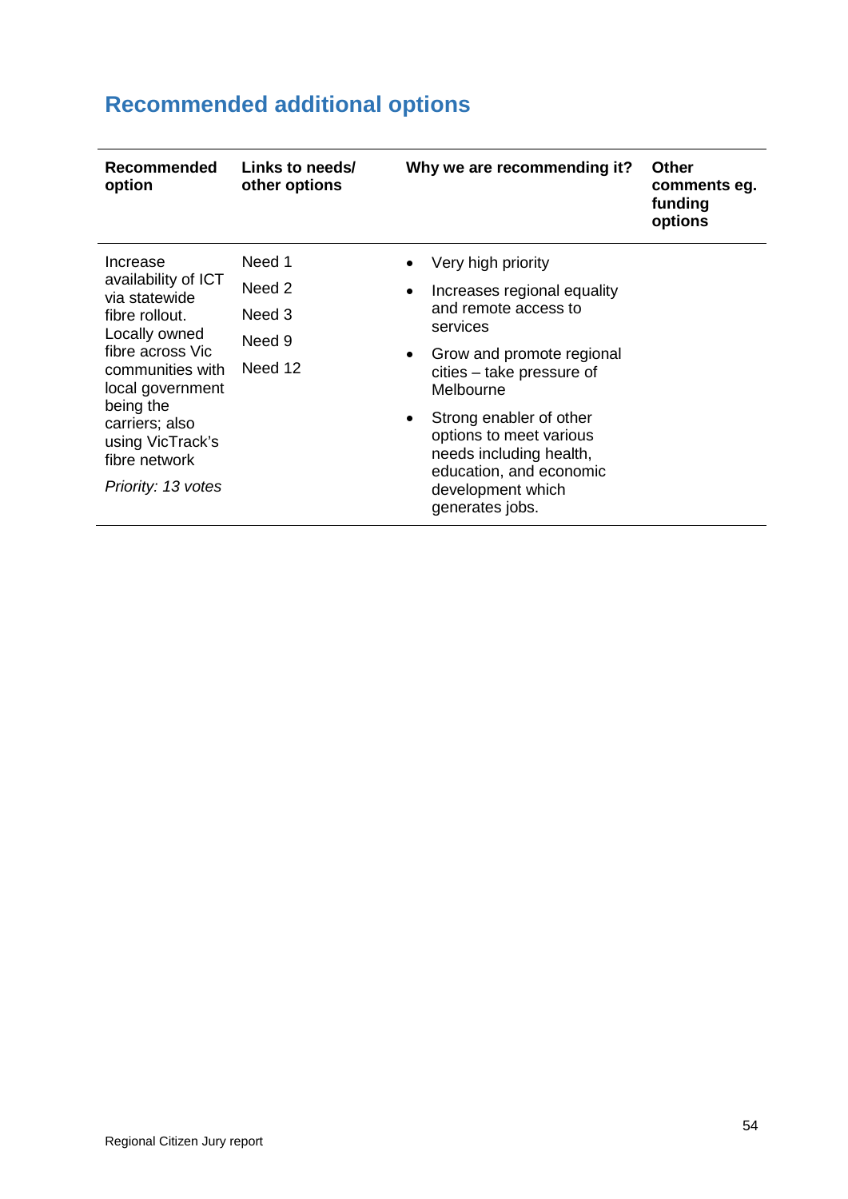## Recommended additional options

| Recommended option | Links to needs/ other options | Why we are recommending it? | Other comments eg. funding options |
|---|---|---|---|
| Increase availability of ICT via statewide fibre rollout. Locally owned fibre across Vic communities with local government being the carriers; also using VicTrack's fibre network<br>*Priority: 13 votes* | Need 1<br>Need 2<br>Need 3<br>Need 9<br>Need 12 | • Very high priority<br>• Increases regional equality and remote access to services<br>• Grow and promote regional cities – take pressure of Melbourne<br>• Strong enabler of other options to meet various needs including health, education, and economic development which generates jobs. | |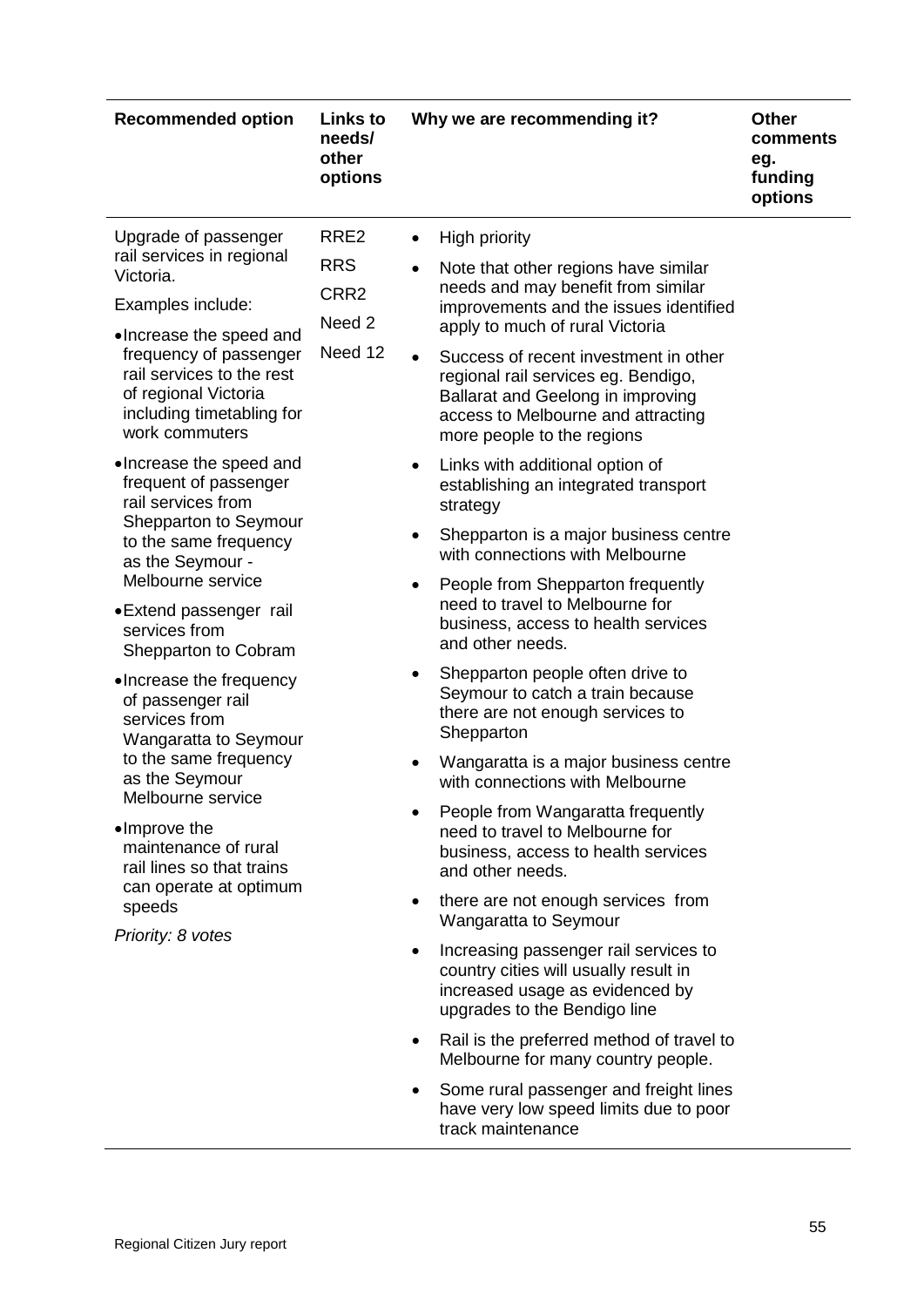| Recommended option | Links to needs/ other options | Why we are recommending it? | Other comments eg. funding options |
|---|---|---|---|
| Upgrade of passenger rail services in regional Victoria.<br><br>Examples include:<br><br>• Increase the speed and frequency of passenger rail services to the rest of regional Victoria including timetabling for work commuters<br><br>• Increase the speed and frequent of passenger rail services from Shepparton to Seymour to the same frequency as the Seymour - Melbourne service<br><br>• Extend passenger rail services from Shepparton to Cobram<br><br>• Increase the frequency of passenger rail services from Wangaratta to Seymour to the same frequency as the Seymour Melbourne service<br><br>• Improve the maintenance of rural rail lines so that trains can operate at optimum speeds<br><br>*Priority: 8 votes* | RRE2<br><br>RRS<br><br>CRR2<br><br>Need 2<br><br>Need 12 | • High priority<br><br>• Note that other regions have similar needs and may benefit from similar improvements and the issues identified apply to much of rural Victoria<br><br>• Success of recent investment in other regional rail services eg. Bendigo, Ballarat and Geelong in improving access to Melbourne and attracting more people to the regions<br><br>• Links with additional option of establishing an integrated transport strategy<br><br>• Shepparton is a major business centre with connections with Melbourne<br><br>• People from Shepparton frequently need to travel to Melbourne for business, access to health services and other needs.<br><br>• Shepparton people often drive to Seymour to catch a train because there are not enough services to Shepparton<br><br>• Wangaratta is a major business centre with connections with Melbourne<br><br>• People from Wangaratta frequently need to travel to Melbourne for business, access to health services and other needs.<br><br>• there are not enough services from Wangaratta to Seymour<br><br>• Increasing passenger rail services to country cities will usually result in increased usage as evidenced by upgrades to the Bendigo line<br><br>• Rail is the preferred method of travel to Melbourne for many country people.<br><br>• Some rural passenger and freight lines have very low speed limits due to poor track maintenance | |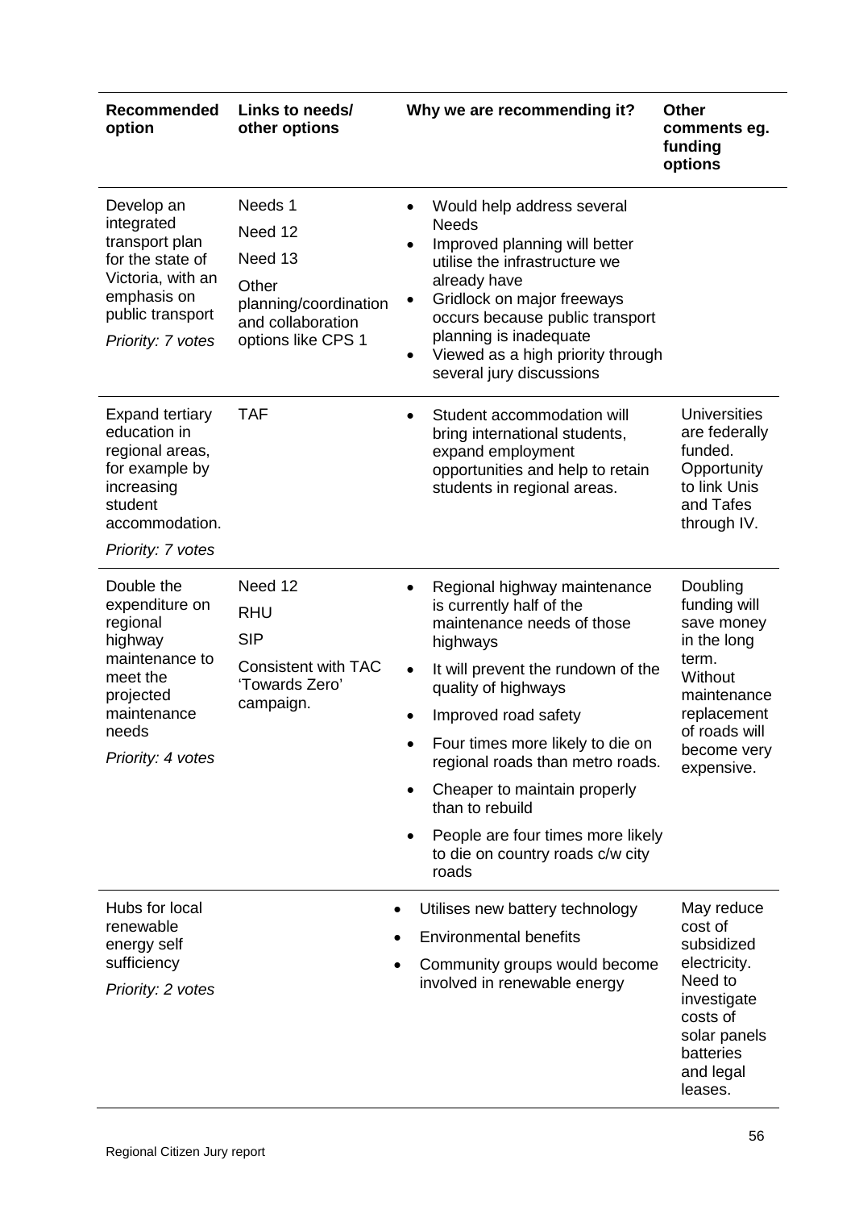| Recommended option | Links to needs/ other options | Why we are recommending it? | Other comments eg. funding options |
|---|---|---|---|
| Develop an integrated transport plan for the state of Victoria, with an emphasis on public transport<br>*Priority: 7 votes* | Needs 1<br>Need 12<br>Need 13<br>Other planning/coordination and collaboration options like CPS 1 | • Would help address several Needs<br>• Improved planning will better utilise the infrastructure we already have<br>• Gridlock on major freeways occurs because public transport planning is inadequate<br>• Viewed as a high priority through several jury discussions | |
| Expand tertiary education in regional areas, for example by increasing student accommodation.<br>*Priority: 7 votes* | TAF | • Student accommodation will bring international students, expand employment opportunities and help to retain students in regional areas. | Universities are federally funded. Opportunity to link Unis and Tafes through IV. |
| Double the expenditure on regional highway maintenance to meet the projected maintenance needs<br>*Priority: 4 votes* | Need 12<br>RHU<br>SIP<br>Consistent with TAC 'Towards Zero' campaign. | • Regional highway maintenance is currently half of the maintenance needs of those highways<br>• It will prevent the rundown of the quality of highways<br>• Improved road safety<br>• Four times more likely to die on regional roads than metro roads.<br>• Cheaper to maintain properly than to rebuild<br>• People are four times more likely to die on country roads c/w city roads | Doubling funding will save money in the long term. Without maintenance replacement of roads will become very expensive. |
| Hubs for local renewable energy self sufficiency<br>*Priority: 2 votes* | | • Utilises new battery technology<br>• Environmental benefits<br>• Community groups would become involved in renewable energy | May reduce cost of subsidized electricity. Need to investigate costs of solar panels batteries and legal leases. |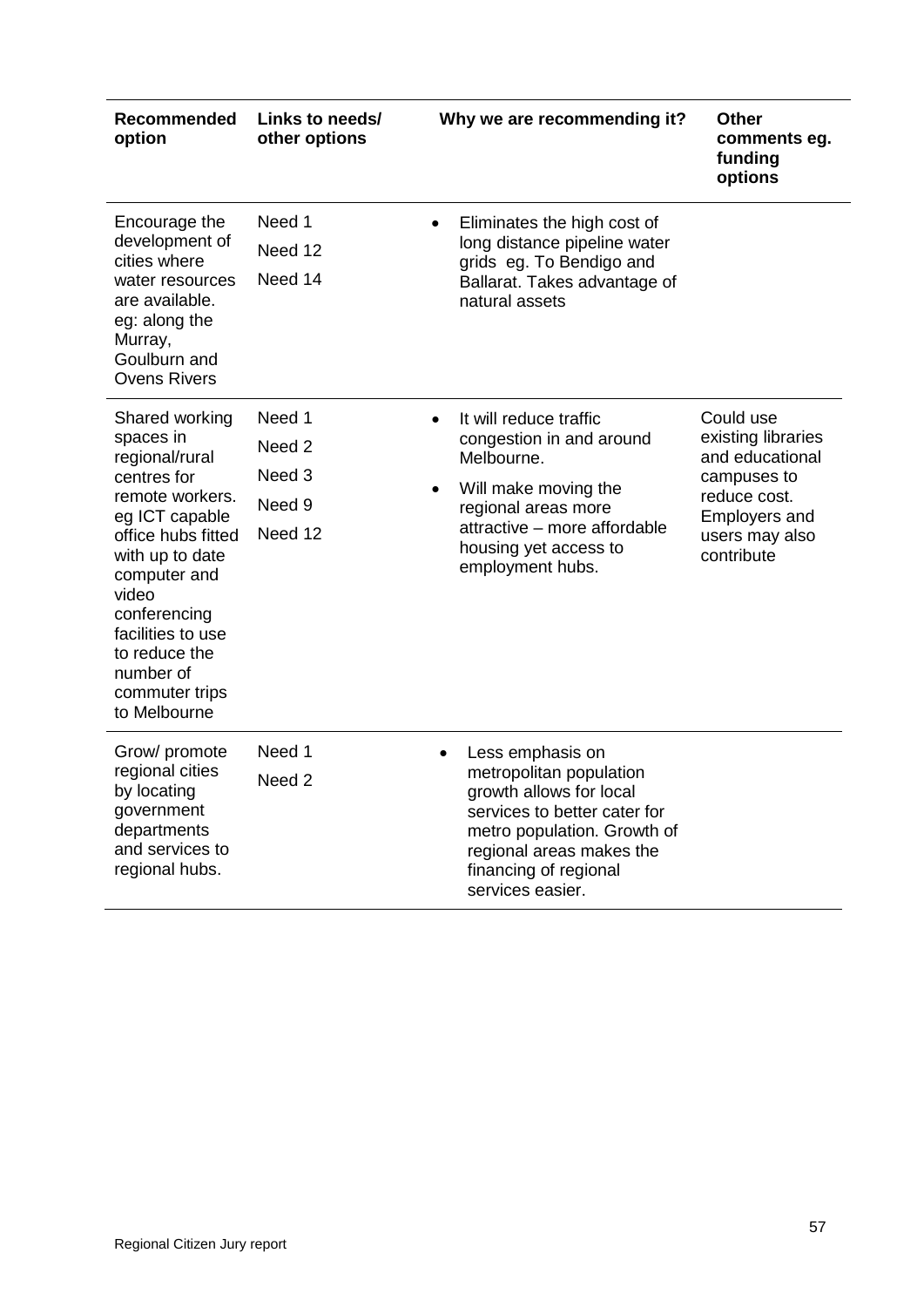| Recommended option | Links to needs/ other options | Why we are recommending it? | Other comments eg. funding options |
|---|---|---|---|
| Encourage the development of cities where water resources are available. eg: along the Murray, Goulburn and Ovens Rivers | Need 1<br>Need 12<br>Need 14 | • Eliminates the high cost of long distance pipeline water grids eg. To Bendigo and Ballarat. Takes advantage of natural assets | |
| Shared working spaces in regional/rural centres for remote workers. eg ICT capable office hubs fitted with up to date computer and video conferencing facilities to use to reduce the number of commuter trips to Melbourne | Need 1<br>Need 2<br>Need 3<br>Need 9<br>Need 12 | • It will reduce traffic congestion in and around Melbourne.<br>• Will make moving the regional areas more attractive – more affordable housing yet access to employment hubs. | Could use existing libraries and educational campuses to reduce cost. Employers and users may also contribute |
| Grow/ promote regional cities by locating government departments and services to regional hubs. | Need 1<br>Need 2 | • Less emphasis on metropolitan population growth allows for local services to better cater for metro population. Growth of regional areas makes the financing of regional services easier. | |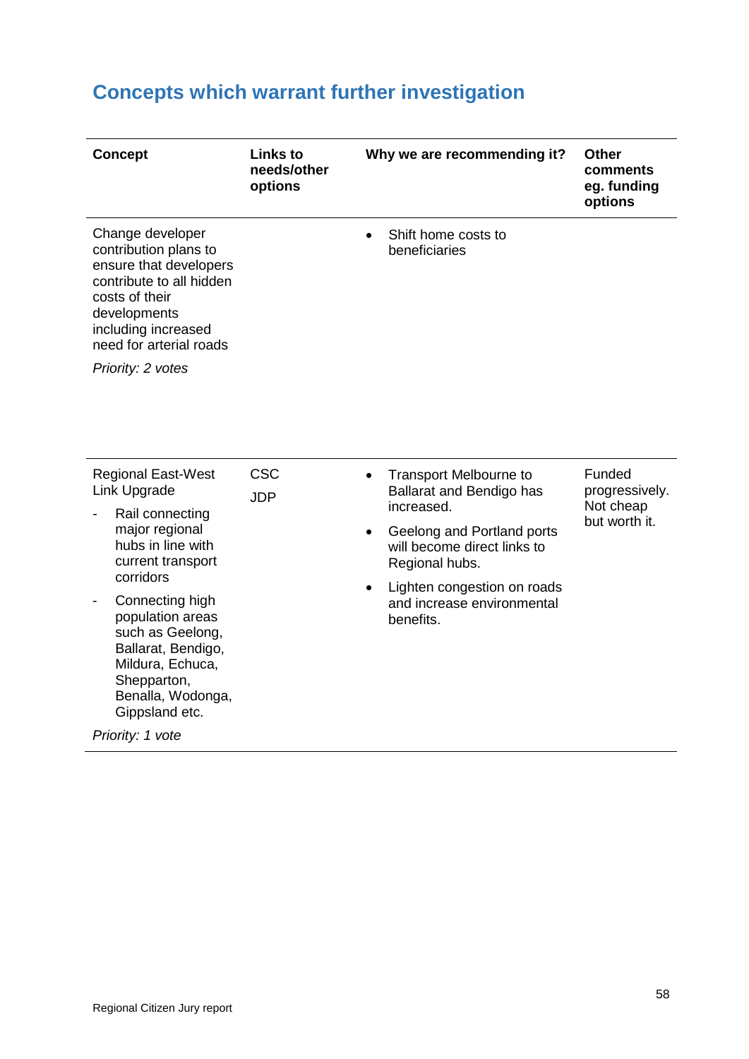## Concepts which warrant further investigation

| Concept | Links to needs/other options | Why we are recommending it? | Other comments eg. funding options |
|---|---|---|---|
| Change developer contribution plans to ensure that developers contribute to all hidden costs of their developments including increased need for arterial roads<br><br>*Priority: 2 votes* | | • Shift home costs to beneficiaries | |
| Regional East-West Link Upgrade<br>- Rail connecting major regional hubs in line with current transport corridors<br>- Connecting high population areas such as Geelong, Ballarat, Bendigo, Mildura, Echuca, Shepparton, Benalla, Wodonga, Gippsland etc.<br><br>*Priority: 1 vote* | CSC<br>JDP | • Transport Melbourne to Ballarat and Bendigo has increased.<br>• Geelong and Portland ports will become direct links to Regional hubs.<br>• Lighten congestion on roads and increase environmental benefits. | Funded progressively. Not cheap but worth it. |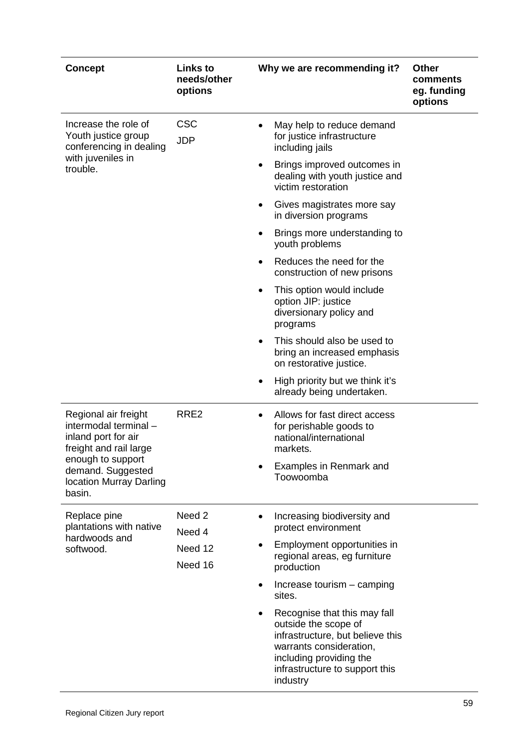| Concept | Links to needs/other options | Why we are recommending it? | Other comments eg. funding options |
|---|---|---|---|
| Increase the role of Youth justice group conferencing in dealing with juveniles in trouble. | CSC<br>JDP | • May help to reduce demand for justice infrastructure including jails<br>• Brings improved outcomes in dealing with youth justice and victim restoration<br>• Gives magistrates more say in diversion programs<br>• Brings more understanding to youth problems<br>• Reduces the need for the construction of new prisons<br>• This option would include option JIP: justice diversionary policy and programs<br>• This should also be used to bring an increased emphasis on restorative justice.<br>• High priority but we think it's already being undertaken. | |
| Regional air freight intermodal terminal – inland port for air freight and rail large enough to support demand. Suggested location Murray Darling basin. | RRE2 | • Allows for fast direct access for perishable goods to national/international markets.<br>• Examples in Renmark and Toowoomba | |
| Replace pine plantations with native hardwoods and softwood. | Need 2<br>Need 4<br>Need 12<br>Need 16 | • Increasing biodiversity and protect environment<br>• Employment opportunities in regional areas, eg furniture production<br>• Increase tourism – camping sites.<br>• Recognise that this may fall outside the scope of infrastructure, but believe this warrants consideration, including providing the infrastructure to support this industry | |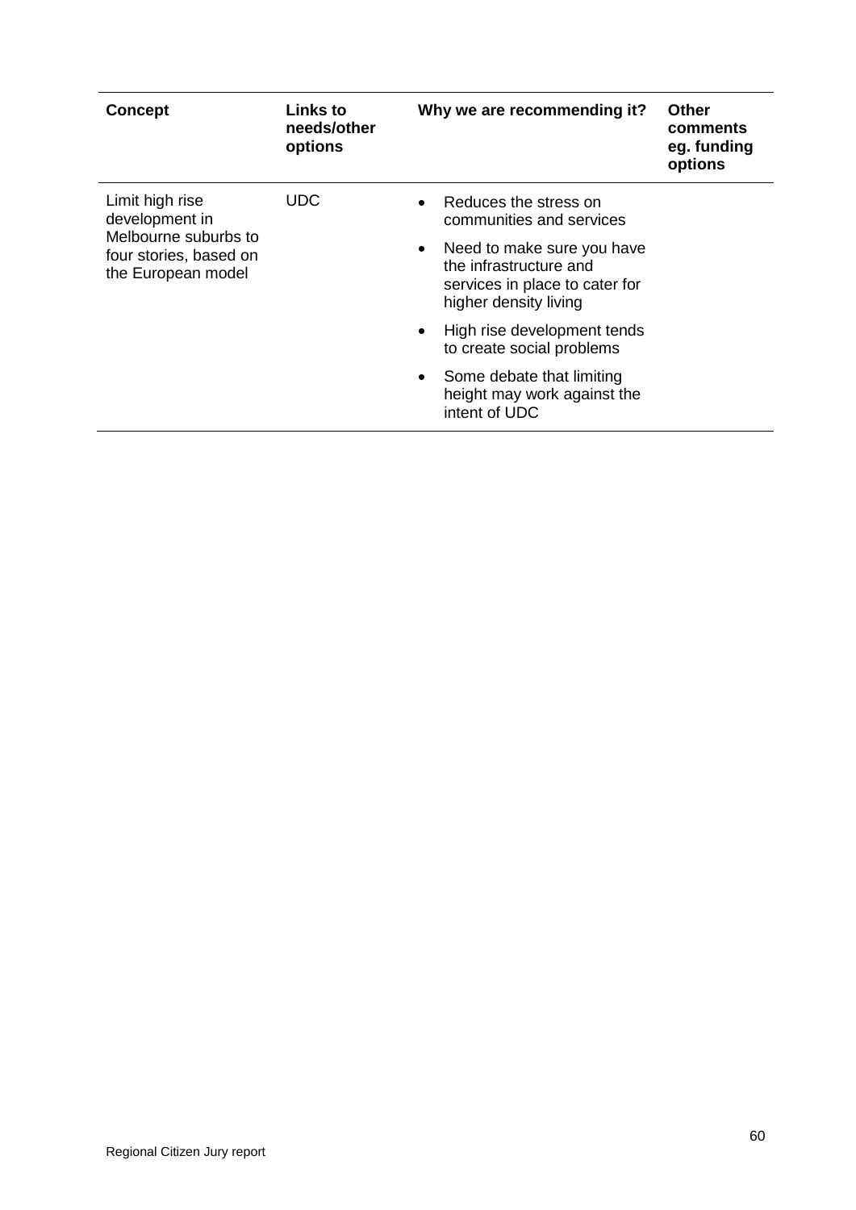| Concept | Links to needs/other options | Why we are recommending it? | Other comments eg. funding options |
|---|---|---|---|
| Limit high rise development in Melbourne suburbs to four stories, based on the European model | UDC | • Reduces the stress on communities and services<br>• Need to make sure you have the infrastructure and services in place to cater for higher density living<br>• High rise development tends to create social problems<br>• Some debate that limiting height may work against the intent of UDC | |